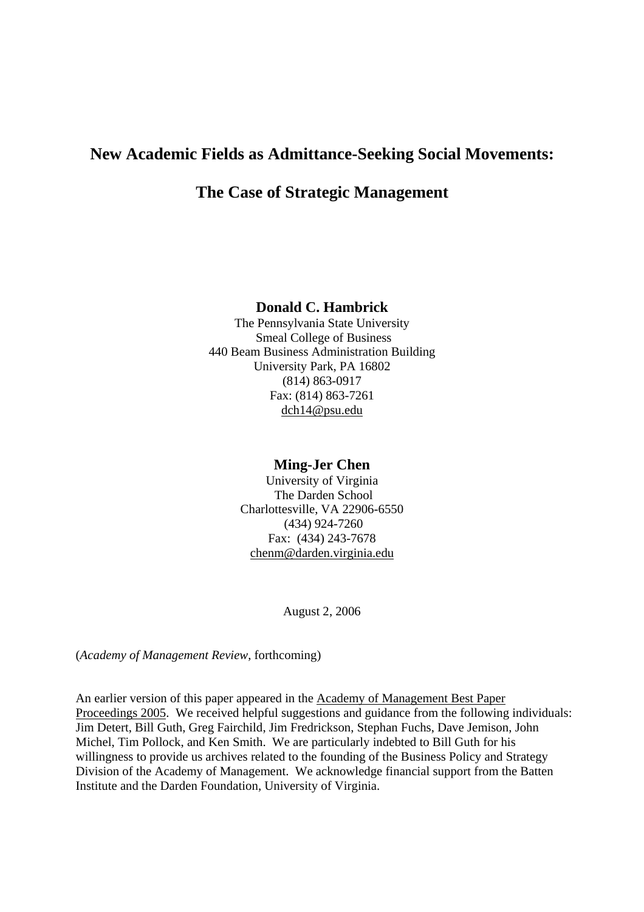# New Academic Fields as Admittance-Seeking Social Movements:

# The Case of Strategic Management

**Donald C. Hambrick**
The Pennsylvania State University
Smeal College of Business
440 Beam Business Administration Building
University Park, PA 16802
(814) 863-0917
Fax: (814) 863-7261
dch14@psu.edu

**Ming-Jer Chen**
University of Virginia
The Darden School
Charlottesville, VA 22906-6550
(434) 924-7260
Fax: (434) 243-7678
chenm@darden.virginia.edu

August 2, 2006

(*Academy of Management Review*, forthcoming)

An earlier version of this paper appeared in the Academy of Management Best Paper Proceedings 2005. We received helpful suggestions and guidance from the following individuals: Jim Detert, Bill Guth, Greg Fairchild, Jim Fredrickson, Stephan Fuchs, Dave Jemison, John Michel, Tim Pollock, and Ken Smith. We are particularly indebted to Bill Guth for his willingness to provide us archives related to the founding of the Business Policy and Strategy Division of the Academy of Management. We acknowledge financial support from the Batten Institute and the Darden Foundation, University of Virginia.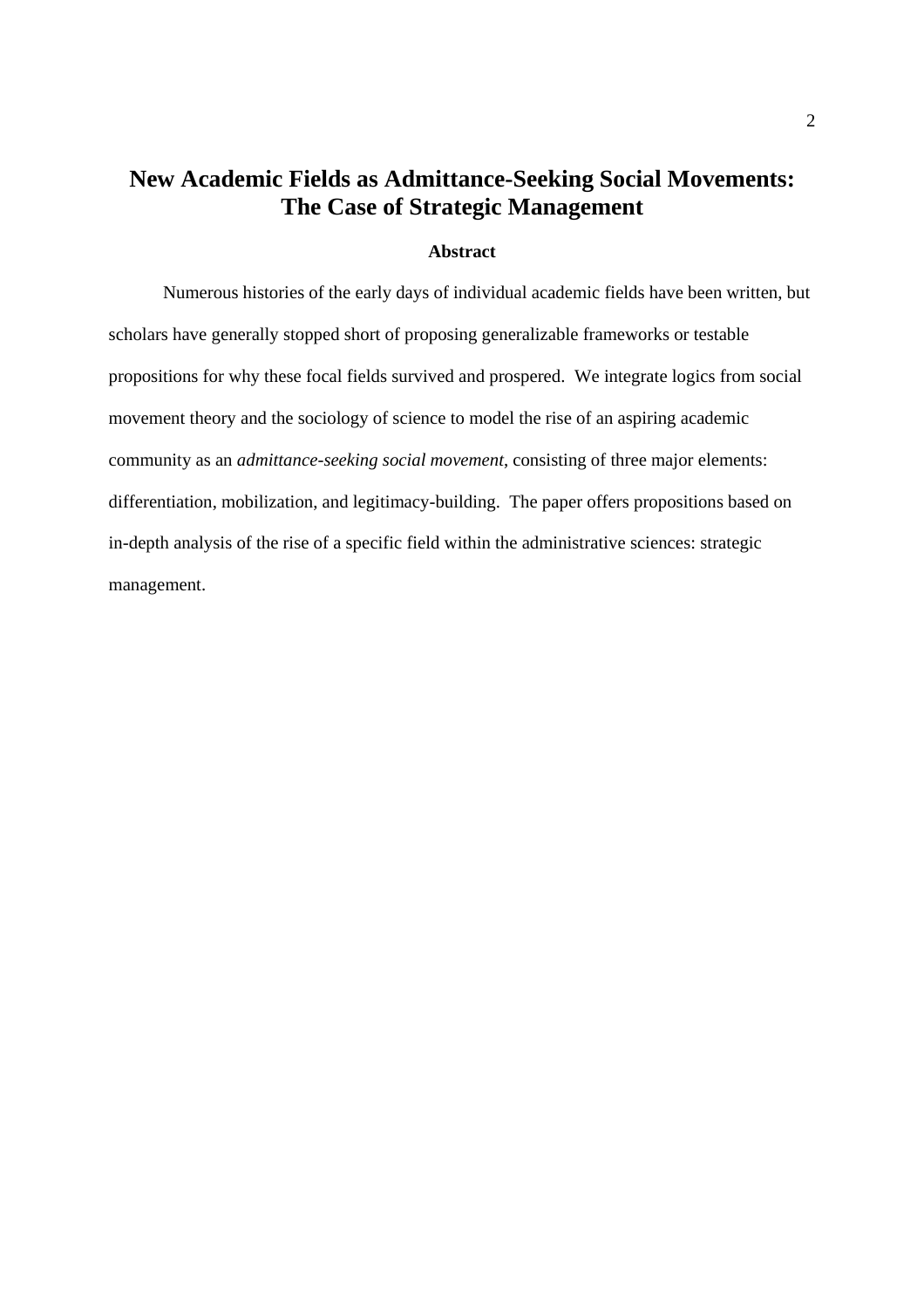# New Academic Fields as Admittance-Seeking Social Movements: The Case of Strategic Management

### Abstract

Numerous histories of the early days of individual academic fields have been written, but scholars have generally stopped short of proposing generalizable frameworks or testable propositions for why these focal fields survived and prospered. We integrate logics from social movement theory and the sociology of science to model the rise of an aspiring academic community as an *admittance-seeking social movement*, consisting of three major elements: differentiation, mobilization, and legitimacy-building. The paper offers propositions based on in-depth analysis of the rise of a specific field within the administrative sciences: strategic management.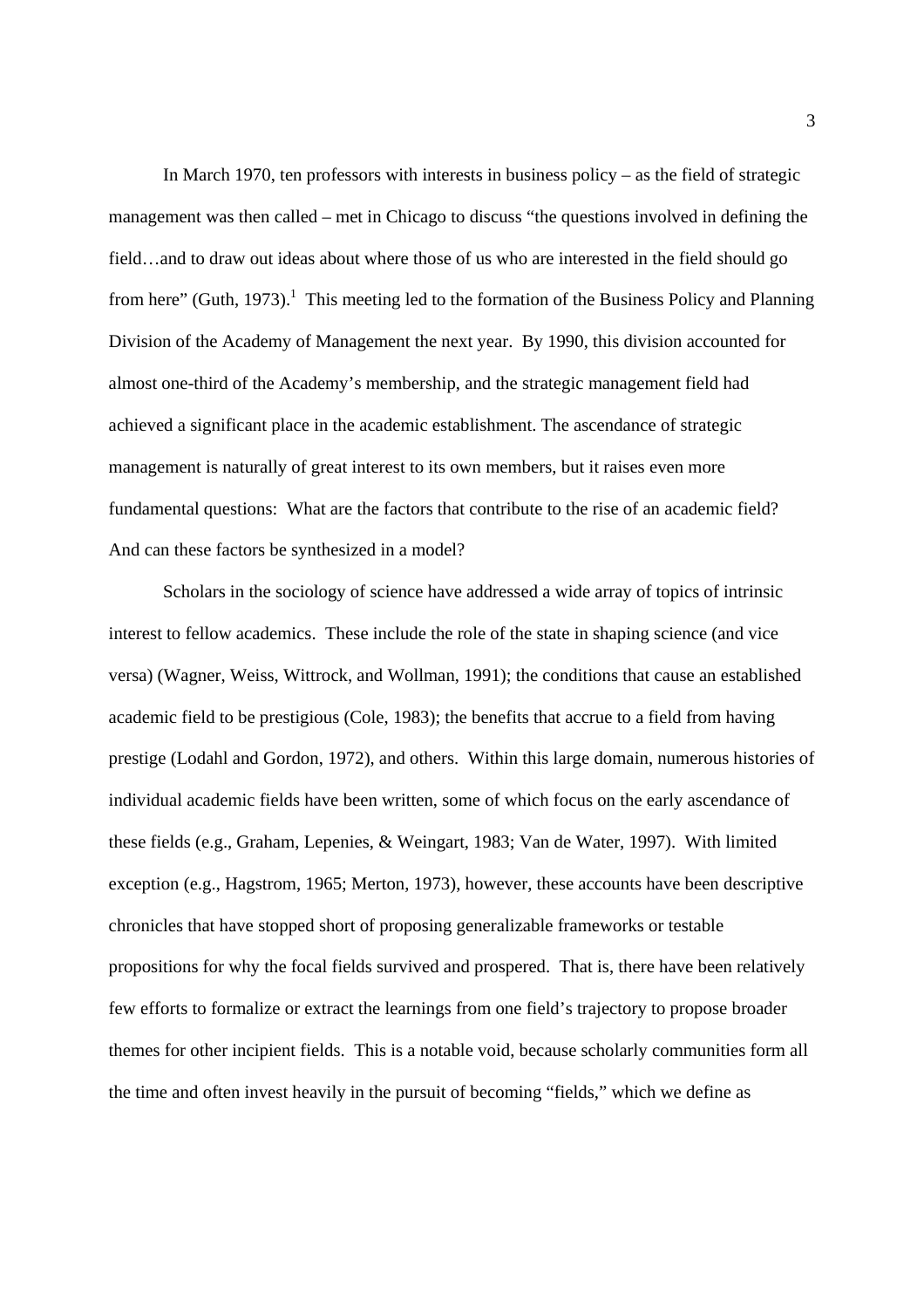In March 1970, ten professors with interests in business policy – as the field of strategic management was then called – met in Chicago to discuss "the questions involved in defining the field…and to draw out ideas about where those of us who are interested in the field should go from here" (Guth, 1973).[1] This meeting led to the formation of the Business Policy and Planning Division of the Academy of Management the next year. By 1990, this division accounted for almost one-third of the Academy's membership, and the strategic management field had achieved a significant place in the academic establishment. The ascendance of strategic management is naturally of great interest to its own members, but it raises even more fundamental questions: What are the factors that contribute to the rise of an academic field? And can these factors be synthesized in a model?

Scholars in the sociology of science have addressed a wide array of topics of intrinsic interest to fellow academics. These include the role of the state in shaping science (and vice versa) (Wagner, Weiss, Wittrock, and Wollman, 1991); the conditions that cause an established academic field to be prestigious (Cole, 1983); the benefits that accrue to a field from having prestige (Lodahl and Gordon, 1972), and others. Within this large domain, numerous histories of individual academic fields have been written, some of which focus on the early ascendance of these fields (e.g., Graham, Lepenies, & Weingart, 1983; Van de Water, 1997). With limited exception (e.g., Hagstrom, 1965; Merton, 1973), however, these accounts have been descriptive chronicles that have stopped short of proposing generalizable frameworks or testable propositions for why the focal fields survived and prospered. That is, there have been relatively few efforts to formalize or extract the learnings from one field's trajectory to propose broader themes for other incipient fields. This is a notable void, because scholarly communities form all the time and often invest heavily in the pursuit of becoming "fields," which we define as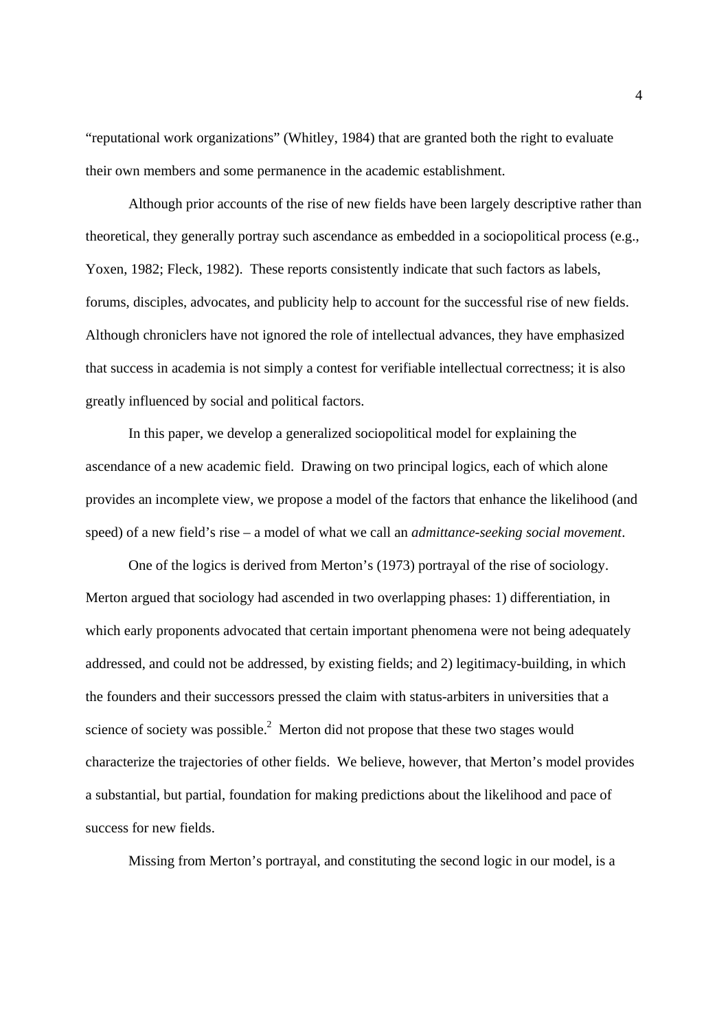"reputational work organizations" (Whitley, 1984) that are granted both the right to evaluate their own members and some permanence in the academic establishment.

Although prior accounts of the rise of new fields have been largely descriptive rather than theoretical, they generally portray such ascendance as embedded in a sociopolitical process (e.g., Yoxen, 1982; Fleck, 1982). These reports consistently indicate that such factors as labels, forums, disciples, advocates, and publicity help to account for the successful rise of new fields. Although chroniclers have not ignored the role of intellectual advances, they have emphasized that success in academia is not simply a contest for verifiable intellectual correctness; it is also greatly influenced by social and political factors.

In this paper, we develop a generalized sociopolitical model for explaining the ascendance of a new academic field. Drawing on two principal logics, each of which alone provides an incomplete view, we propose a model of the factors that enhance the likelihood (and speed) of a new field's rise – a model of what we call an *admittance-seeking social movement*.

One of the logics is derived from Merton's (1973) portrayal of the rise of sociology. Merton argued that sociology had ascended in two overlapping phases: 1) differentiation, in which early proponents advocated that certain important phenomena were not being adequately addressed, and could not be addressed, by existing fields; and 2) legitimacy-building, in which the founders and their successors pressed the claim with status-arbiters in universities that a science of society was possible.[2] Merton did not propose that these two stages would characterize the trajectories of other fields. We believe, however, that Merton's model provides a substantial, but partial, foundation for making predictions about the likelihood and pace of success for new fields.

Missing from Merton's portrayal, and constituting the second logic in our model, is a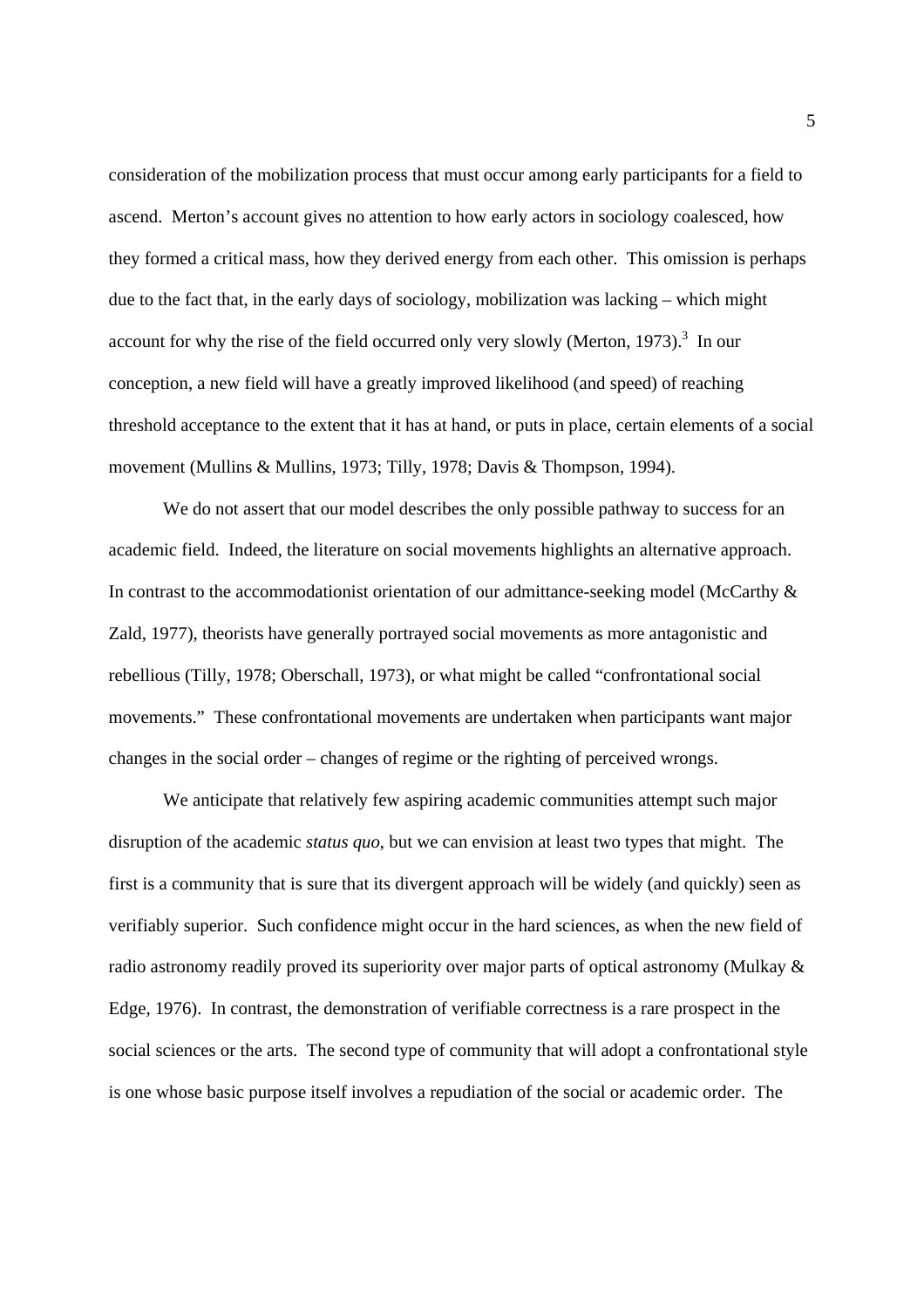consideration of the mobilization process that must occur among early participants for a field to ascend. Merton's account gives no attention to how early actors in sociology coalesced, how they formed a critical mass, how they derived energy from each other. This omission is perhaps due to the fact that, in the early days of sociology, mobilization was lacking – which might account for why the rise of the field occurred only very slowly (Merton, 1973).[3] In our conception, a new field will have a greatly improved likelihood (and speed) of reaching threshold acceptance to the extent that it has at hand, or puts in place, certain elements of a social movement (Mullins & Mullins, 1973; Tilly, 1978; Davis & Thompson, 1994).

We do not assert that our model describes the only possible pathway to success for an academic field. Indeed, the literature on social movements highlights an alternative approach. In contrast to the accommodationist orientation of our admittance-seeking model (McCarthy & Zald, 1977), theorists have generally portrayed social movements as more antagonistic and rebellious (Tilly, 1978; Oberschall, 1973), or what might be called "confrontational social movements." These confrontational movements are undertaken when participants want major changes in the social order – changes of regime or the righting of perceived wrongs.

We anticipate that relatively few aspiring academic communities attempt such major disruption of the academic *status quo*, but we can envision at least two types that might. The first is a community that is sure that its divergent approach will be widely (and quickly) seen as verifiably superior. Such confidence might occur in the hard sciences, as when the new field of radio astronomy readily proved its superiority over major parts of optical astronomy (Mulkay & Edge, 1976). In contrast, the demonstration of verifiable correctness is a rare prospect in the social sciences or the arts. The second type of community that will adopt a confrontational style is one whose basic purpose itself involves a repudiation of the social or academic order. The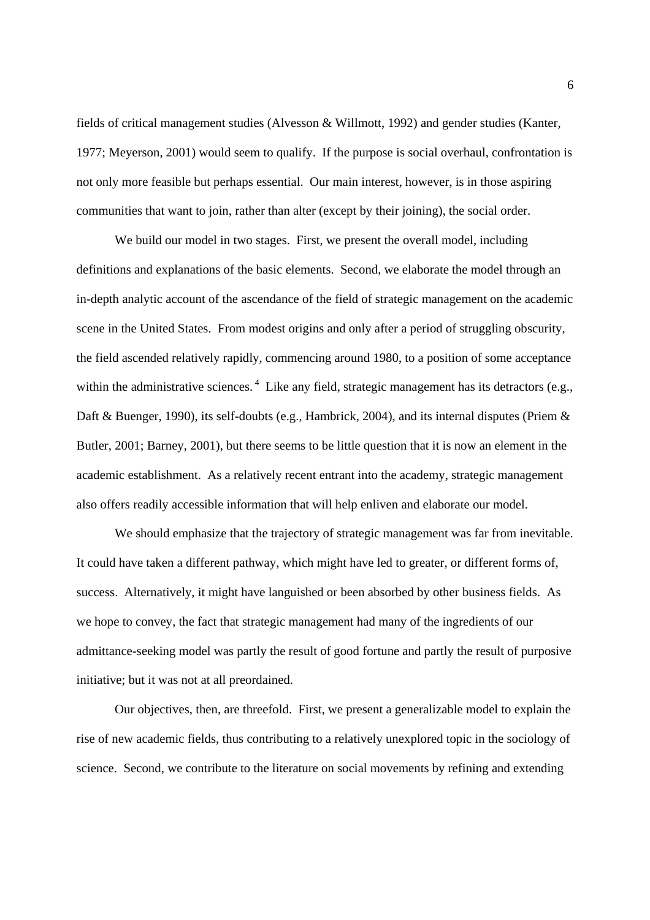fields of critical management studies (Alvesson & Willmott, 1992) and gender studies (Kanter, 1977; Meyerson, 2001) would seem to qualify. If the purpose is social overhaul, confrontation is not only more feasible but perhaps essential. Our main interest, however, is in those aspiring communities that want to join, rather than alter (except by their joining), the social order.

We build our model in two stages. First, we present the overall model, including definitions and explanations of the basic elements. Second, we elaborate the model through an in-depth analytic account of the ascendance of the field of strategic management on the academic scene in the United States. From modest origins and only after a period of struggling obscurity, the field ascended relatively rapidly, commencing around 1980, to a position of some acceptance within the administrative sciences. [4] Like any field, strategic management has its detractors (e.g., Daft & Buenger, 1990), its self-doubts (e.g., Hambrick, 2004), and its internal disputes (Priem & Butler, 2001; Barney, 2001), but there seems to be little question that it is now an element in the academic establishment. As a relatively recent entrant into the academy, strategic management also offers readily accessible information that will help enliven and elaborate our model.

We should emphasize that the trajectory of strategic management was far from inevitable. It could have taken a different pathway, which might have led to greater, or different forms of, success. Alternatively, it might have languished or been absorbed by other business fields. As we hope to convey, the fact that strategic management had many of the ingredients of our admittance-seeking model was partly the result of good fortune and partly the result of purposive initiative; but it was not at all preordained.

Our objectives, then, are threefold. First, we present a generalizable model to explain the rise of new academic fields, thus contributing to a relatively unexplored topic in the sociology of science. Second, we contribute to the literature on social movements by refining and extending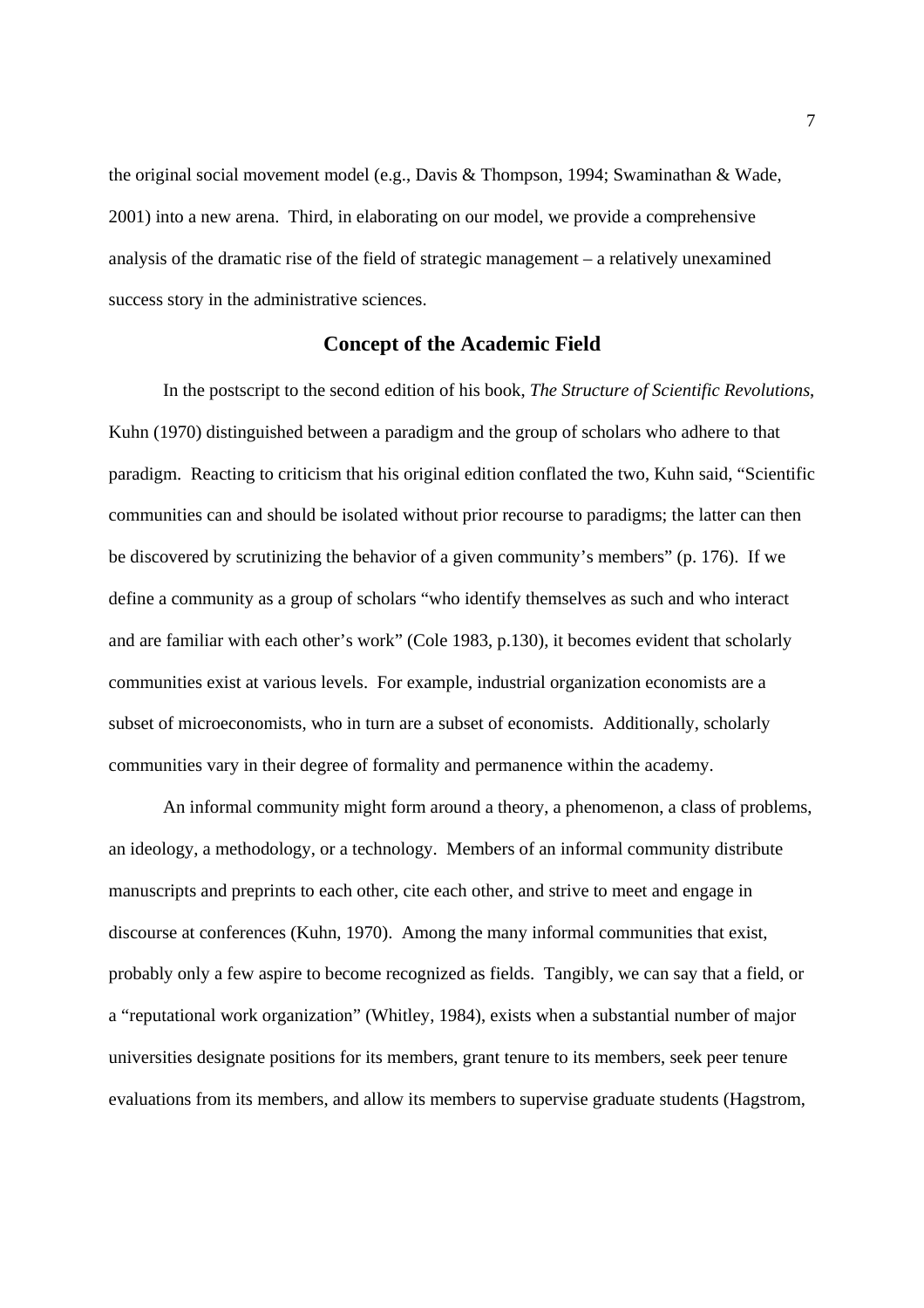the original social movement model (e.g., Davis & Thompson, 1994; Swaminathan & Wade, 2001) into a new arena. Third, in elaborating on our model, we provide a comprehensive analysis of the dramatic rise of the field of strategic management – a relatively unexamined success story in the administrative sciences.

## Concept of the Academic Field

In the postscript to the second edition of his book, *The Structure of Scientific Revolutions,* Kuhn (1970) distinguished between a paradigm and the group of scholars who adhere to that paradigm. Reacting to criticism that his original edition conflated the two, Kuhn said, "Scientific communities can and should be isolated without prior recourse to paradigms; the latter can then be discovered by scrutinizing the behavior of a given community's members" (p. 176). If we define a community as a group of scholars "who identify themselves as such and who interact and are familiar with each other's work" (Cole 1983, p.130), it becomes evident that scholarly communities exist at various levels. For example, industrial organization economists are a subset of microeconomists, who in turn are a subset of economists. Additionally, scholarly communities vary in their degree of formality and permanence within the academy.

An informal community might form around a theory, a phenomenon, a class of problems, an ideology, a methodology, or a technology. Members of an informal community distribute manuscripts and preprints to each other, cite each other, and strive to meet and engage in discourse at conferences (Kuhn, 1970). Among the many informal communities that exist, probably only a few aspire to become recognized as fields. Tangibly, we can say that a field, or a "reputational work organization" (Whitley, 1984), exists when a substantial number of major universities designate positions for its members, grant tenure to its members, seek peer tenure evaluations from its members, and allow its members to supervise graduate students (Hagstrom,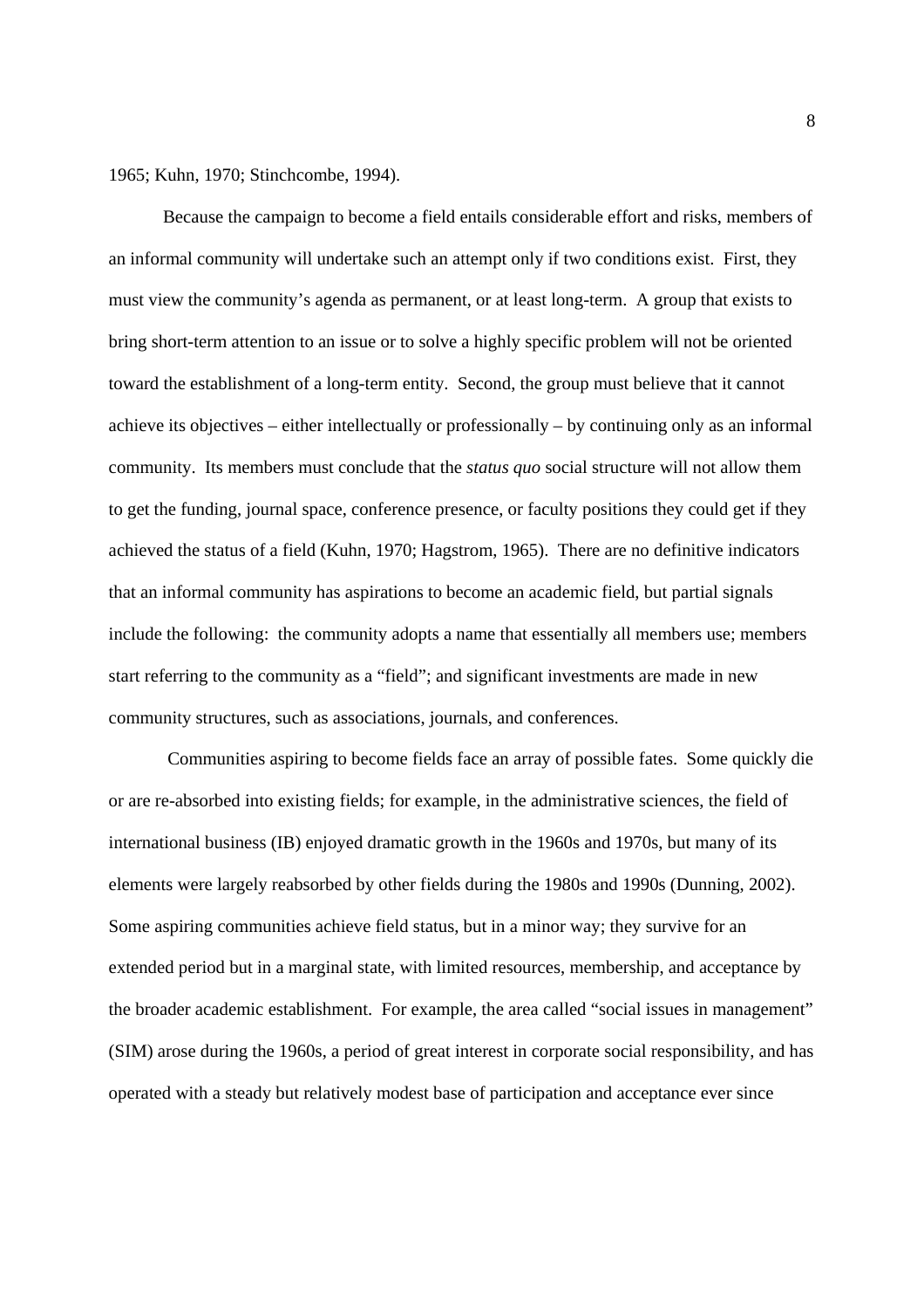1965; Kuhn, 1970; Stinchcombe, 1994).

Because the campaign to become a field entails considerable effort and risks, members of an informal community will undertake such an attempt only if two conditions exist. First, they must view the community's agenda as permanent, or at least long-term. A group that exists to bring short-term attention to an issue or to solve a highly specific problem will not be oriented toward the establishment of a long-term entity. Second, the group must believe that it cannot achieve its objectives – either intellectually or professionally – by continuing only as an informal community. Its members must conclude that the *status quo* social structure will not allow them to get the funding, journal space, conference presence, or faculty positions they could get if they achieved the status of a field (Kuhn, 1970; Hagstrom, 1965). There are no definitive indicators that an informal community has aspirations to become an academic field, but partial signals include the following: the community adopts a name that essentially all members use; members start referring to the community as a "field"; and significant investments are made in new community structures, such as associations, journals, and conferences.

Communities aspiring to become fields face an array of possible fates. Some quickly die or are re-absorbed into existing fields; for example, in the administrative sciences, the field of international business (IB) enjoyed dramatic growth in the 1960s and 1970s, but many of its elements were largely reabsorbed by other fields during the 1980s and 1990s (Dunning, 2002). Some aspiring communities achieve field status, but in a minor way; they survive for an extended period but in a marginal state, with limited resources, membership, and acceptance by the broader academic establishment. For example, the area called "social issues in management" (SIM) arose during the 1960s, a period of great interest in corporate social responsibility, and has operated with a steady but relatively modest base of participation and acceptance ever since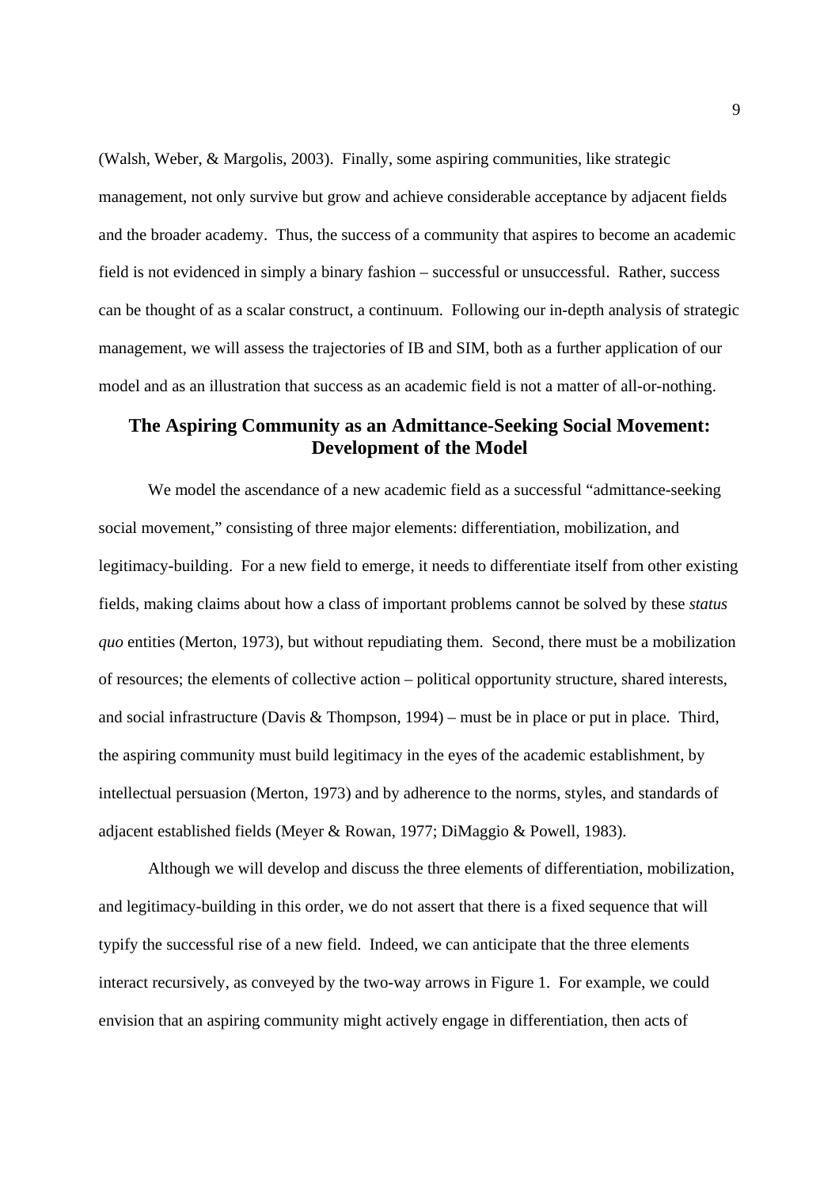(Walsh, Weber, & Margolis, 2003). Finally, some aspiring communities, like strategic management, not only survive but grow and achieve considerable acceptance by adjacent fields and the broader academy. Thus, the success of a community that aspires to become an academic field is not evidenced in simply a binary fashion – successful or unsuccessful. Rather, success can be thought of as a scalar construct, a continuum. Following our in-depth analysis of strategic management, we will assess the trajectories of IB and SIM, both as a further application of our model and as an illustration that success as an academic field is not a matter of all-or-nothing.

## The Aspiring Community as an Admittance-Seeking Social Movement: Development of the Model

We model the ascendance of a new academic field as a successful "admittance-seeking social movement," consisting of three major elements: differentiation, mobilization, and legitimacy-building. For a new field to emerge, it needs to differentiate itself from other existing fields, making claims about how a class of important problems cannot be solved by these *status quo* entities (Merton, 1973), but without repudiating them. Second, there must be a mobilization of resources; the elements of collective action – political opportunity structure, shared interests, and social infrastructure (Davis & Thompson, 1994) – must be in place or put in place. Third, the aspiring community must build legitimacy in the eyes of the academic establishment, by intellectual persuasion (Merton, 1973) and by adherence to the norms, styles, and standards of adjacent established fields (Meyer & Rowan, 1977; DiMaggio & Powell, 1983).

Although we will develop and discuss the three elements of differentiation, mobilization, and legitimacy-building in this order, we do not assert that there is a fixed sequence that will typify the successful rise of a new field. Indeed, we can anticipate that the three elements interact recursively, as conveyed by the two-way arrows in Figure 1. For example, we could envision that an aspiring community might actively engage in differentiation, then acts of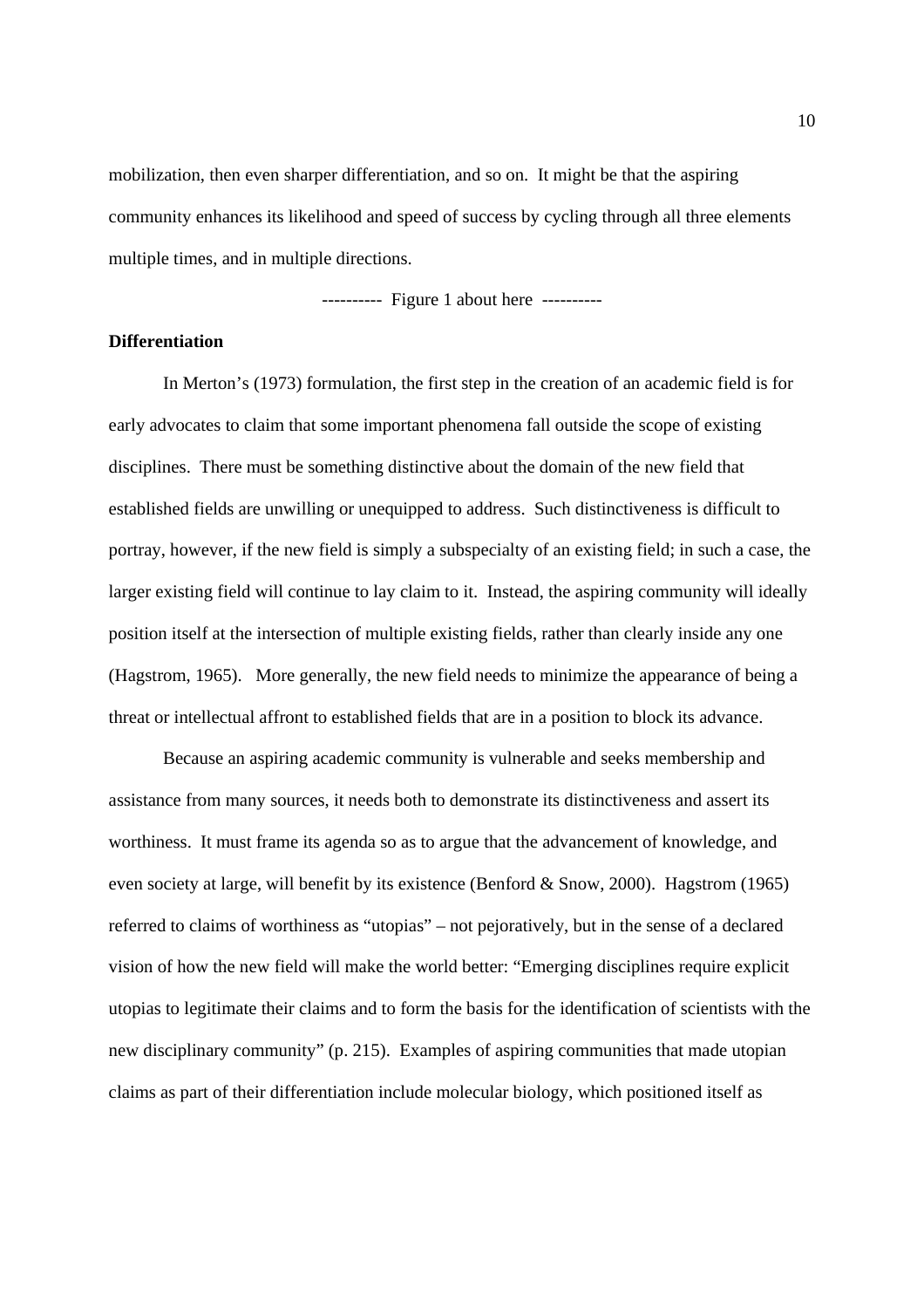mobilization, then even sharper differentiation, and so on. It might be that the aspiring community enhances its likelihood and speed of success by cycling through all three elements multiple times, and in multiple directions.

---------- Figure 1 about here ----------

**Differentiation**

In Merton's (1973) formulation, the first step in the creation of an academic field is for early advocates to claim that some important phenomena fall outside the scope of existing disciplines. There must be something distinctive about the domain of the new field that established fields are unwilling or unequipped to address. Such distinctiveness is difficult to portray, however, if the new field is simply a subspecialty of an existing field; in such a case, the larger existing field will continue to lay claim to it. Instead, the aspiring community will ideally position itself at the intersection of multiple existing fields, rather than clearly inside any one (Hagstrom, 1965). More generally, the new field needs to minimize the appearance of being a threat or intellectual affront to established fields that are in a position to block its advance.

Because an aspiring academic community is vulnerable and seeks membership and assistance from many sources, it needs both to demonstrate its distinctiveness and assert its worthiness. It must frame its agenda so as to argue that the advancement of knowledge, and even society at large, will benefit by its existence (Benford & Snow, 2000). Hagstrom (1965) referred to claims of worthiness as "utopias" – not pejoratively, but in the sense of a declared vision of how the new field will make the world better: "Emerging disciplines require explicit utopias to legitimate their claims and to form the basis for the identification of scientists with the new disciplinary community" (p. 215). Examples of aspiring communities that made utopian claims as part of their differentiation include molecular biology, which positioned itself as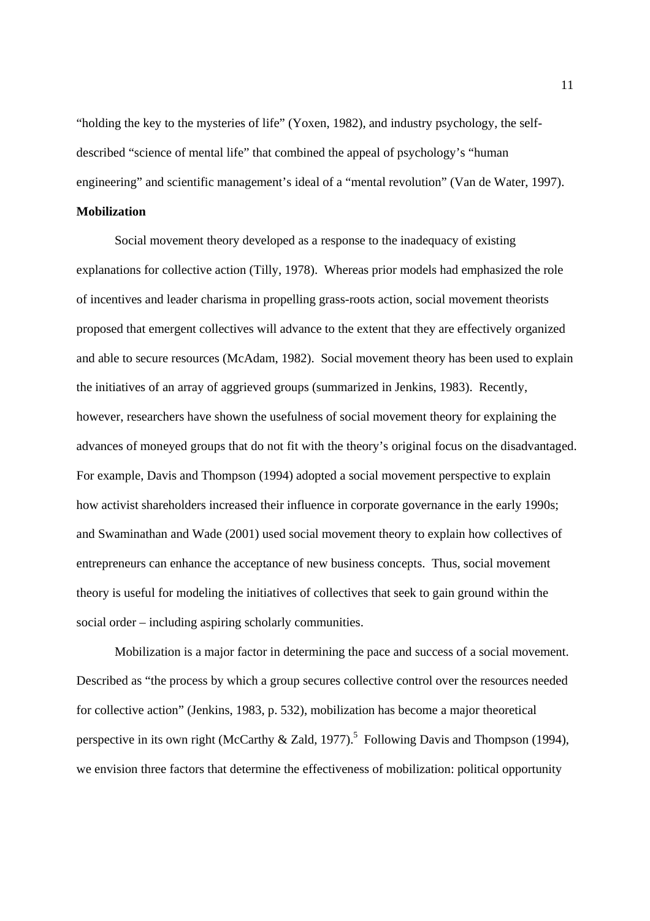"holding the key to the mysteries of life" (Yoxen, 1982), and industry psychology, the self-described "science of mental life" that combined the appeal of psychology's "human engineering" and scientific management's ideal of a "mental revolution" (Van de Water, 1997).

**Mobilization**

Social movement theory developed as a response to the inadequacy of existing explanations for collective action (Tilly, 1978). Whereas prior models had emphasized the role of incentives and leader charisma in propelling grass-roots action, social movement theorists proposed that emergent collectives will advance to the extent that they are effectively organized and able to secure resources (McAdam, 1982). Social movement theory has been used to explain the initiatives of an array of aggrieved groups (summarized in Jenkins, 1983). Recently, however, researchers have shown the usefulness of social movement theory for explaining the advances of moneyed groups that do not fit with the theory's original focus on the disadvantaged. For example, Davis and Thompson (1994) adopted a social movement perspective to explain how activist shareholders increased their influence in corporate governance in the early 1990s; and Swaminathan and Wade (2001) used social movement theory to explain how collectives of entrepreneurs can enhance the acceptance of new business concepts. Thus, social movement theory is useful for modeling the initiatives of collectives that seek to gain ground within the social order – including aspiring scholarly communities.

Mobilization is a major factor in determining the pace and success of a social movement. Described as "the process by which a group secures collective control over the resources needed for collective action" (Jenkins, 1983, p. 532), mobilization has become a major theoretical perspective in its own right (McCarthy & Zald, 1977).[5] Following Davis and Thompson (1994), we envision three factors that determine the effectiveness of mobilization: political opportunity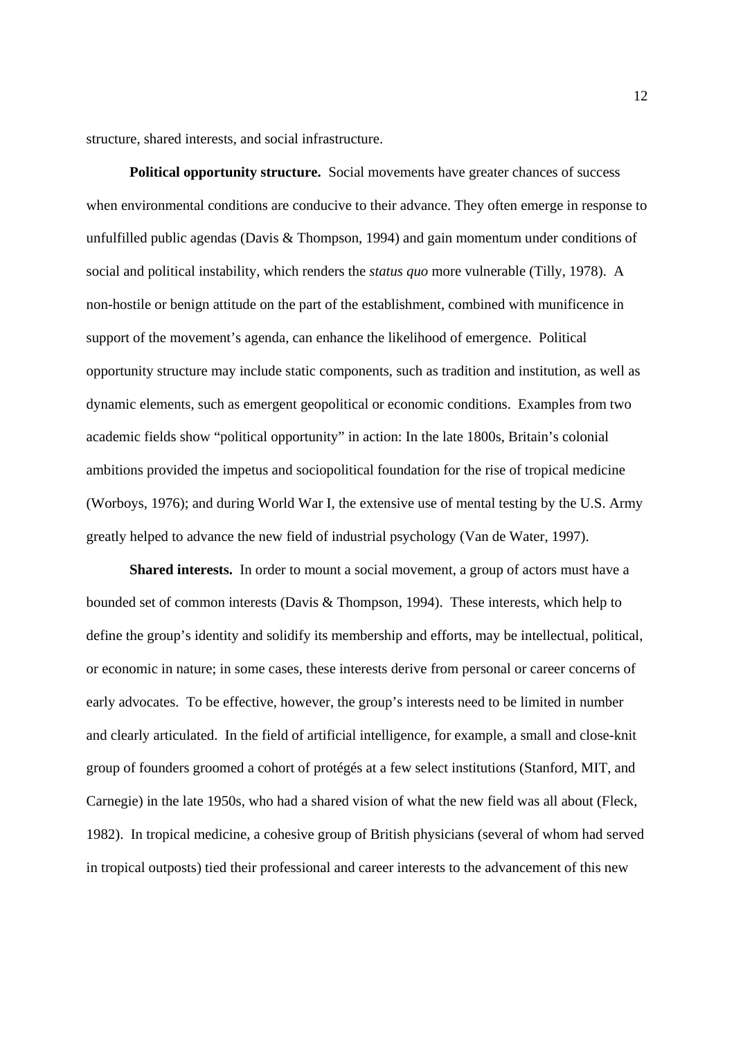structure, shared interests, and social infrastructure.

**Political opportunity structure.** Social movements have greater chances of success when environmental conditions are conducive to their advance. They often emerge in response to unfulfilled public agendas (Davis & Thompson, 1994) and gain momentum under conditions of social and political instability, which renders the *status quo* more vulnerable (Tilly, 1978). A non-hostile or benign attitude on the part of the establishment, combined with munificence in support of the movement's agenda, can enhance the likelihood of emergence. Political opportunity structure may include static components, such as tradition and institution, as well as dynamic elements, such as emergent geopolitical or economic conditions. Examples from two academic fields show "political opportunity" in action: In the late 1800s, Britain's colonial ambitions provided the impetus and sociopolitical foundation for the rise of tropical medicine (Worboys, 1976); and during World War I, the extensive use of mental testing by the U.S. Army greatly helped to advance the new field of industrial psychology (Van de Water, 1997).

**Shared interests.** In order to mount a social movement, a group of actors must have a bounded set of common interests (Davis & Thompson, 1994). These interests, which help to define the group's identity and solidify its membership and efforts, may be intellectual, political, or economic in nature; in some cases, these interests derive from personal or career concerns of early advocates. To be effective, however, the group's interests need to be limited in number and clearly articulated. In the field of artificial intelligence, for example, a small and close-knit group of founders groomed a cohort of protégés at a few select institutions (Stanford, MIT, and Carnegie) in the late 1950s, who had a shared vision of what the new field was all about (Fleck, 1982). In tropical medicine, a cohesive group of British physicians (several of whom had served in tropical outposts) tied their professional and career interests to the advancement of this new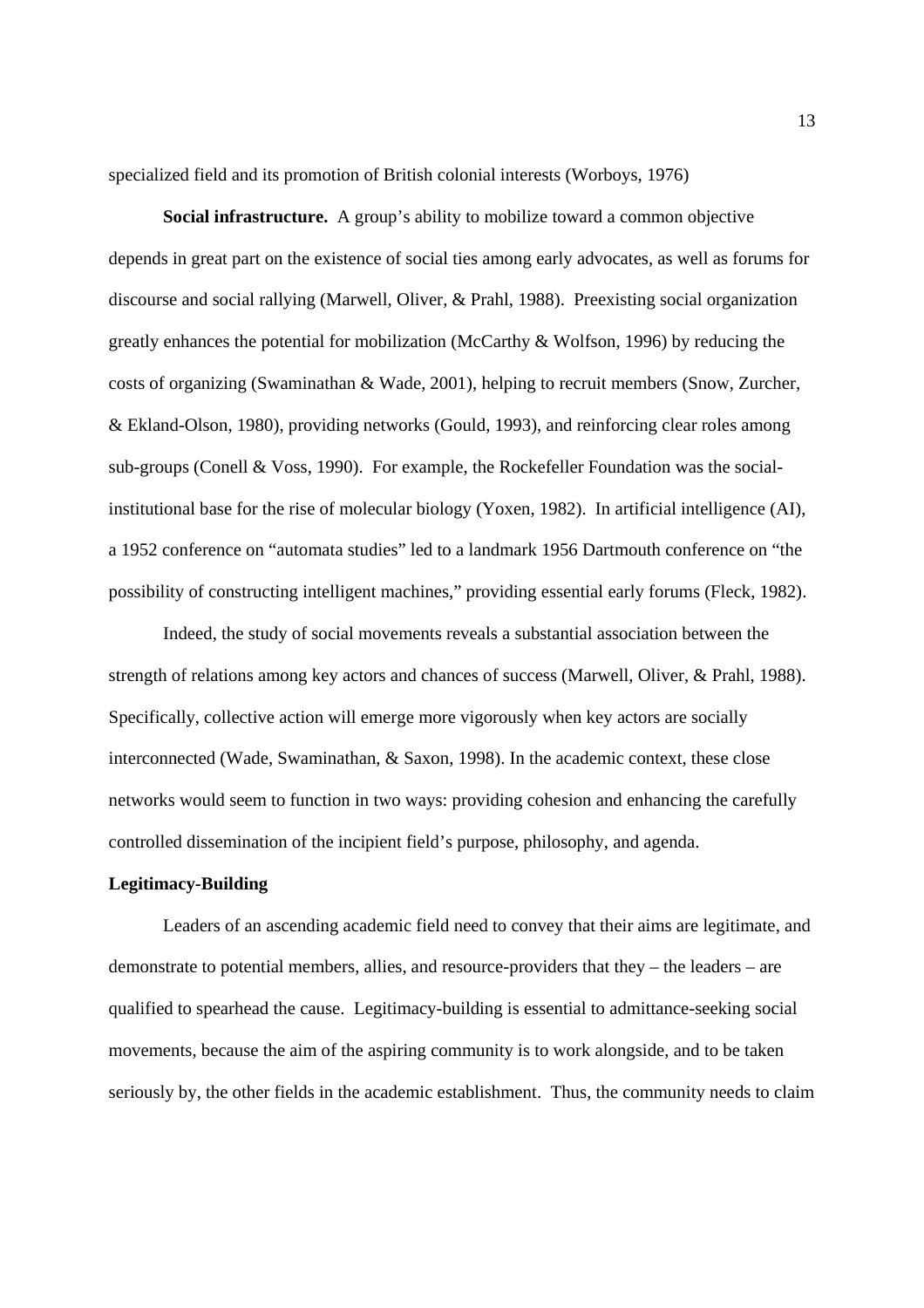specialized field and its promotion of British colonial interests (Worboys, 1976)

**Social infrastructure.** A group's ability to mobilize toward a common objective depends in great part on the existence of social ties among early advocates, as well as forums for discourse and social rallying (Marwell, Oliver, & Prahl, 1988). Preexisting social organization greatly enhances the potential for mobilization (McCarthy & Wolfson, 1996) by reducing the costs of organizing (Swaminathan & Wade, 2001), helping to recruit members (Snow, Zurcher, & Ekland-Olson, 1980), providing networks (Gould, 1993), and reinforcing clear roles among sub-groups (Conell & Voss, 1990). For example, the Rockefeller Foundation was the social-institutional base for the rise of molecular biology (Yoxen, 1982). In artificial intelligence (AI), a 1952 conference on "automata studies" led to a landmark 1956 Dartmouth conference on "the possibility of constructing intelligent machines," providing essential early forums (Fleck, 1982).

Indeed, the study of social movements reveals a substantial association between the strength of relations among key actors and chances of success (Marwell, Oliver, & Prahl, 1988). Specifically, collective action will emerge more vigorously when key actors are socially interconnected (Wade, Swaminathan, & Saxon, 1998). In the academic context, these close networks would seem to function in two ways: providing cohesion and enhancing the carefully controlled dissemination of the incipient field's purpose, philosophy, and agenda.

**Legitimacy-Building**

Leaders of an ascending academic field need to convey that their aims are legitimate, and demonstrate to potential members, allies, and resource-providers that they – the leaders – are qualified to spearhead the cause. Legitimacy-building is essential to admittance-seeking social movements, because the aim of the aspiring community is to work alongside, and to be taken seriously by, the other fields in the academic establishment. Thus, the community needs to claim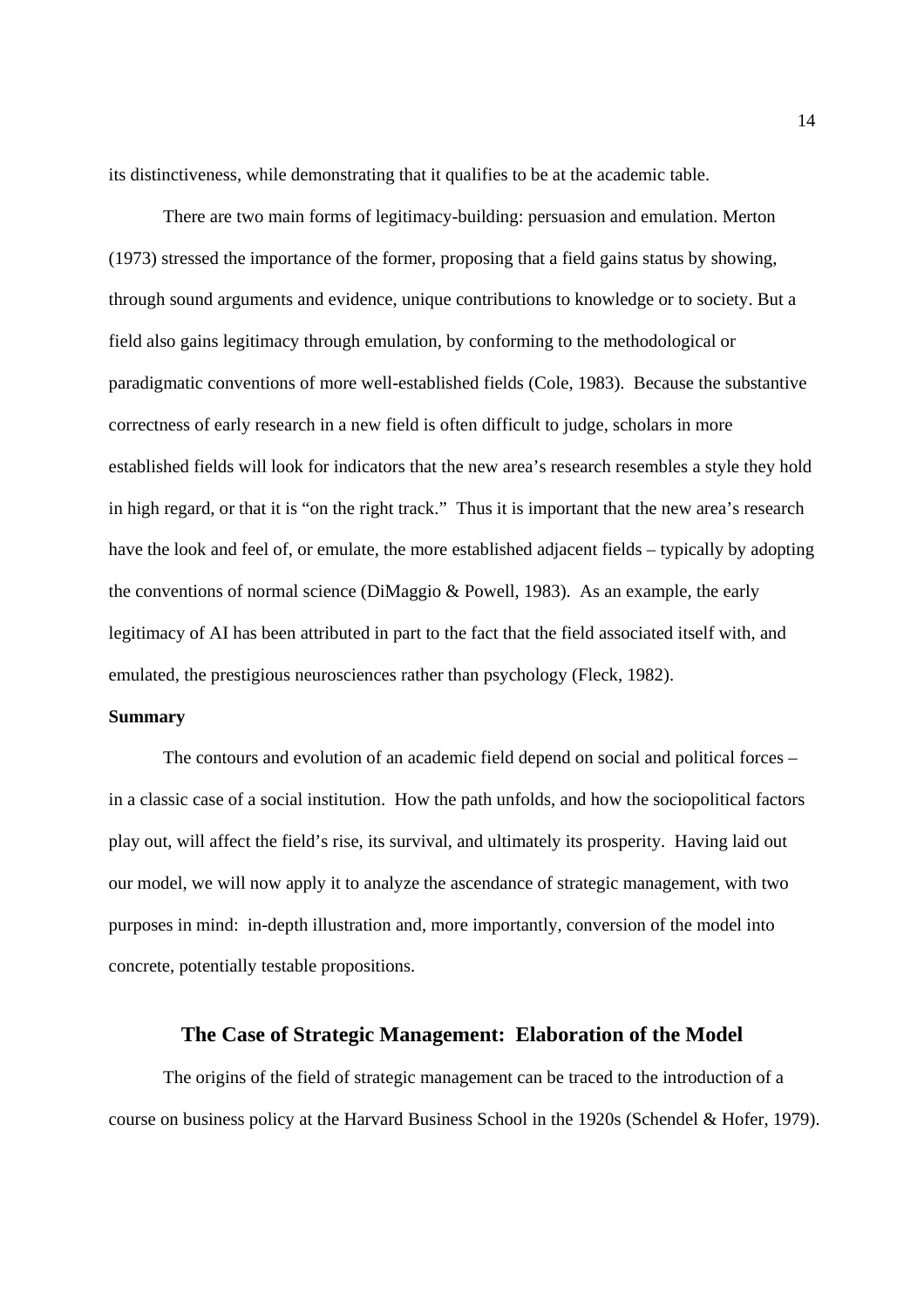its distinctiveness, while demonstrating that it qualifies to be at the academic table.

There are two main forms of legitimacy-building: persuasion and emulation. Merton (1973) stressed the importance of the former, proposing that a field gains status by showing, through sound arguments and evidence, unique contributions to knowledge or to society. But a field also gains legitimacy through emulation, by conforming to the methodological or paradigmatic conventions of more well-established fields (Cole, 1983). Because the substantive correctness of early research in a new field is often difficult to judge, scholars in more established fields will look for indicators that the new area's research resembles a style they hold in high regard, or that it is "on the right track." Thus it is important that the new area's research have the look and feel of, or emulate, the more established adjacent fields – typically by adopting the conventions of normal science (DiMaggio & Powell, 1983). As an example, the early legitimacy of AI has been attributed in part to the fact that the field associated itself with, and emulated, the prestigious neurosciences rather than psychology (Fleck, 1982).

**Summary**

The contours and evolution of an academic field depend on social and political forces – in a classic case of a social institution. How the path unfolds, and how the sociopolitical factors play out, will affect the field's rise, its survival, and ultimately its prosperity. Having laid out our model, we will now apply it to analyze the ascendance of strategic management, with two purposes in mind: in-depth illustration and, more importantly, conversion of the model into concrete, potentially testable propositions.

## The Case of Strategic Management: Elaboration of the Model

The origins of the field of strategic management can be traced to the introduction of a course on business policy at the Harvard Business School in the 1920s (Schendel & Hofer, 1979).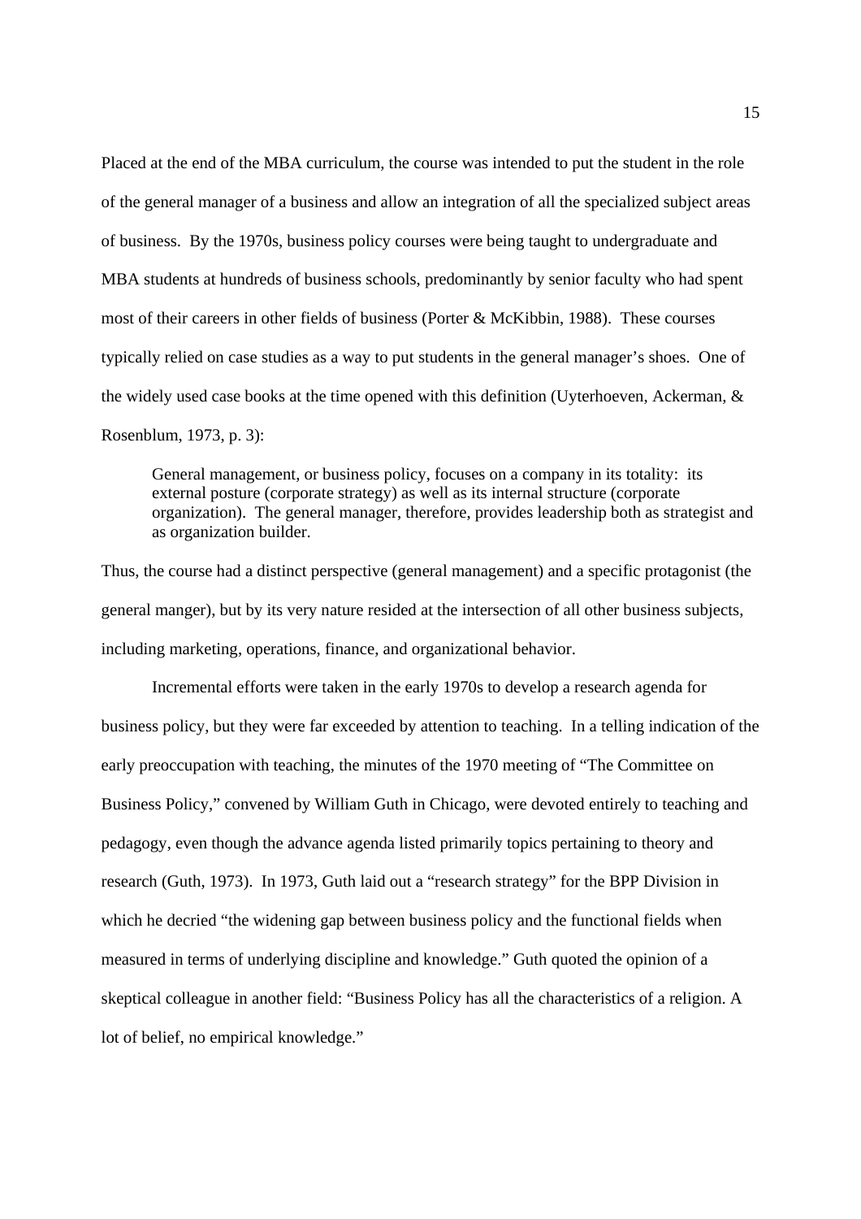Placed at the end of the MBA curriculum, the course was intended to put the student in the role of the general manager of a business and allow an integration of all the specialized subject areas of business. By the 1970s, business policy courses were being taught to undergraduate and MBA students at hundreds of business schools, predominantly by senior faculty who had spent most of their careers in other fields of business (Porter & McKibbin, 1988). These courses typically relied on case studies as a way to put students in the general manager's shoes. One of the widely used case books at the time opened with this definition (Uyterhoeven, Ackerman, & Rosenblum, 1973, p. 3):

> General management, or business policy, focuses on a company in its totality: its external posture (corporate strategy) as well as its internal structure (corporate organization). The general manager, therefore, provides leadership both as strategist and as organization builder.

Thus, the course had a distinct perspective (general management) and a specific protagonist (the general manger), but by its very nature resided at the intersection of all other business subjects, including marketing, operations, finance, and organizational behavior.

Incremental efforts were taken in the early 1970s to develop a research agenda for business policy, but they were far exceeded by attention to teaching. In a telling indication of the early preoccupation with teaching, the minutes of the 1970 meeting of "The Committee on Business Policy," convened by William Guth in Chicago, were devoted entirely to teaching and pedagogy, even though the advance agenda listed primarily topics pertaining to theory and research (Guth, 1973). In 1973, Guth laid out a "research strategy" for the BPP Division in which he decried "the widening gap between business policy and the functional fields when measured in terms of underlying discipline and knowledge." Guth quoted the opinion of a skeptical colleague in another field: "Business Policy has all the characteristics of a religion. A lot of belief, no empirical knowledge."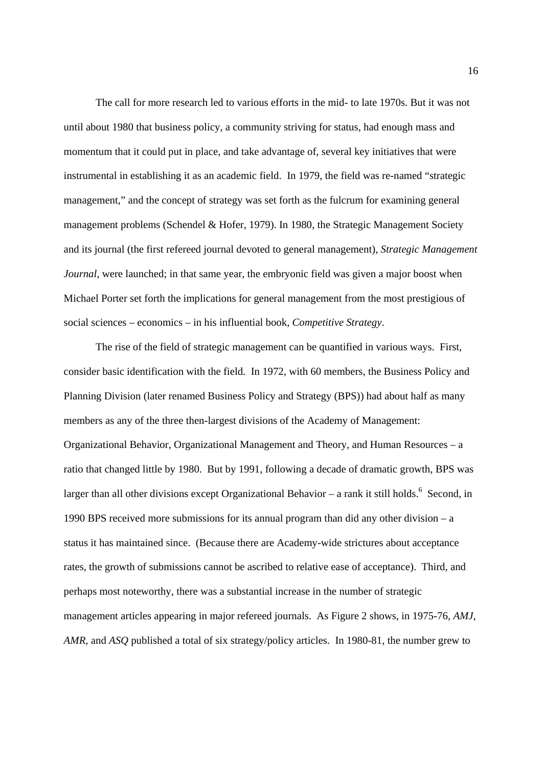The call for more research led to various efforts in the mid- to late 1970s. But it was not until about 1980 that business policy, a community striving for status, had enough mass and momentum that it could put in place, and take advantage of, several key initiatives that were instrumental in establishing it as an academic field. In 1979, the field was re-named "strategic management," and the concept of strategy was set forth as the fulcrum for examining general management problems (Schendel & Hofer, 1979). In 1980, the Strategic Management Society and its journal (the first refereed journal devoted to general management), *Strategic Management Journal*, were launched; in that same year, the embryonic field was given a major boost when Michael Porter set forth the implications for general management from the most prestigious of social sciences – economics – in his influential book, *Competitive Strategy*.

The rise of the field of strategic management can be quantified in various ways. First, consider basic identification with the field. In 1972, with 60 members, the Business Policy and Planning Division (later renamed Business Policy and Strategy (BPS)) had about half as many members as any of the three then-largest divisions of the Academy of Management: Organizational Behavior, Organizational Management and Theory, and Human Resources – a ratio that changed little by 1980. But by 1991, following a decade of dramatic growth, BPS was larger than all other divisions except Organizational Behavior – a rank it still holds.[6] Second, in 1990 BPS received more submissions for its annual program than did any other division – a status it has maintained since. (Because there are Academy-wide strictures about acceptance rates, the growth of submissions cannot be ascribed to relative ease of acceptance). Third, and perhaps most noteworthy, there was a substantial increase in the number of strategic management articles appearing in major refereed journals. As Figure 2 shows, in 1975-76, *AMJ*, *AMR*, and *ASQ* published a total of six strategy/policy articles. In 1980-81, the number grew to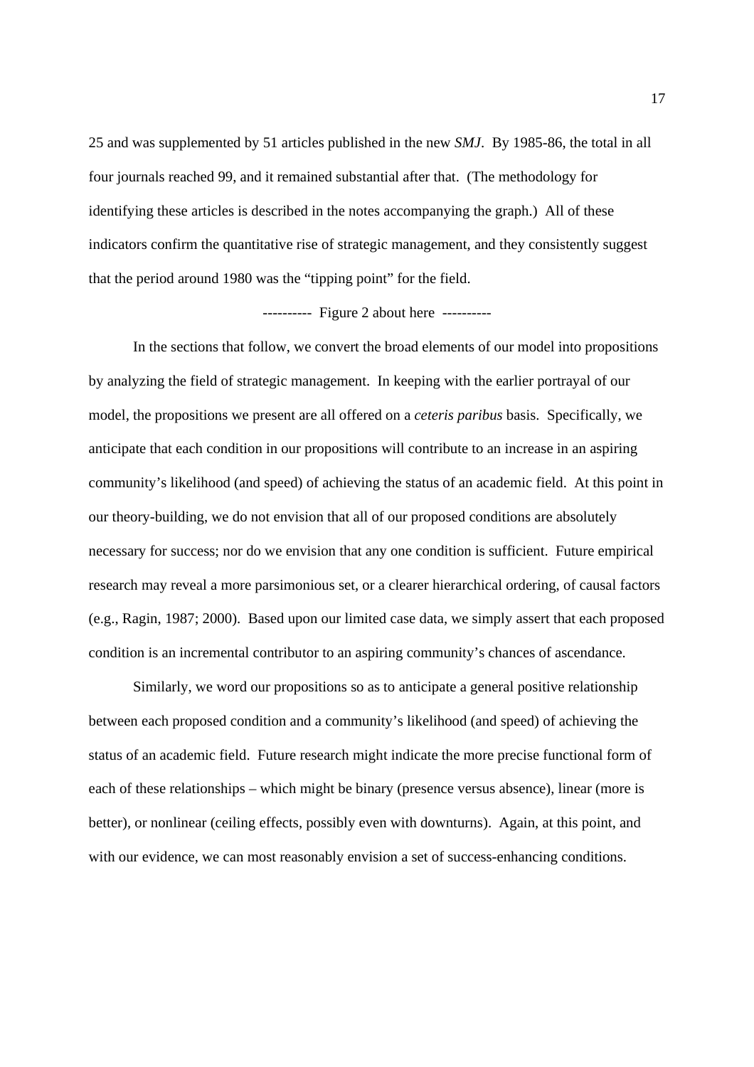25 and was supplemented by 51 articles published in the new *SMJ*. By 1985-86, the total in all four journals reached 99, and it remained substantial after that. (The methodology for identifying these articles is described in the notes accompanying the graph.) All of these indicators confirm the quantitative rise of strategic management, and they consistently suggest that the period around 1980 was the "tipping point" for the field.

---------- Figure 2 about here ----------

In the sections that follow, we convert the broad elements of our model into propositions by analyzing the field of strategic management. In keeping with the earlier portrayal of our model, the propositions we present are all offered on a *ceteris paribus* basis. Specifically, we anticipate that each condition in our propositions will contribute to an increase in an aspiring community's likelihood (and speed) of achieving the status of an academic field. At this point in our theory-building, we do not envision that all of our proposed conditions are absolutely necessary for success; nor do we envision that any one condition is sufficient. Future empirical research may reveal a more parsimonious set, or a clearer hierarchical ordering, of causal factors (e.g., Ragin, 1987; 2000). Based upon our limited case data, we simply assert that each proposed condition is an incremental contributor to an aspiring community's chances of ascendance.

Similarly, we word our propositions so as to anticipate a general positive relationship between each proposed condition and a community's likelihood (and speed) of achieving the status of an academic field. Future research might indicate the more precise functional form of each of these relationships – which might be binary (presence versus absence), linear (more is better), or nonlinear (ceiling effects, possibly even with downturns). Again, at this point, and with our evidence, we can most reasonably envision a set of success-enhancing conditions.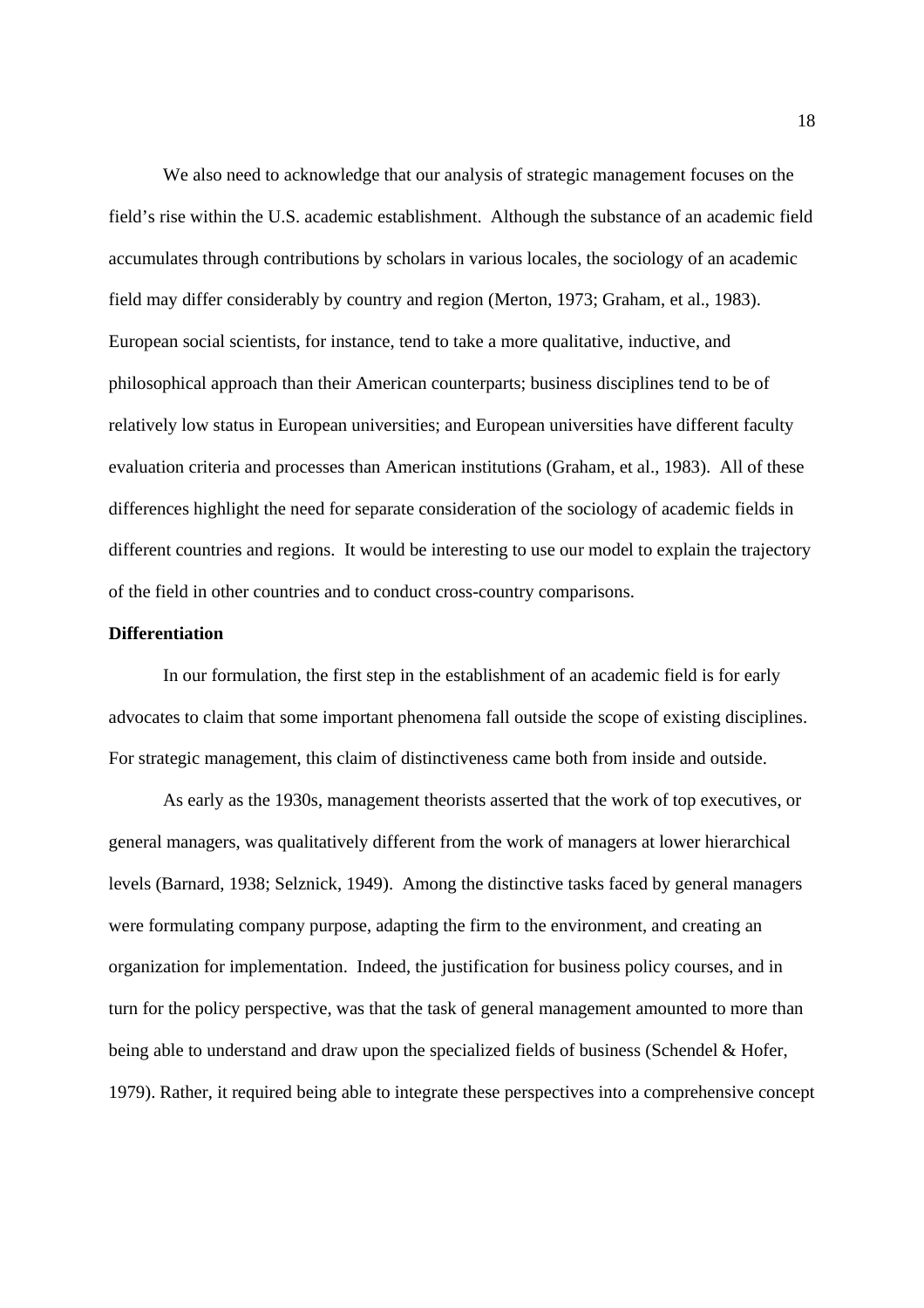We also need to acknowledge that our analysis of strategic management focuses on the field's rise within the U.S. academic establishment. Although the substance of an academic field accumulates through contributions by scholars in various locales, the sociology of an academic field may differ considerably by country and region (Merton, 1973; Graham, et al., 1983). European social scientists, for instance, tend to take a more qualitative, inductive, and philosophical approach than their American counterparts; business disciplines tend to be of relatively low status in European universities; and European universities have different faculty evaluation criteria and processes than American institutions (Graham, et al., 1983). All of these differences highlight the need for separate consideration of the sociology of academic fields in different countries and regions. It would be interesting to use our model to explain the trajectory of the field in other countries and to conduct cross-country comparisons.

**Differentiation**

In our formulation, the first step in the establishment of an academic field is for early advocates to claim that some important phenomena fall outside the scope of existing disciplines. For strategic management, this claim of distinctiveness came both from inside and outside.

As early as the 1930s, management theorists asserted that the work of top executives, or general managers, was qualitatively different from the work of managers at lower hierarchical levels (Barnard, 1938; Selznick, 1949). Among the distinctive tasks faced by general managers were formulating company purpose, adapting the firm to the environment, and creating an organization for implementation. Indeed, the justification for business policy courses, and in turn for the policy perspective, was that the task of general management amounted to more than being able to understand and draw upon the specialized fields of business (Schendel & Hofer, 1979). Rather, it required being able to integrate these perspectives into a comprehensive concept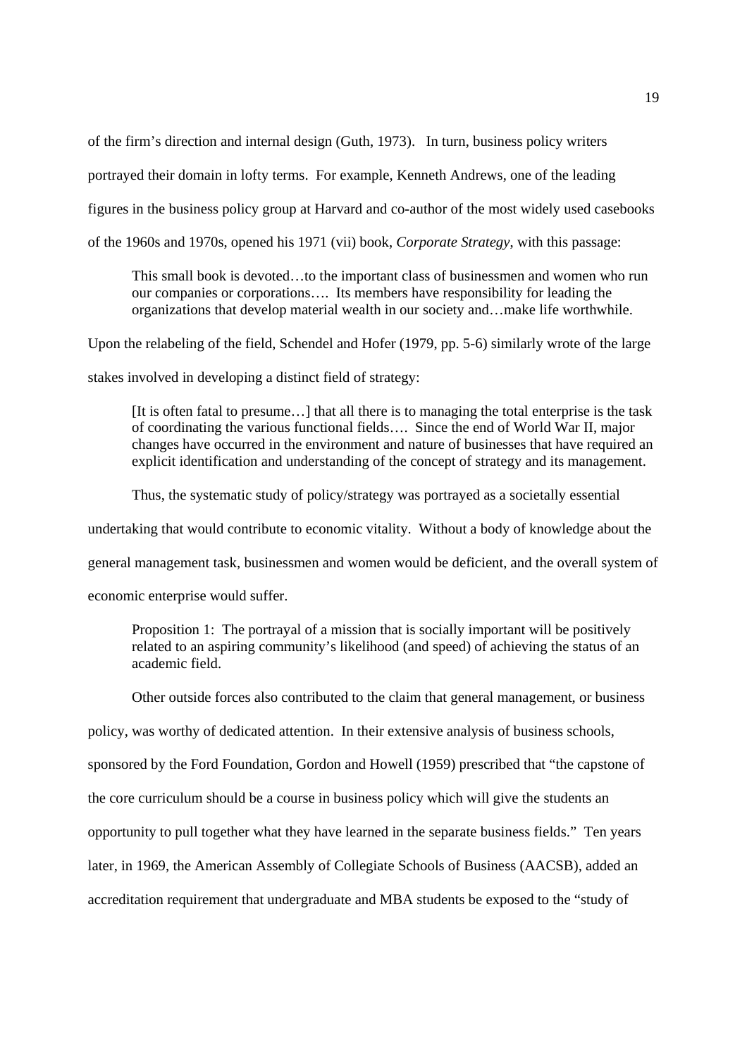of the firm's direction and internal design (Guth, 1973). In turn, business policy writers portrayed their domain in lofty terms. For example, Kenneth Andrews, one of the leading figures in the business policy group at Harvard and co-author of the most widely used casebooks of the 1960s and 1970s, opened his 1971 (vii) book, *Corporate Strategy*, with this passage:

> This small book is devoted…to the important class of businessmen and women who run our companies or corporations…. Its members have responsibility for leading the organizations that develop material wealth in our society and…make life worthwhile.

Upon the relabeling of the field, Schendel and Hofer (1979, pp. 5-6) similarly wrote of the large stakes involved in developing a distinct field of strategy:

> [It is often fatal to presume…] that all there is to managing the total enterprise is the task of coordinating the various functional fields…. Since the end of World War II, major changes have occurred in the environment and nature of businesses that have required an explicit identification and understanding of the concept of strategy and its management.

Thus, the systematic study of policy/strategy was portrayed as a societally essential undertaking that would contribute to economic vitality. Without a body of knowledge about the general management task, businessmen and women would be deficient, and the overall system of economic enterprise would suffer.

> Proposition 1: The portrayal of a mission that is socially important will be positively related to an aspiring community's likelihood (and speed) of achieving the status of an academic field.

Other outside forces also contributed to the claim that general management, or business policy, was worthy of dedicated attention. In their extensive analysis of business schools, sponsored by the Ford Foundation, Gordon and Howell (1959) prescribed that "the capstone of the core curriculum should be a course in business policy which will give the students an opportunity to pull together what they have learned in the separate business fields." Ten years later, in 1969, the American Assembly of Collegiate Schools of Business (AACSB), added an accreditation requirement that undergraduate and MBA students be exposed to the "study of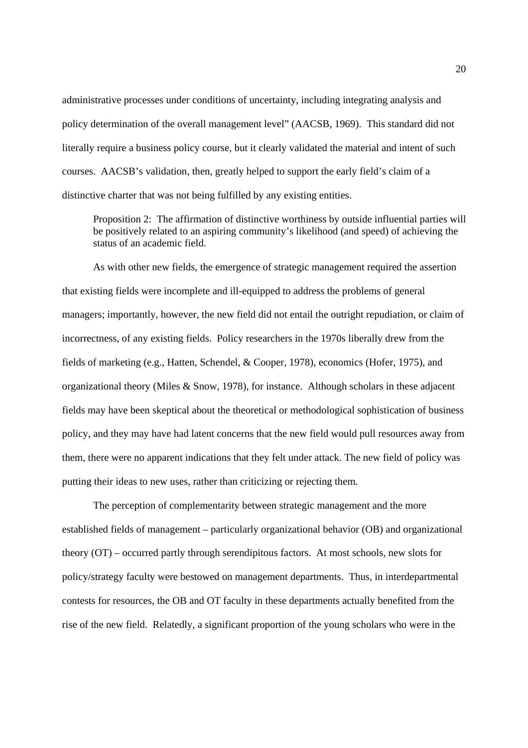administrative processes under conditions of uncertainty, including integrating analysis and policy determination of the overall management level" (AACSB, 1969). This standard did not literally require a business policy course, but it clearly validated the material and intent of such courses. AACSB's validation, then, greatly helped to support the early field's claim of a distinctive charter that was not being fulfilled by any existing entities.

> Proposition 2: The affirmation of distinctive worthiness by outside influential parties will be positively related to an aspiring community's likelihood (and speed) of achieving the status of an academic field.

As with other new fields, the emergence of strategic management required the assertion that existing fields were incomplete and ill-equipped to address the problems of general managers; importantly, however, the new field did not entail the outright repudiation, or claim of incorrectness, of any existing fields. Policy researchers in the 1970s liberally drew from the fields of marketing (e.g., Hatten, Schendel, & Cooper, 1978), economics (Hofer, 1975), and organizational theory (Miles & Snow, 1978), for instance. Although scholars in these adjacent fields may have been skeptical about the theoretical or methodological sophistication of business policy, and they may have had latent concerns that the new field would pull resources away from them, there were no apparent indications that they felt under attack. The new field of policy was putting their ideas to new uses, rather than criticizing or rejecting them.

The perception of complementarity between strategic management and the more established fields of management – particularly organizational behavior (OB) and organizational theory (OT) – occurred partly through serendipitous factors. At most schools, new slots for policy/strategy faculty were bestowed on management departments. Thus, in interdepartmental contests for resources, the OB and OT faculty in these departments actually benefited from the rise of the new field. Relatedly, a significant proportion of the young scholars who were in the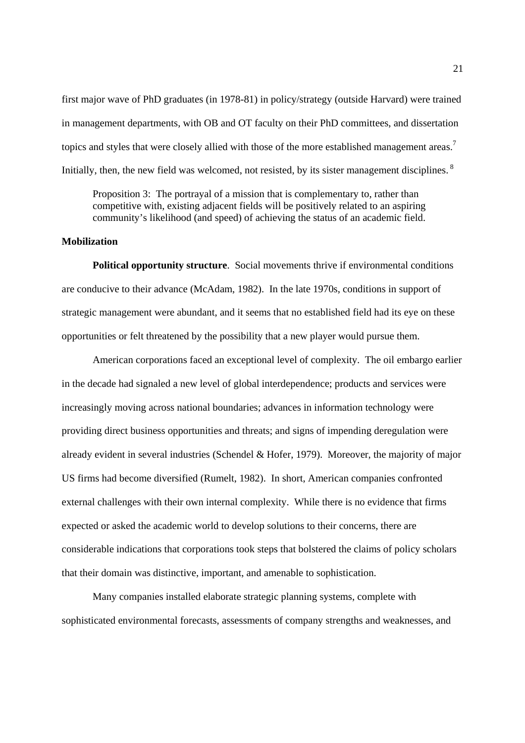first major wave of PhD graduates (in 1978-81) in policy/strategy (outside Harvard) were trained in management departments, with OB and OT faculty on their PhD committees, and dissertation topics and styles that were closely allied with those of the more established management areas.[7] Initially, then, the new field was welcomed, not resisted, by its sister management disciplines.[8]

> Proposition 3: The portrayal of a mission that is complementary to, rather than competitive with, existing adjacent fields will be positively related to an aspiring community's likelihood (and speed) of achieving the status of an academic field.

**Mobilization**

**Political opportunity structure**. Social movements thrive if environmental conditions are conducive to their advance (McAdam, 1982). In the late 1970s, conditions in support of strategic management were abundant, and it seems that no established field had its eye on these opportunities or felt threatened by the possibility that a new player would pursue them.

American corporations faced an exceptional level of complexity. The oil embargo earlier in the decade had signaled a new level of global interdependence; products and services were increasingly moving across national boundaries; advances in information technology were providing direct business opportunities and threats; and signs of impending deregulation were already evident in several industries (Schendel & Hofer, 1979). Moreover, the majority of major US firms had become diversified (Rumelt, 1982). In short, American companies confronted external challenges with their own internal complexity. While there is no evidence that firms expected or asked the academic world to develop solutions to their concerns, there are considerable indications that corporations took steps that bolstered the claims of policy scholars that their domain was distinctive, important, and amenable to sophistication.

Many companies installed elaborate strategic planning systems, complete with sophisticated environmental forecasts, assessments of company strengths and weaknesses, and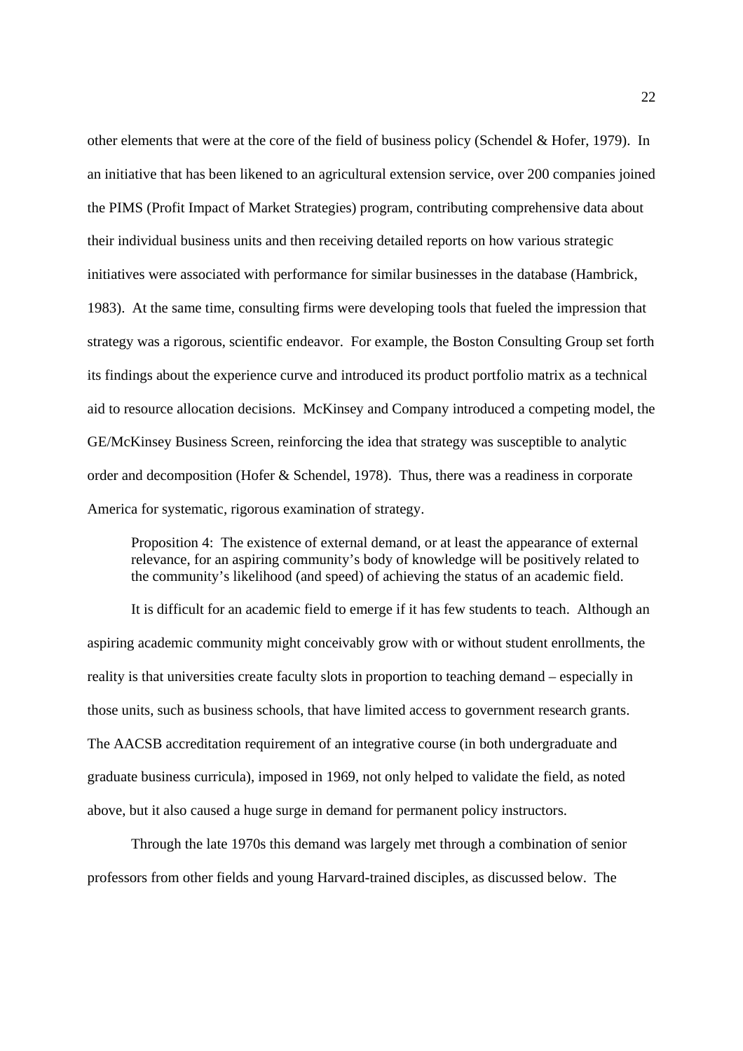other elements that were at the core of the field of business policy (Schendel & Hofer, 1979). In an initiative that has been likened to an agricultural extension service, over 200 companies joined the PIMS (Profit Impact of Market Strategies) program, contributing comprehensive data about their individual business units and then receiving detailed reports on how various strategic initiatives were associated with performance for similar businesses in the database (Hambrick, 1983). At the same time, consulting firms were developing tools that fueled the impression that strategy was a rigorous, scientific endeavor. For example, the Boston Consulting Group set forth its findings about the experience curve and introduced its product portfolio matrix as a technical aid to resource allocation decisions. McKinsey and Company introduced a competing model, the GE/McKinsey Business Screen, reinforcing the idea that strategy was susceptible to analytic order and decomposition (Hofer & Schendel, 1978). Thus, there was a readiness in corporate America for systematic, rigorous examination of strategy.

> Proposition 4: The existence of external demand, or at least the appearance of external relevance, for an aspiring community's body of knowledge will be positively related to the community's likelihood (and speed) of achieving the status of an academic field.

It is difficult for an academic field to emerge if it has few students to teach. Although an aspiring academic community might conceivably grow with or without student enrollments, the reality is that universities create faculty slots in proportion to teaching demand – especially in those units, such as business schools, that have limited access to government research grants. The AACSB accreditation requirement of an integrative course (in both undergraduate and graduate business curricula), imposed in 1969, not only helped to validate the field, as noted above, but it also caused a huge surge in demand for permanent policy instructors.

Through the late 1970s this demand was largely met through a combination of senior professors from other fields and young Harvard-trained disciples, as discussed below. The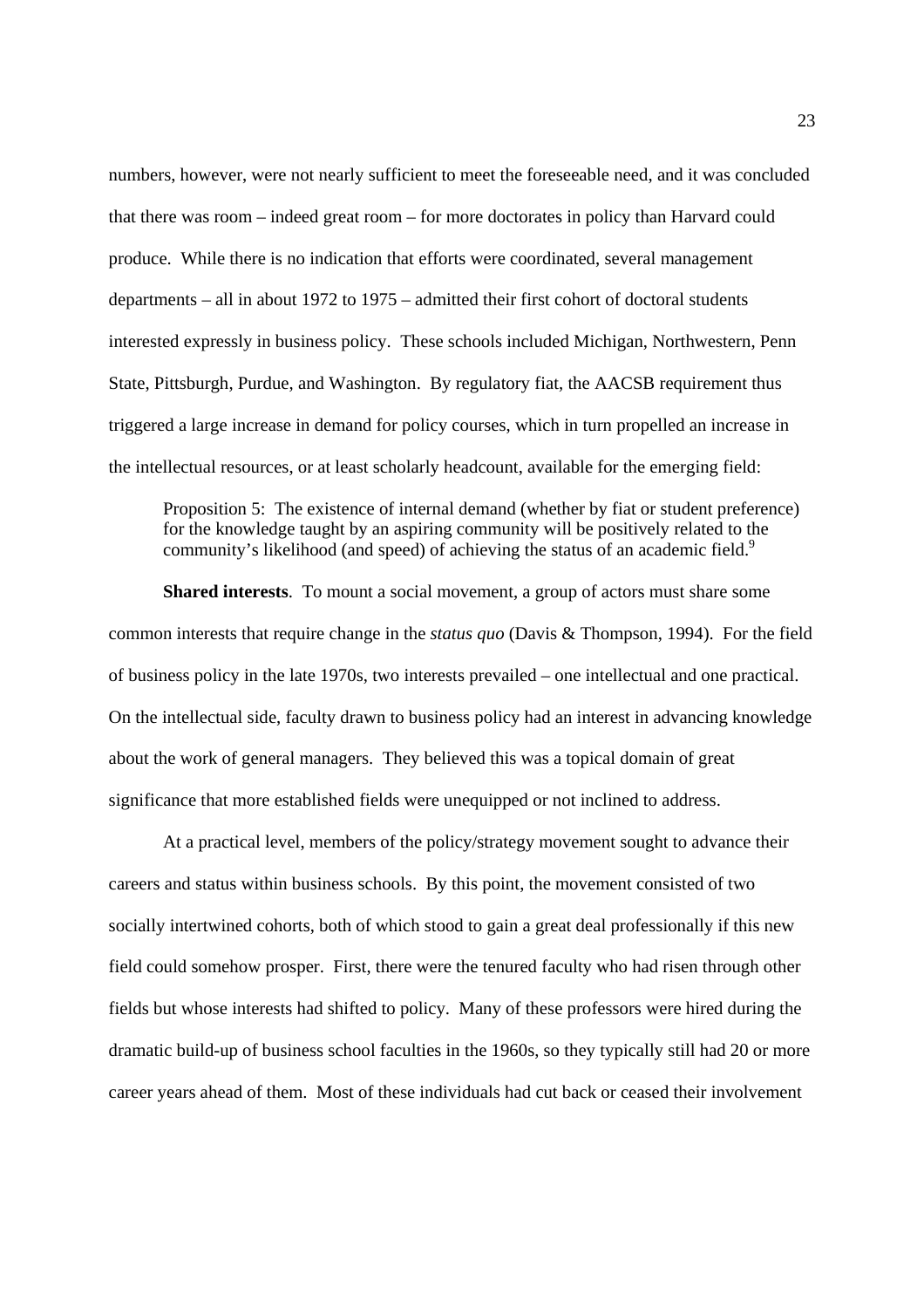numbers, however, were not nearly sufficient to meet the foreseeable need, and it was concluded that there was room – indeed great room – for more doctorates in policy than Harvard could produce. While there is no indication that efforts were coordinated, several management departments – all in about 1972 to 1975 – admitted their first cohort of doctoral students interested expressly in business policy. These schools included Michigan, Northwestern, Penn State, Pittsburgh, Purdue, and Washington. By regulatory fiat, the AACSB requirement thus triggered a large increase in demand for policy courses, which in turn propelled an increase in the intellectual resources, or at least scholarly headcount, available for the emerging field:

> Proposition 5: The existence of internal demand (whether by fiat or student preference) for the knowledge taught by an aspiring community will be positively related to the community's likelihood (and speed) of achieving the status of an academic field.[9]

**Shared interests**. To mount a social movement, a group of actors must share some common interests that require change in the *status quo* (Davis & Thompson, 1994). For the field of business policy in the late 1970s, two interests prevailed – one intellectual and one practical. On the intellectual side, faculty drawn to business policy had an interest in advancing knowledge about the work of general managers. They believed this was a topical domain of great significance that more established fields were unequipped or not inclined to address.

At a practical level, members of the policy/strategy movement sought to advance their careers and status within business schools. By this point, the movement consisted of two socially intertwined cohorts, both of which stood to gain a great deal professionally if this new field could somehow prosper. First, there were the tenured faculty who had risen through other fields but whose interests had shifted to policy. Many of these professors were hired during the dramatic build-up of business school faculties in the 1960s, so they typically still had 20 or more career years ahead of them. Most of these individuals had cut back or ceased their involvement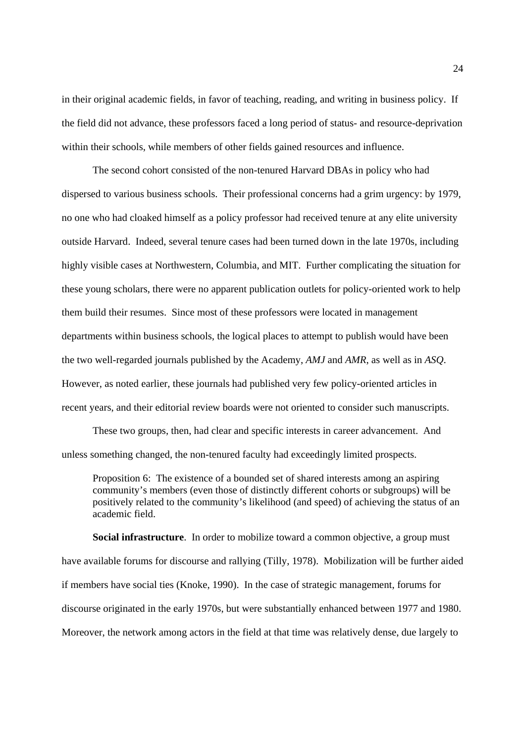in their original academic fields, in favor of teaching, reading, and writing in business policy. If the field did not advance, these professors faced a long period of status- and resource-deprivation within their schools, while members of other fields gained resources and influence.

The second cohort consisted of the non-tenured Harvard DBAs in policy who had dispersed to various business schools. Their professional concerns had a grim urgency: by 1979, no one who had cloaked himself as a policy professor had received tenure at any elite university outside Harvard. Indeed, several tenure cases had been turned down in the late 1970s, including highly visible cases at Northwestern, Columbia, and MIT. Further complicating the situation for these young scholars, there were no apparent publication outlets for policy-oriented work to help them build their resumes. Since most of these professors were located in management departments within business schools, the logical places to attempt to publish would have been the two well-regarded journals published by the Academy, *AMJ* and *AMR*, as well as in *ASQ*. However, as noted earlier, these journals had published very few policy-oriented articles in recent years, and their editorial review boards were not oriented to consider such manuscripts.

These two groups, then, had clear and specific interests in career advancement. And unless something changed, the non-tenured faculty had exceedingly limited prospects.

> Proposition 6: The existence of a bounded set of shared interests among an aspiring community's members (even those of distinctly different cohorts or subgroups) will be positively related to the community's likelihood (and speed) of achieving the status of an academic field.

**Social infrastructure**. In order to mobilize toward a common objective, a group must have available forums for discourse and rallying (Tilly, 1978). Mobilization will be further aided if members have social ties (Knoke, 1990). In the case of strategic management, forums for discourse originated in the early 1970s, but were substantially enhanced between 1977 and 1980. Moreover, the network among actors in the field at that time was relatively dense, due largely to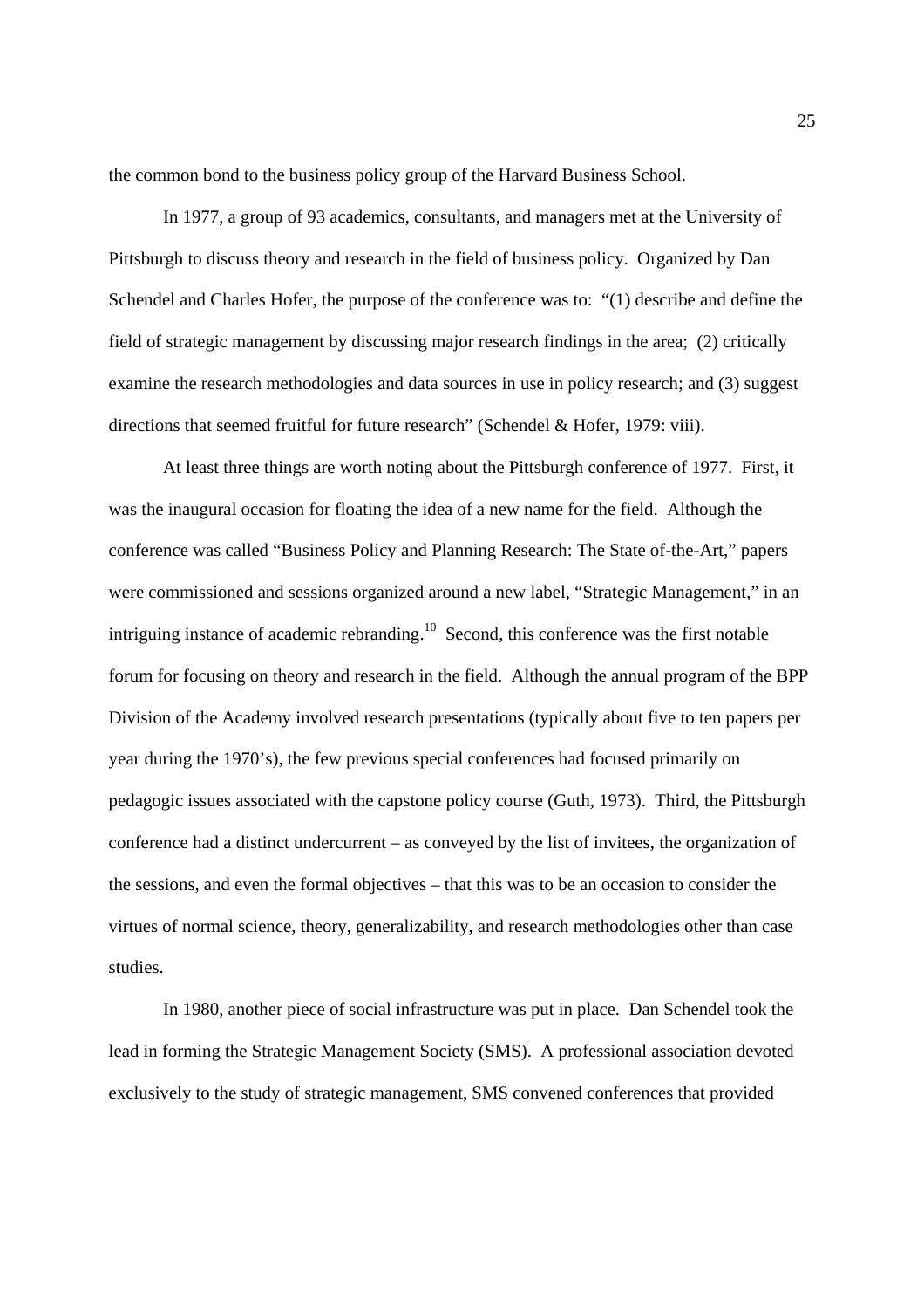the common bond to the business policy group of the Harvard Business School.

In 1977, a group of 93 academics, consultants, and managers met at the University of Pittsburgh to discuss theory and research in the field of business policy. Organized by Dan Schendel and Charles Hofer, the purpose of the conference was to: "(1) describe and define the field of strategic management by discussing major research findings in the area; (2) critically examine the research methodologies and data sources in use in policy research; and (3) suggest directions that seemed fruitful for future research" (Schendel & Hofer, 1979: viii).

At least three things are worth noting about the Pittsburgh conference of 1977. First, it was the inaugural occasion for floating the idea of a new name for the field. Although the conference was called "Business Policy and Planning Research: The State of-the-Art," papers were commissioned and sessions organized around a new label, "Strategic Management," in an intriguing instance of academic rebranding.[10] Second, this conference was the first notable forum for focusing on theory and research in the field. Although the annual program of the BPP Division of the Academy involved research presentations (typically about five to ten papers per year during the 1970's), the few previous special conferences had focused primarily on pedagogic issues associated with the capstone policy course (Guth, 1973). Third, the Pittsburgh conference had a distinct undercurrent – as conveyed by the list of invitees, the organization of the sessions, and even the formal objectives – that this was to be an occasion to consider the virtues of normal science, theory, generalizability, and research methodologies other than case studies.

In 1980, another piece of social infrastructure was put in place. Dan Schendel took the lead in forming the Strategic Management Society (SMS). A professional association devoted exclusively to the study of strategic management, SMS convened conferences that provided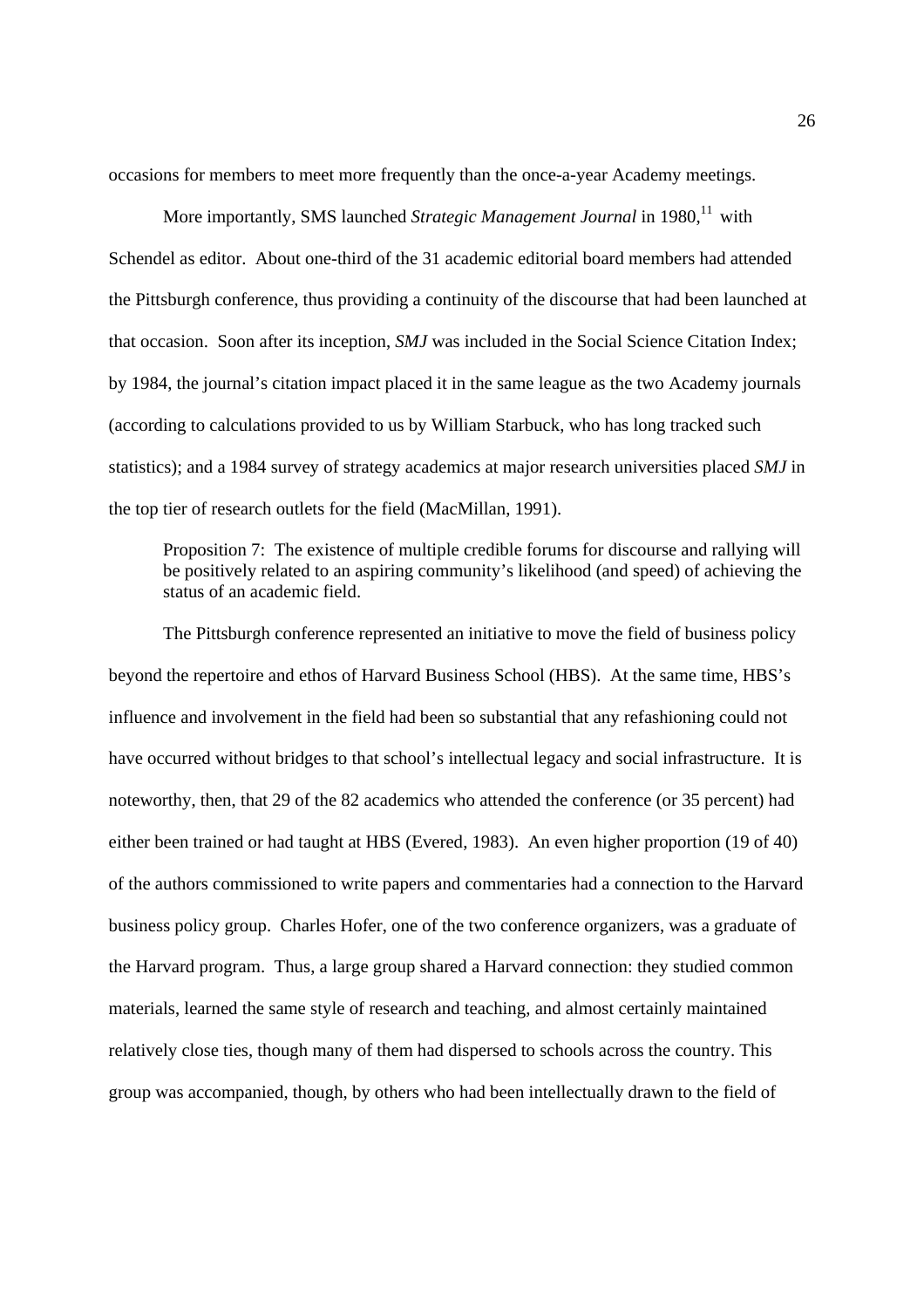occasions for members to meet more frequently than the once-a-year Academy meetings.

More importantly, SMS launched *Strategic Management Journal* in 1980,[11] with Schendel as editor. About one-third of the 31 academic editorial board members had attended the Pittsburgh conference, thus providing a continuity of the discourse that had been launched at that occasion. Soon after its inception, *SMJ* was included in the Social Science Citation Index; by 1984, the journal's citation impact placed it in the same league as the two Academy journals (according to calculations provided to us by William Starbuck, who has long tracked such statistics); and a 1984 survey of strategy academics at major research universities placed *SMJ* in the top tier of research outlets for the field (MacMillan, 1991).

> Proposition 7: The existence of multiple credible forums for discourse and rallying will be positively related to an aspiring community's likelihood (and speed) of achieving the status of an academic field.

The Pittsburgh conference represented an initiative to move the field of business policy beyond the repertoire and ethos of Harvard Business School (HBS). At the same time, HBS's influence and involvement in the field had been so substantial that any refashioning could not have occurred without bridges to that school's intellectual legacy and social infrastructure. It is noteworthy, then, that 29 of the 82 academics who attended the conference (or 35 percent) had either been trained or had taught at HBS (Evered, 1983). An even higher proportion (19 of 40) of the authors commissioned to write papers and commentaries had a connection to the Harvard business policy group. Charles Hofer, one of the two conference organizers, was a graduate of the Harvard program. Thus, a large group shared a Harvard connection: they studied common materials, learned the same style of research and teaching, and almost certainly maintained relatively close ties, though many of them had dispersed to schools across the country. This group was accompanied, though, by others who had been intellectually drawn to the field of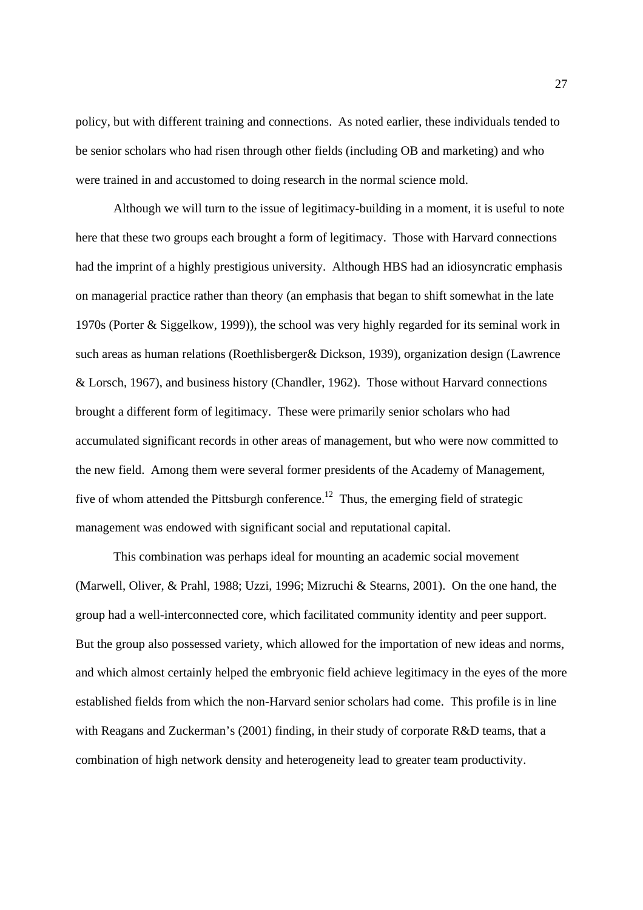policy, but with different training and connections. As noted earlier, these individuals tended to be senior scholars who had risen through other fields (including OB and marketing) and who were trained in and accustomed to doing research in the normal science mold.

Although we will turn to the issue of legitimacy-building in a moment, it is useful to note here that these two groups each brought a form of legitimacy. Those with Harvard connections had the imprint of a highly prestigious university. Although HBS had an idiosyncratic emphasis on managerial practice rather than theory (an emphasis that began to shift somewhat in the late 1970s (Porter & Siggelkow, 1999)), the school was very highly regarded for its seminal work in such areas as human relations (Roethlisberger& Dickson, 1939), organization design (Lawrence & Lorsch, 1967), and business history (Chandler, 1962). Those without Harvard connections brought a different form of legitimacy. These were primarily senior scholars who had accumulated significant records in other areas of management, but who were now committed to the new field. Among them were several former presidents of the Academy of Management, five of whom attended the Pittsburgh conference.[12] Thus, the emerging field of strategic management was endowed with significant social and reputational capital.

This combination was perhaps ideal for mounting an academic social movement (Marwell, Oliver, & Prahl, 1988; Uzzi, 1996; Mizruchi & Stearns, 2001). On the one hand, the group had a well-interconnected core, which facilitated community identity and peer support. But the group also possessed variety, which allowed for the importation of new ideas and norms, and which almost certainly helped the embryonic field achieve legitimacy in the eyes of the more established fields from which the non-Harvard senior scholars had come. This profile is in line with Reagans and Zuckerman's (2001) finding, in their study of corporate R&D teams, that a combination of high network density and heterogeneity lead to greater team productivity.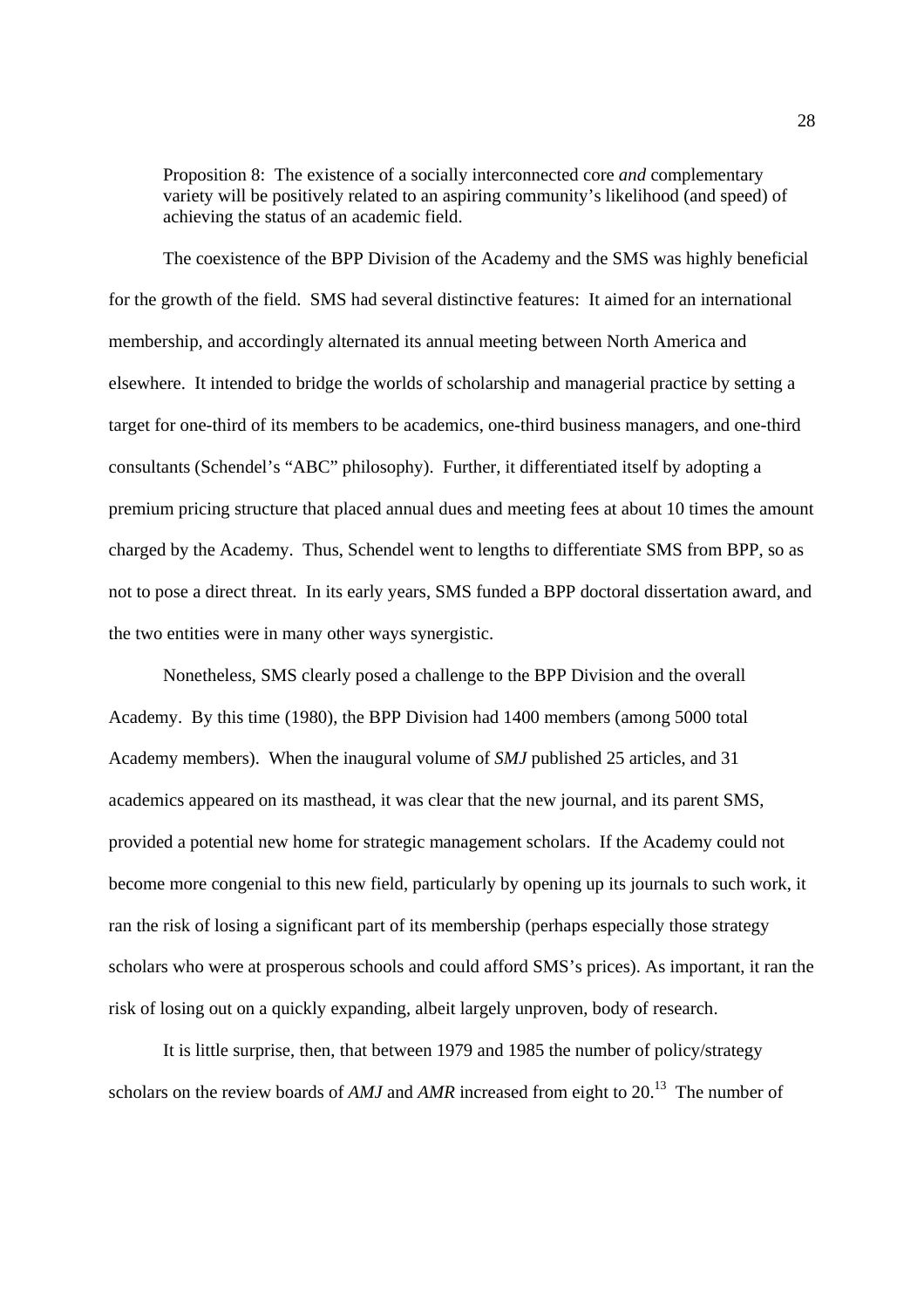> Proposition 8: The existence of a socially interconnected core *and* complementary variety will be positively related to an aspiring community's likelihood (and speed) of achieving the status of an academic field.

The coexistence of the BPP Division of the Academy and the SMS was highly beneficial for the growth of the field. SMS had several distinctive features: It aimed for an international membership, and accordingly alternated its annual meeting between North America and elsewhere. It intended to bridge the worlds of scholarship and managerial practice by setting a target for one-third of its members to be academics, one-third business managers, and one-third consultants (Schendel's "ABC" philosophy). Further, it differentiated itself by adopting a premium pricing structure that placed annual dues and meeting fees at about 10 times the amount charged by the Academy. Thus, Schendel went to lengths to differentiate SMS from BPP, so as not to pose a direct threat. In its early years, SMS funded a BPP doctoral dissertation award, and the two entities were in many other ways synergistic.

Nonetheless, SMS clearly posed a challenge to the BPP Division and the overall Academy. By this time (1980), the BPP Division had 1400 members (among 5000 total Academy members). When the inaugural volume of *SMJ* published 25 articles, and 31 academics appeared on its masthead, it was clear that the new journal, and its parent SMS, provided a potential new home for strategic management scholars. If the Academy could not become more congenial to this new field, particularly by opening up its journals to such work, it ran the risk of losing a significant part of its membership (perhaps especially those strategy scholars who were at prosperous schools and could afford SMS's prices). As important, it ran the risk of losing out on a quickly expanding, albeit largely unproven, body of research.

It is little surprise, then, that between 1979 and 1985 the number of policy/strategy scholars on the review boards of *AMJ* and *AMR* increased from eight to 20.[13] The number of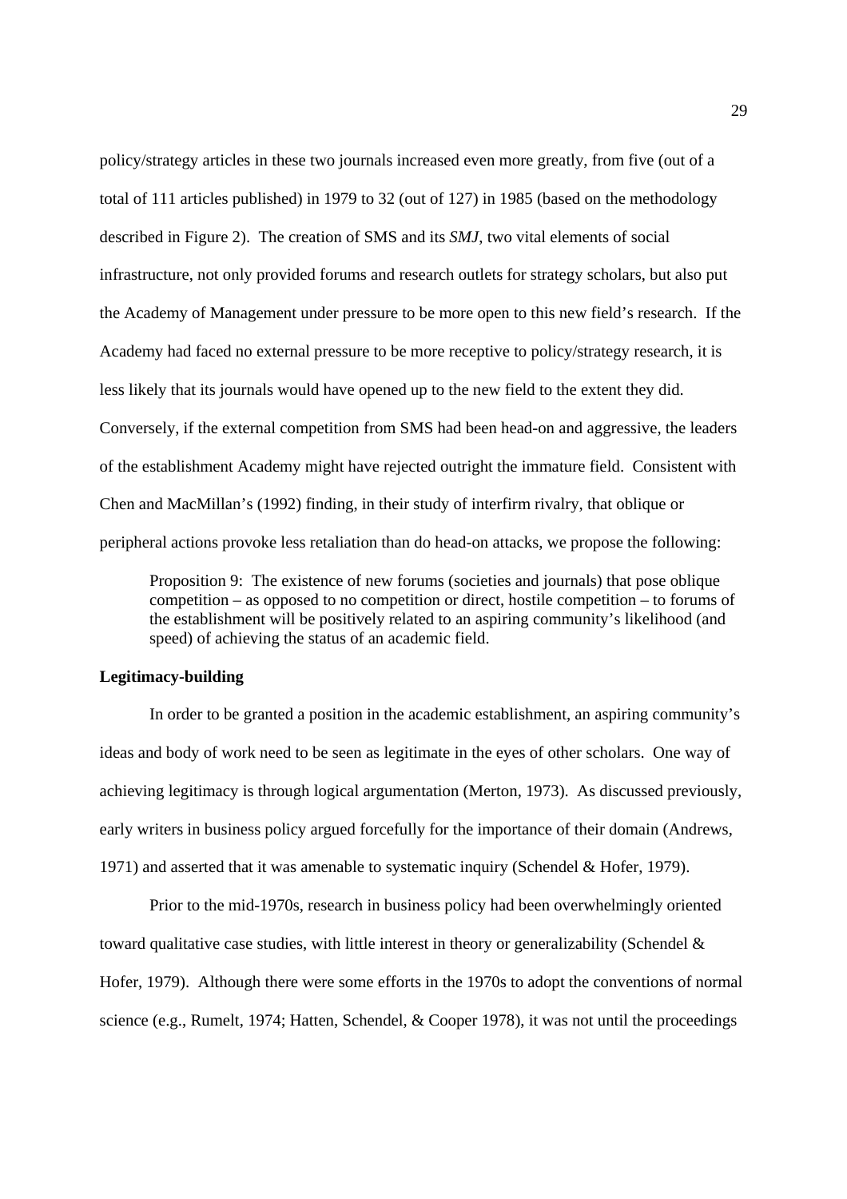policy/strategy articles in these two journals increased even more greatly, from five (out of a total of 111 articles published) in 1979 to 32 (out of 127) in 1985 (based on the methodology described in Figure 2). The creation of SMS and its *SMJ*, two vital elements of social infrastructure, not only provided forums and research outlets for strategy scholars, but also put the Academy of Management under pressure to be more open to this new field's research. If the Academy had faced no external pressure to be more receptive to policy/strategy research, it is less likely that its journals would have opened up to the new field to the extent they did. Conversely, if the external competition from SMS had been head-on and aggressive, the leaders of the establishment Academy might have rejected outright the immature field. Consistent with Chen and MacMillan's (1992) finding, in their study of interfirm rivalry, that oblique or peripheral actions provoke less retaliation than do head-on attacks, we propose the following:

> Proposition 9: The existence of new forums (societies and journals) that pose oblique competition – as opposed to no competition or direct, hostile competition – to forums of the establishment will be positively related to an aspiring community's likelihood (and speed) of achieving the status of an academic field.

**Legitimacy-building**

In order to be granted a position in the academic establishment, an aspiring community's ideas and body of work need to be seen as legitimate in the eyes of other scholars. One way of achieving legitimacy is through logical argumentation (Merton, 1973). As discussed previously, early writers in business policy argued forcefully for the importance of their domain (Andrews, 1971) and asserted that it was amenable to systematic inquiry (Schendel & Hofer, 1979).

Prior to the mid-1970s, research in business policy had been overwhelmingly oriented toward qualitative case studies, with little interest in theory or generalizability (Schendel & Hofer, 1979). Although there were some efforts in the 1970s to adopt the conventions of normal science (e.g., Rumelt, 1974; Hatten, Schendel, & Cooper 1978), it was not until the proceedings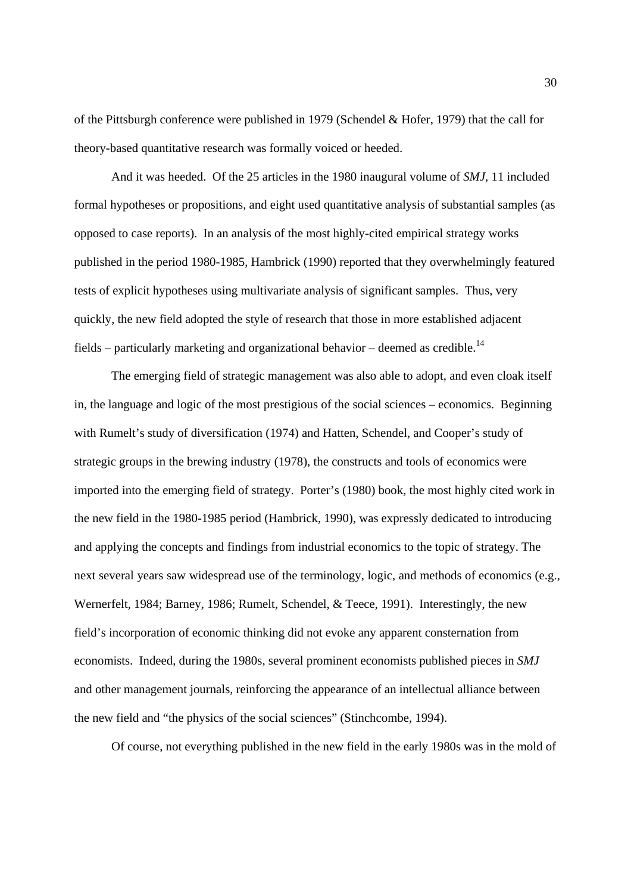of the Pittsburgh conference were published in 1979 (Schendel & Hofer, 1979) that the call for theory-based quantitative research was formally voiced or heeded.

And it was heeded. Of the 25 articles in the 1980 inaugural volume of *SMJ*, 11 included formal hypotheses or propositions, and eight used quantitative analysis of substantial samples (as opposed to case reports). In an analysis of the most highly-cited empirical strategy works published in the period 1980-1985, Hambrick (1990) reported that they overwhelmingly featured tests of explicit hypotheses using multivariate analysis of significant samples. Thus, very quickly, the new field adopted the style of research that those in more established adjacent fields – particularly marketing and organizational behavior – deemed as credible.[14]

The emerging field of strategic management was also able to adopt, and even cloak itself in, the language and logic of the most prestigious of the social sciences – economics. Beginning with Rumelt's study of diversification (1974) and Hatten, Schendel, and Cooper's study of strategic groups in the brewing industry (1978), the constructs and tools of economics were imported into the emerging field of strategy. Porter's (1980) book, the most highly cited work in the new field in the 1980-1985 period (Hambrick, 1990), was expressly dedicated to introducing and applying the concepts and findings from industrial economics to the topic of strategy. The next several years saw widespread use of the terminology, logic, and methods of economics (e.g., Wernerfelt, 1984; Barney, 1986; Rumelt, Schendel, & Teece, 1991). Interestingly, the new field's incorporation of economic thinking did not evoke any apparent consternation from economists. Indeed, during the 1980s, several prominent economists published pieces in *SMJ* and other management journals, reinforcing the appearance of an intellectual alliance between the new field and "the physics of the social sciences" (Stinchcombe, 1994).

Of course, not everything published in the new field in the early 1980s was in the mold of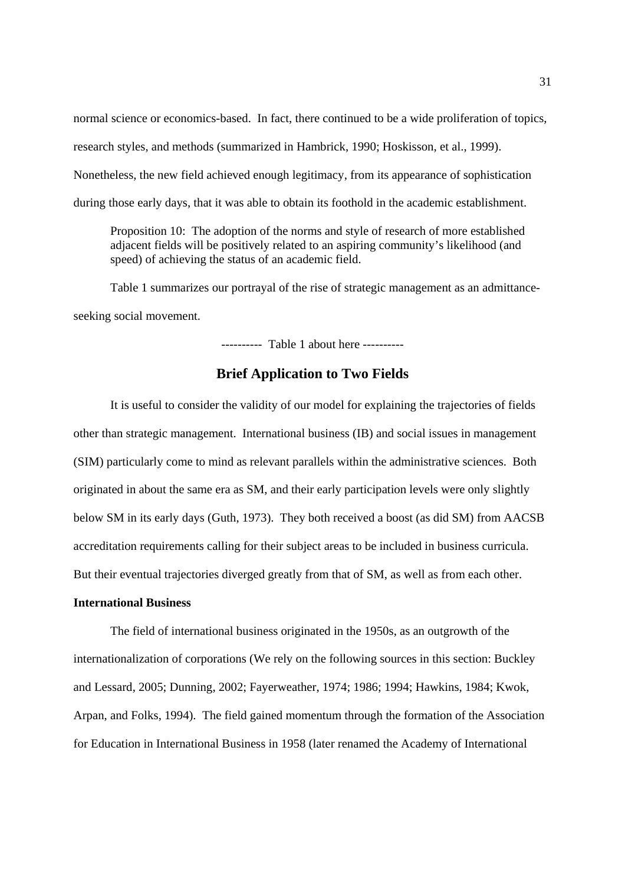normal science or economics-based. In fact, there continued to be a wide proliferation of topics, research styles, and methods (summarized in Hambrick, 1990; Hoskisson, et al., 1999). Nonetheless, the new field achieved enough legitimacy, from its appearance of sophistication during those early days, that it was able to obtain its foothold in the academic establishment.

> Proposition 10: The adoption of the norms and style of research of more established adjacent fields will be positively related to an aspiring community's likelihood (and speed) of achieving the status of an academic field.

Table 1 summarizes our portrayal of the rise of strategic management as an admittance-seeking social movement.

---------- Table 1 about here ----------

## Brief Application to Two Fields

It is useful to consider the validity of our model for explaining the trajectories of fields other than strategic management. International business (IB) and social issues in management (SIM) particularly come to mind as relevant parallels within the administrative sciences. Both originated in about the same era as SM, and their early participation levels were only slightly below SM in its early days (Guth, 1973). They both received a boost (as did SM) from AACSB accreditation requirements calling for their subject areas to be included in business curricula. But their eventual trajectories diverged greatly from that of SM, as well as from each other.

### International Business

The field of international business originated in the 1950s, as an outgrowth of the internationalization of corporations (We rely on the following sources in this section: Buckley and Lessard, 2005; Dunning, 2002; Fayerweather, 1974; 1986; 1994; Hawkins, 1984; Kwok, Arpan, and Folks, 1994). The field gained momentum through the formation of the Association for Education in International Business in 1958 (later renamed the Academy of International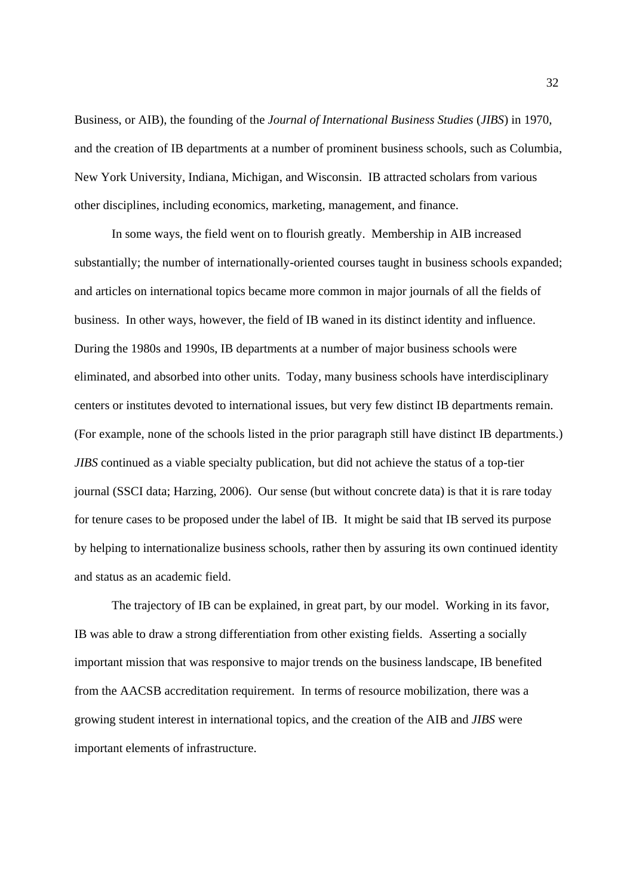Business, or AIB), the founding of the *Journal of International Business Studies* (*JIBS*) in 1970, and the creation of IB departments at a number of prominent business schools, such as Columbia, New York University, Indiana, Michigan, and Wisconsin. IB attracted scholars from various other disciplines, including economics, marketing, management, and finance.

In some ways, the field went on to flourish greatly. Membership in AIB increased substantially; the number of internationally-oriented courses taught in business schools expanded; and articles on international topics became more common in major journals of all the fields of business. In other ways, however, the field of IB waned in its distinct identity and influence. During the 1980s and 1990s, IB departments at a number of major business schools were eliminated, and absorbed into other units. Today, many business schools have interdisciplinary centers or institutes devoted to international issues, but very few distinct IB departments remain. (For example, none of the schools listed in the prior paragraph still have distinct IB departments.) *JIBS* continued as a viable specialty publication, but did not achieve the status of a top-tier journal (SSCI data; Harzing, 2006). Our sense (but without concrete data) is that it is rare today for tenure cases to be proposed under the label of IB. It might be said that IB served its purpose by helping to internationalize business schools, rather then by assuring its own continued identity and status as an academic field.

The trajectory of IB can be explained, in great part, by our model. Working in its favor, IB was able to draw a strong differentiation from other existing fields. Asserting a socially important mission that was responsive to major trends on the business landscape, IB benefited from the AACSB accreditation requirement. In terms of resource mobilization, there was a growing student interest in international topics, and the creation of the AIB and *JIBS* were important elements of infrastructure.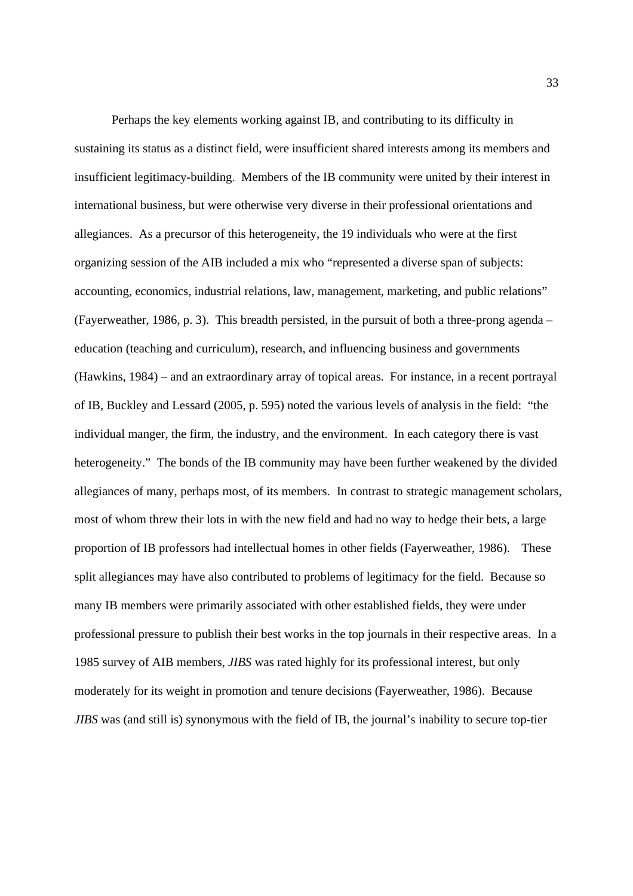Perhaps the key elements working against IB, and contributing to its difficulty in sustaining its status as a distinct field, were insufficient shared interests among its members and insufficient legitimacy-building. Members of the IB community were united by their interest in international business, but were otherwise very diverse in their professional orientations and allegiances. As a precursor of this heterogeneity, the 19 individuals who were at the first organizing session of the AIB included a mix who "represented a diverse span of subjects: accounting, economics, industrial relations, law, management, marketing, and public relations" (Fayerweather, 1986, p. 3). This breadth persisted, in the pursuit of both a three-prong agenda – education (teaching and curriculum), research, and influencing business and governments (Hawkins, 1984) – and an extraordinary array of topical areas. For instance, in a recent portrayal of IB, Buckley and Lessard (2005, p. 595) noted the various levels of analysis in the field: "the individual manger, the firm, the industry, and the environment. In each category there is vast heterogeneity." The bonds of the IB community may have been further weakened by the divided allegiances of many, perhaps most, of its members. In contrast to strategic management scholars, most of whom threw their lots in with the new field and had no way to hedge their bets, a large proportion of IB professors had intellectual homes in other fields (Fayerweather, 1986). These split allegiances may have also contributed to problems of legitimacy for the field. Because so many IB members were primarily associated with other established fields, they were under professional pressure to publish their best works in the top journals in their respective areas. In a 1985 survey of AIB members, *JIBS* was rated highly for its professional interest, but only moderately for its weight in promotion and tenure decisions (Fayerweather, 1986). Because *JIBS* was (and still is) synonymous with the field of IB, the journal's inability to secure top-tier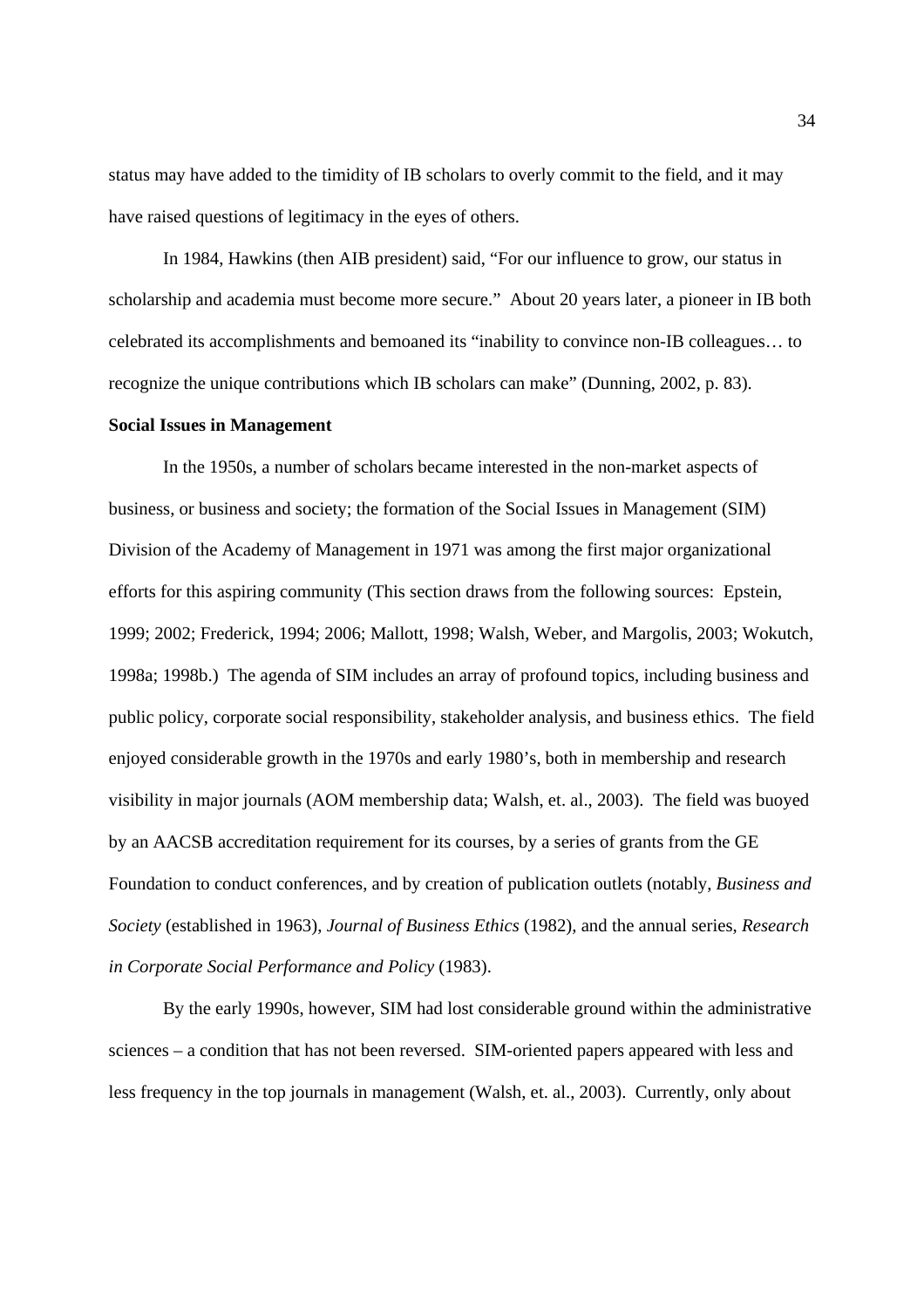status may have added to the timidity of IB scholars to overly commit to the field, and it may have raised questions of legitimacy in the eyes of others.

In 1984, Hawkins (then AIB president) said, "For our influence to grow, our status in scholarship and academia must become more secure." About 20 years later, a pioneer in IB both celebrated its accomplishments and bemoaned its "inability to convince non-IB colleagues… to recognize the unique contributions which IB scholars can make" (Dunning, 2002, p. 83).

**Social Issues in Management**

In the 1950s, a number of scholars became interested in the non-market aspects of business, or business and society; the formation of the Social Issues in Management (SIM) Division of the Academy of Management in 1971 was among the first major organizational efforts for this aspiring community (This section draws from the following sources: Epstein, 1999; 2002; Frederick, 1994; 2006; Mallott, 1998; Walsh, Weber, and Margolis, 2003; Wokutch, 1998a; 1998b.) The agenda of SIM includes an array of profound topics, including business and public policy, corporate social responsibility, stakeholder analysis, and business ethics. The field enjoyed considerable growth in the 1970s and early 1980's, both in membership and research visibility in major journals (AOM membership data; Walsh, et. al., 2003). The field was buoyed by an AACSB accreditation requirement for its courses, by a series of grants from the GE Foundation to conduct conferences, and by creation of publication outlets (notably, *Business and Society* (established in 1963), *Journal of Business Ethics* (1982), and the annual series, *Research in Corporate Social Performance and Policy* (1983).

By the early 1990s, however, SIM had lost considerable ground within the administrative sciences – a condition that has not been reversed. SIM-oriented papers appeared with less and less frequency in the top journals in management (Walsh, et. al., 2003). Currently, only about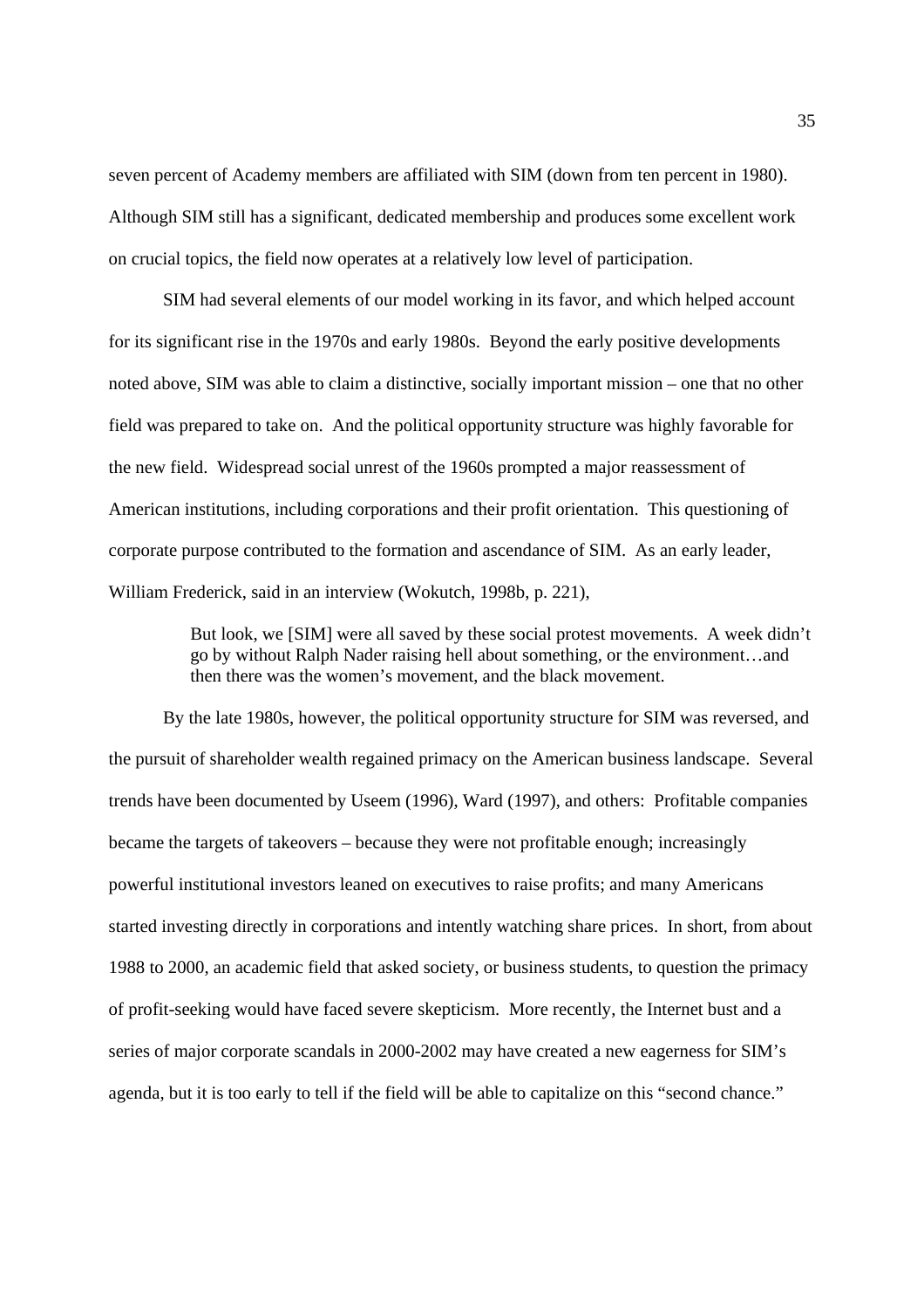seven percent of Academy members are affiliated with SIM (down from ten percent in 1980). Although SIM still has a significant, dedicated membership and produces some excellent work on crucial topics, the field now operates at a relatively low level of participation.

SIM had several elements of our model working in its favor, and which helped account for its significant rise in the 1970s and early 1980s. Beyond the early positive developments noted above, SIM was able to claim a distinctive, socially important mission – one that no other field was prepared to take on. And the political opportunity structure was highly favorable for the new field. Widespread social unrest of the 1960s prompted a major reassessment of American institutions, including corporations and their profit orientation. This questioning of corporate purpose contributed to the formation and ascendance of SIM. As an early leader, William Frederick, said in an interview (Wokutch, 1998b, p. 221),

> But look, we [SIM] were all saved by these social protest movements. A week didn't go by without Ralph Nader raising hell about something, or the environment…and then there was the women's movement, and the black movement.

By the late 1980s, however, the political opportunity structure for SIM was reversed, and the pursuit of shareholder wealth regained primacy on the American business landscape. Several trends have been documented by Useem (1996), Ward (1997), and others: Profitable companies became the targets of takeovers – because they were not profitable enough; increasingly powerful institutional investors leaned on executives to raise profits; and many Americans started investing directly in corporations and intently watching share prices. In short, from about 1988 to 2000, an academic field that asked society, or business students, to question the primacy of profit-seeking would have faced severe skepticism. More recently, the Internet bust and a series of major corporate scandals in 2000-2002 may have created a new eagerness for SIM's agenda, but it is too early to tell if the field will be able to capitalize on this "second chance."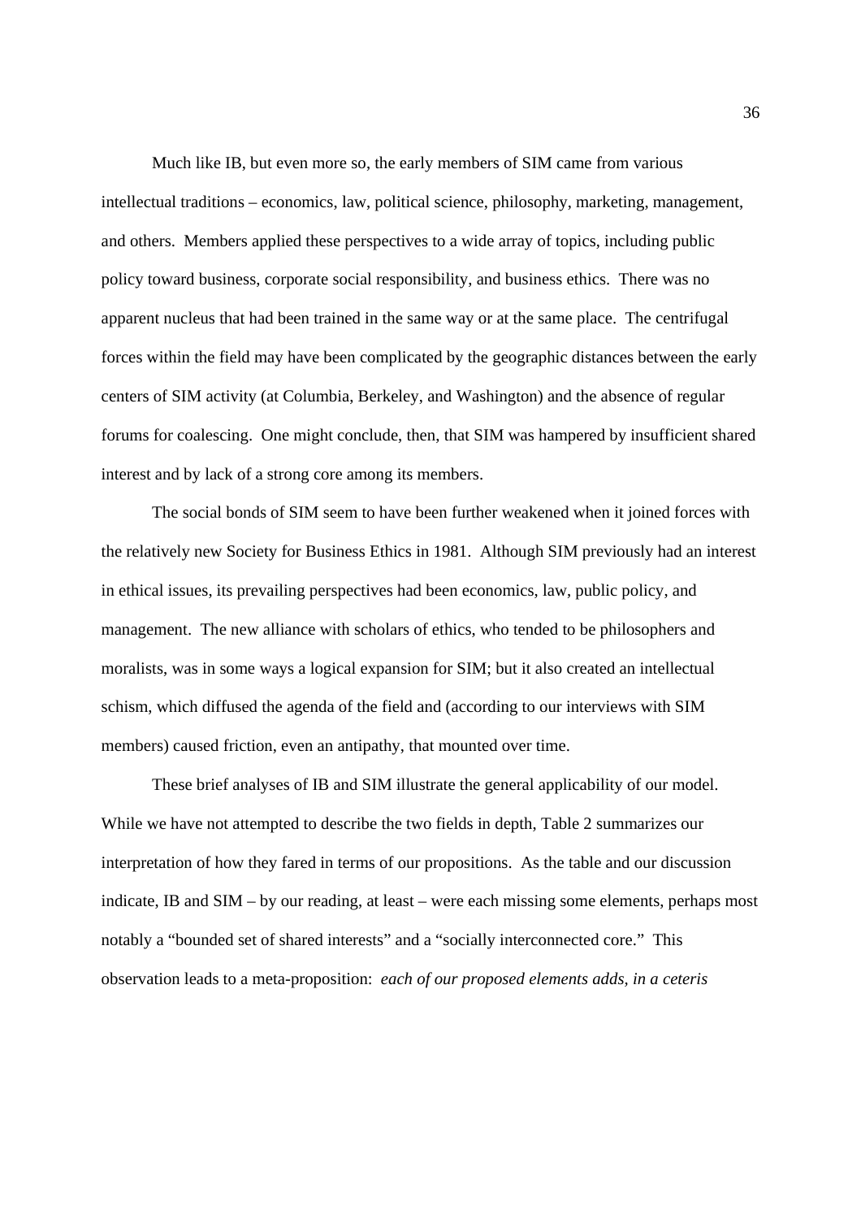Much like IB, but even more so, the early members of SIM came from various intellectual traditions – economics, law, political science, philosophy, marketing, management, and others. Members applied these perspectives to a wide array of topics, including public policy toward business, corporate social responsibility, and business ethics. There was no apparent nucleus that had been trained in the same way or at the same place. The centrifugal forces within the field may have been complicated by the geographic distances between the early centers of SIM activity (at Columbia, Berkeley, and Washington) and the absence of regular forums for coalescing. One might conclude, then, that SIM was hampered by insufficient shared interest and by lack of a strong core among its members.

The social bonds of SIM seem to have been further weakened when it joined forces with the relatively new Society for Business Ethics in 1981. Although SIM previously had an interest in ethical issues, its prevailing perspectives had been economics, law, public policy, and management. The new alliance with scholars of ethics, who tended to be philosophers and moralists, was in some ways a logical expansion for SIM; but it also created an intellectual schism, which diffused the agenda of the field and (according to our interviews with SIM members) caused friction, even an antipathy, that mounted over time.

These brief analyses of IB and SIM illustrate the general applicability of our model. While we have not attempted to describe the two fields in depth, Table 2 summarizes our interpretation of how they fared in terms of our propositions. As the table and our discussion indicate, IB and SIM – by our reading, at least – were each missing some elements, perhaps most notably a "bounded set of shared interests" and a "socially interconnected core." This observation leads to a meta-proposition: *each of our proposed elements adds, in a ceteris*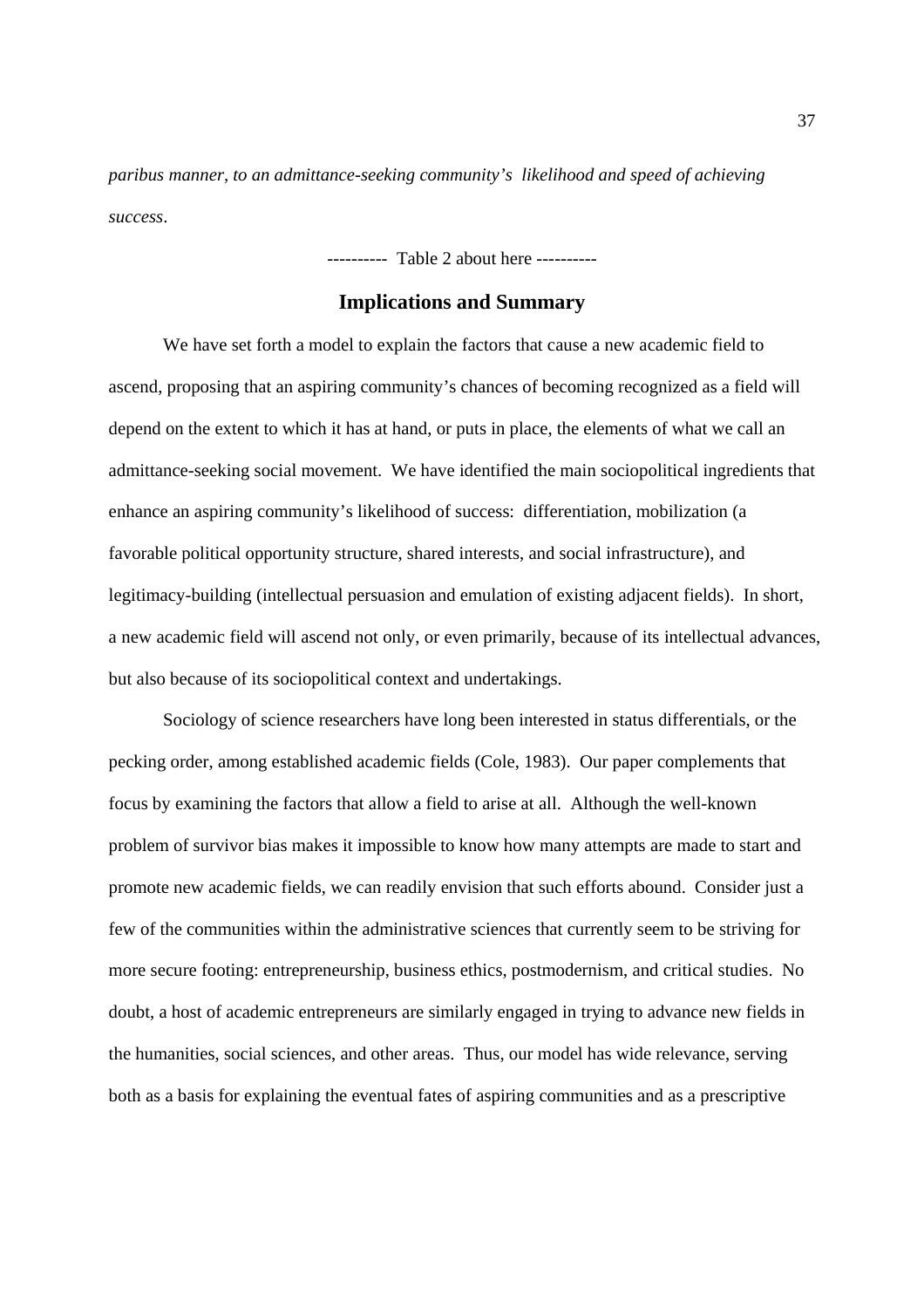*paribus manner, to an admittance-seeking community's likelihood and speed of achieving success*.

---------- Table 2 about here ----------

## Implications and Summary

We have set forth a model to explain the factors that cause a new academic field to ascend, proposing that an aspiring community's chances of becoming recognized as a field will depend on the extent to which it has at hand, or puts in place, the elements of what we call an admittance-seeking social movement. We have identified the main sociopolitical ingredients that enhance an aspiring community's likelihood of success: differentiation, mobilization (a favorable political opportunity structure, shared interests, and social infrastructure), and legitimacy-building (intellectual persuasion and emulation of existing adjacent fields). In short, a new academic field will ascend not only, or even primarily, because of its intellectual advances, but also because of its sociopolitical context and undertakings.

Sociology of science researchers have long been interested in status differentials, or the pecking order, among established academic fields (Cole, 1983). Our paper complements that focus by examining the factors that allow a field to arise at all. Although the well-known problem of survivor bias makes it impossible to know how many attempts are made to start and promote new academic fields, we can readily envision that such efforts abound. Consider just a few of the communities within the administrative sciences that currently seem to be striving for more secure footing: entrepreneurship, business ethics, postmodernism, and critical studies. No doubt, a host of academic entrepreneurs are similarly engaged in trying to advance new fields in the humanities, social sciences, and other areas. Thus, our model has wide relevance, serving both as a basis for explaining the eventual fates of aspiring communities and as a prescriptive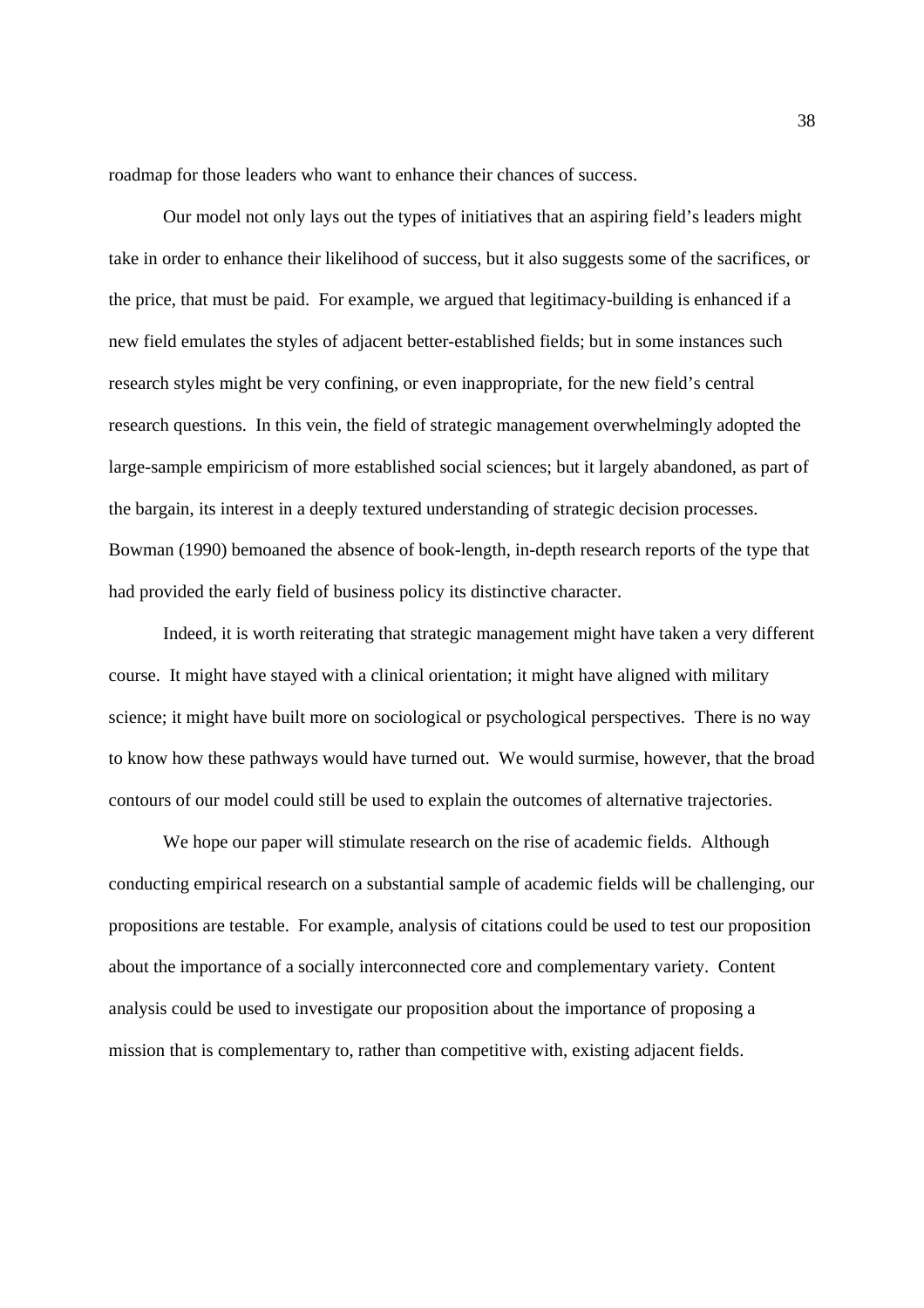roadmap for those leaders who want to enhance their chances of success.

Our model not only lays out the types of initiatives that an aspiring field's leaders might take in order to enhance their likelihood of success, but it also suggests some of the sacrifices, or the price, that must be paid. For example, we argued that legitimacy-building is enhanced if a new field emulates the styles of adjacent better-established fields; but in some instances such research styles might be very confining, or even inappropriate, for the new field's central research questions. In this vein, the field of strategic management overwhelmingly adopted the large-sample empiricism of more established social sciences; but it largely abandoned, as part of the bargain, its interest in a deeply textured understanding of strategic decision processes. Bowman (1990) bemoaned the absence of book-length, in-depth research reports of the type that had provided the early field of business policy its distinctive character.

Indeed, it is worth reiterating that strategic management might have taken a very different course. It might have stayed with a clinical orientation; it might have aligned with military science; it might have built more on sociological or psychological perspectives. There is no way to know how these pathways would have turned out. We would surmise, however, that the broad contours of our model could still be used to explain the outcomes of alternative trajectories.

We hope our paper will stimulate research on the rise of academic fields. Although conducting empirical research on a substantial sample of academic fields will be challenging, our propositions are testable. For example, analysis of citations could be used to test our proposition about the importance of a socially interconnected core and complementary variety. Content analysis could be used to investigate our proposition about the importance of proposing a mission that is complementary to, rather than competitive with, existing adjacent fields.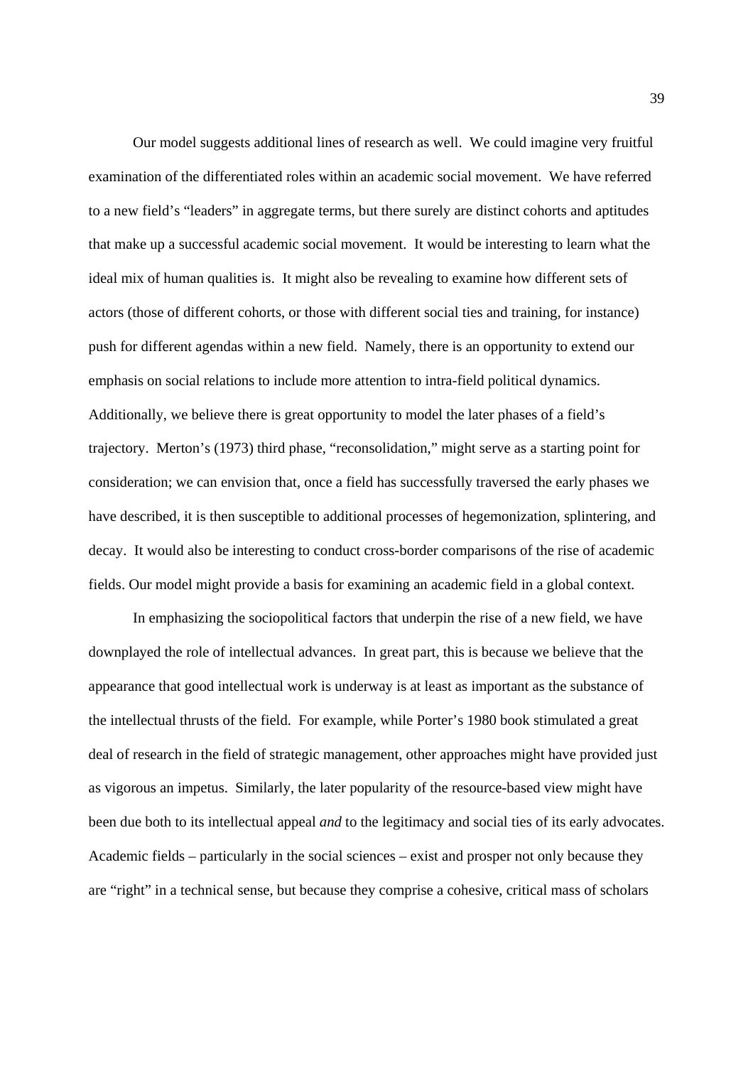Our model suggests additional lines of research as well. We could imagine very fruitful examination of the differentiated roles within an academic social movement. We have referred to a new field's "leaders" in aggregate terms, but there surely are distinct cohorts and aptitudes that make up a successful academic social movement. It would be interesting to learn what the ideal mix of human qualities is. It might also be revealing to examine how different sets of actors (those of different cohorts, or those with different social ties and training, for instance) push for different agendas within a new field. Namely, there is an opportunity to extend our emphasis on social relations to include more attention to intra-field political dynamics. Additionally, we believe there is great opportunity to model the later phases of a field's trajectory. Merton's (1973) third phase, "reconsolidation," might serve as a starting point for consideration; we can envision that, once a field has successfully traversed the early phases we have described, it is then susceptible to additional processes of hegemonization, splintering, and decay. It would also be interesting to conduct cross-border comparisons of the rise of academic fields. Our model might provide a basis for examining an academic field in a global context.

In emphasizing the sociopolitical factors that underpin the rise of a new field, we have downplayed the role of intellectual advances. In great part, this is because we believe that the appearance that good intellectual work is underway is at least as important as the substance of the intellectual thrusts of the field. For example, while Porter's 1980 book stimulated a great deal of research in the field of strategic management, other approaches might have provided just as vigorous an impetus. Similarly, the later popularity of the resource-based view might have been due both to its intellectual appeal *and* to the legitimacy and social ties of its early advocates. Academic fields – particularly in the social sciences – exist and prosper not only because they are "right" in a technical sense, but because they comprise a cohesive, critical mass of scholars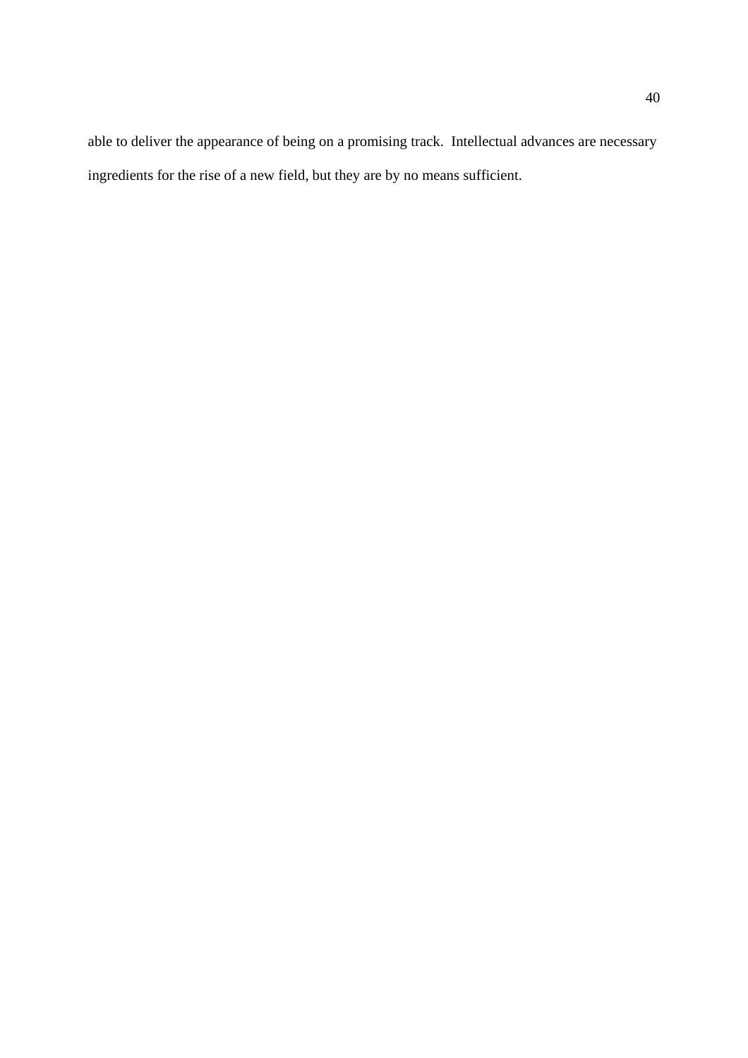able to deliver the appearance of being on a promising track. Intellectual advances are necessary ingredients for the rise of a new field, but they are by no means sufficient.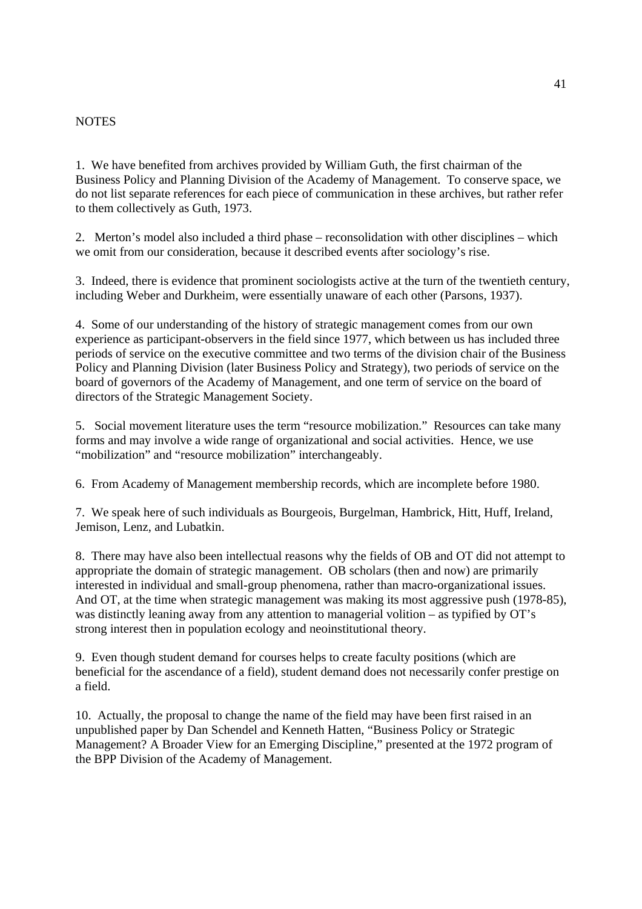# NOTES

1. We have benefited from archives provided by William Guth, the first chairman of the Business Policy and Planning Division of the Academy of Management. To conserve space, we do not list separate references for each piece of communication in these archives, but rather refer to them collectively as Guth, 1973.

2. Merton's model also included a third phase – reconsolidation with other disciplines – which we omit from our consideration, because it described events after sociology's rise.

3. Indeed, there is evidence that prominent sociologists active at the turn of the twentieth century, including Weber and Durkheim, were essentially unaware of each other (Parsons, 1937).

4. Some of our understanding of the history of strategic management comes from our own experience as participant-observers in the field since 1977, which between us has included three periods of service on the executive committee and two terms of the division chair of the Business Policy and Planning Division (later Business Policy and Strategy), two periods of service on the board of governors of the Academy of Management, and one term of service on the board of directors of the Strategic Management Society.

5. Social movement literature uses the term "resource mobilization." Resources can take many forms and may involve a wide range of organizational and social activities. Hence, we use "mobilization" and "resource mobilization" interchangeably.

6. From Academy of Management membership records, which are incomplete before 1980.

7. We speak here of such individuals as Bourgeois, Burgelman, Hambrick, Hitt, Huff, Ireland, Jemison, Lenz, and Lubatkin.

8. There may have also been intellectual reasons why the fields of OB and OT did not attempt to appropriate the domain of strategic management. OB scholars (then and now) are primarily interested in individual and small-group phenomena, rather than macro-organizational issues. And OT, at the time when strategic management was making its most aggressive push (1978-85), was distinctly leaning away from any attention to managerial volition – as typified by OT's strong interest then in population ecology and neoinstitutional theory.

9. Even though student demand for courses helps to create faculty positions (which are beneficial for the ascendance of a field), student demand does not necessarily confer prestige on a field.

10. Actually, the proposal to change the name of the field may have been first raised in an unpublished paper by Dan Schendel and Kenneth Hatten, "Business Policy or Strategic Management? A Broader View for an Emerging Discipline," presented at the 1972 program of the BPP Division of the Academy of Management.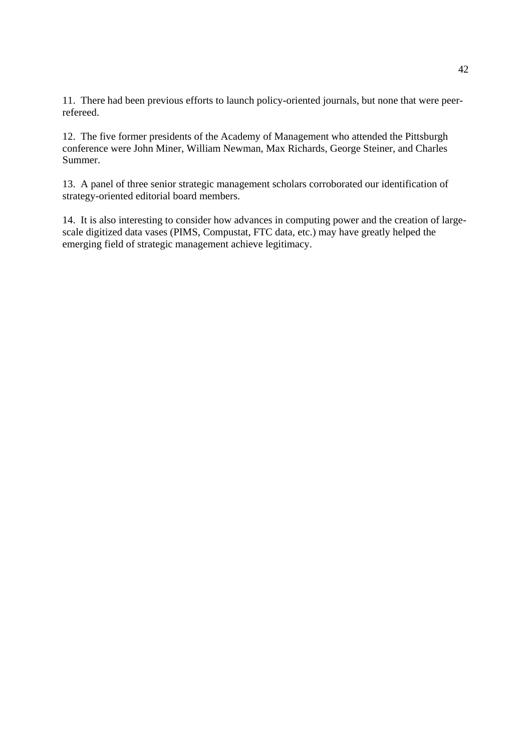11. There had been previous efforts to launch policy-oriented journals, but none that were peer-refereed.

12. The five former presidents of the Academy of Management who attended the Pittsburgh conference were John Miner, William Newman, Max Richards, George Steiner, and Charles Summer.

13. A panel of three senior strategic management scholars corroborated our identification of strategy-oriented editorial board members.

14. It is also interesting to consider how advances in computing power and the creation of large-scale digitized data vases (PIMS, Compustat, FTC data, etc.) may have greatly helped the emerging field of strategic management achieve legitimacy.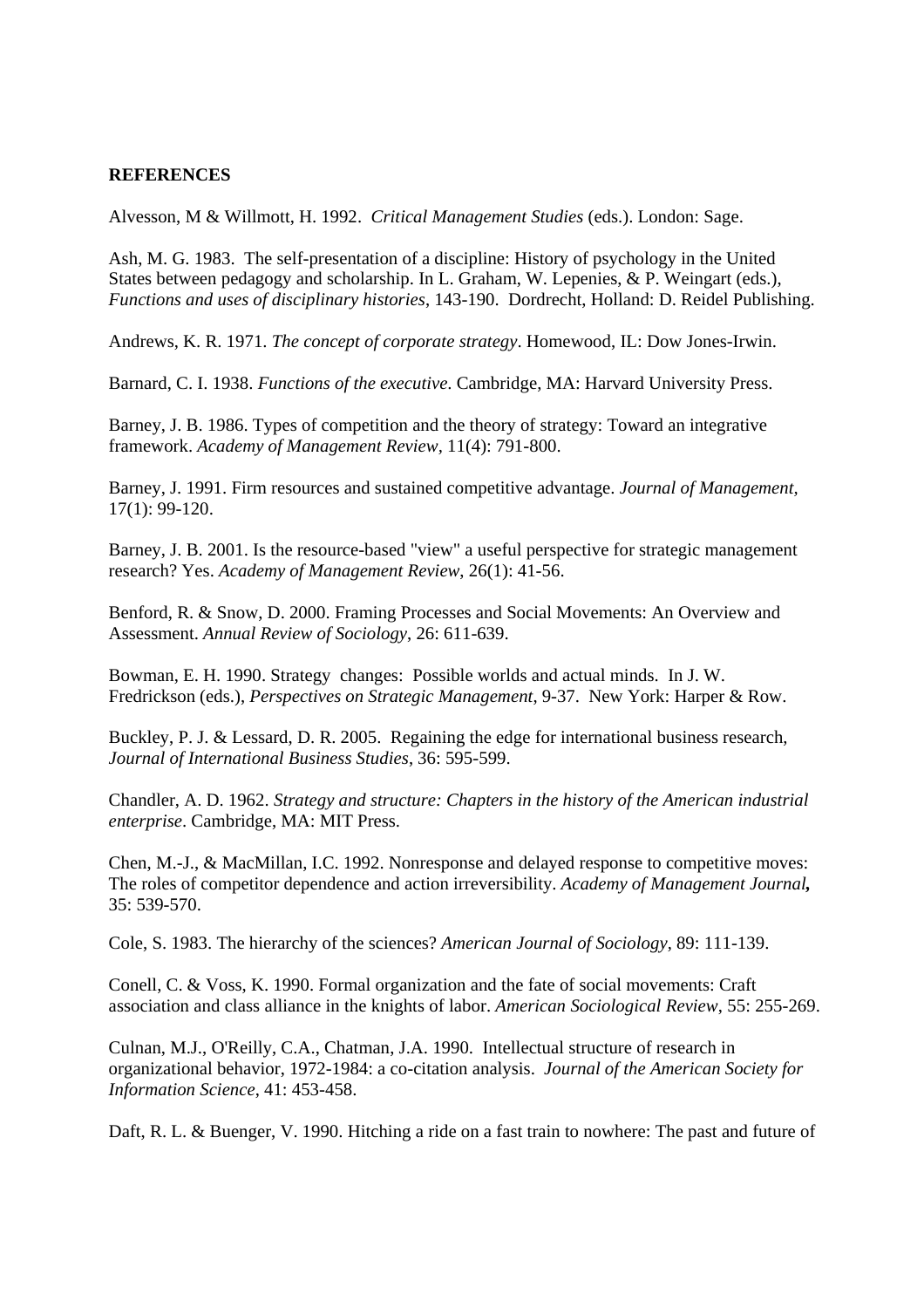**REFERENCES**

Alvesson, M & Willmott, H. 1992. *Critical Management Studies* (eds.). London: Sage.

Ash, M. G. 1983. The self-presentation of a discipline: History of psychology in the United States between pedagogy and scholarship. In L. Graham, W. Lepenies, & P. Weingart (eds.), *Functions and uses of disciplinary histories*, 143-190. Dordrecht, Holland: D. Reidel Publishing.

Andrews, K. R. 1971. *The concept of corporate strategy*. Homewood, IL: Dow Jones-Irwin.

Barnard, C. I. 1938. *Functions of the executive*. Cambridge, MA: Harvard University Press.

Barney, J. B. 1986. Types of competition and the theory of strategy: Toward an integrative framework. *Academy of Management Review*, 11(4): 791-800.

Barney, J. 1991. Firm resources and sustained competitive advantage. *Journal of Management*, 17(1): 99-120.

Barney, J. B. 2001. Is the resource-based "view" a useful perspective for strategic management research? Yes. *Academy of Management Review*, 26(1): 41-56.

Benford, R. & Snow, D. 2000. Framing Processes and Social Movements: An Overview and Assessment. *Annual Review of Sociology*, 26: 611-639.

Bowman, E. H. 1990. Strategy changes: Possible worlds and actual minds. In J. W. Fredrickson (eds.), *Perspectives on Strategic Management*, 9-37. New York: Harper & Row.

Buckley, P. J. & Lessard, D. R. 2005. Regaining the edge for international business research, *Journal of International Business Studies*, 36: 595-599.

Chandler, A. D. 1962. *Strategy and structure: Chapters in the history of the American industrial enterprise*. Cambridge, MA: MIT Press.

Chen, M.-J., & MacMillan, I.C. 1992. Nonresponse and delayed response to competitive moves: The roles of competitor dependence and action irreversibility. *Academy of Management Journal***,** 35: 539-570.

Cole, S. 1983. The hierarchy of the sciences? *American Journal of Sociology*, 89: 111-139.

Conell, C. & Voss, K. 1990. Formal organization and the fate of social movements: Craft association and class alliance in the knights of labor. *American Sociological Review*, 55: 255-269.

Culnan, M.J., O'Reilly, C.A., Chatman, J.A. 1990. Intellectual structure of research in organizational behavior, 1972-1984: a co-citation analysis. *Journal of the American Society for Information Science*, 41: 453-458.

Daft, R. L. & Buenger, V. 1990. Hitching a ride on a fast train to nowhere: The past and future of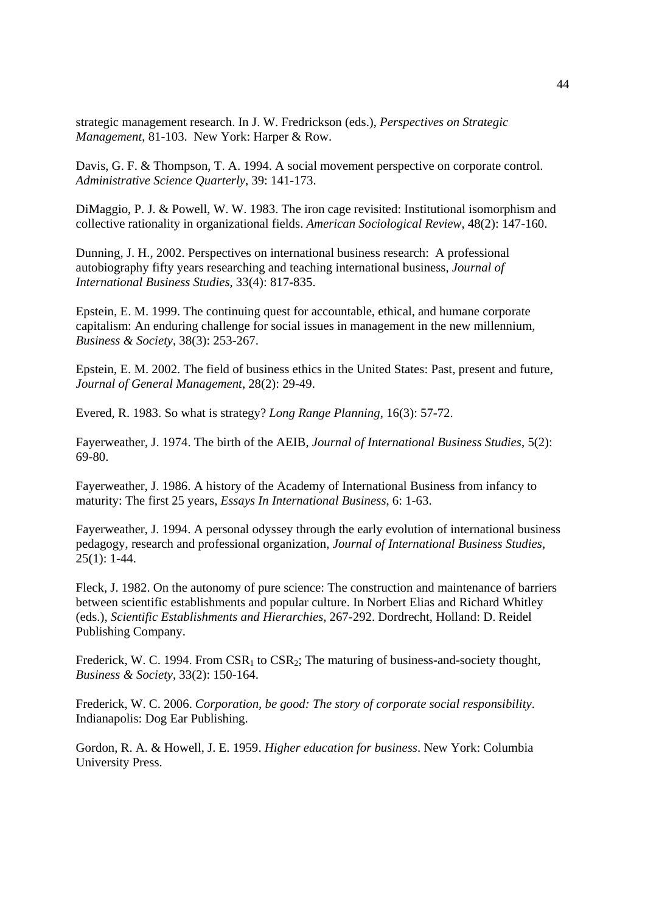strategic management research. In J. W. Fredrickson (eds.), *Perspectives on Strategic Management*, 81-103. New York: Harper & Row.

Davis, G. F. & Thompson, T. A. 1994. A social movement perspective on corporate control. *Administrative Science Quarterly*, 39: 141-173.

DiMaggio, P. J. & Powell, W. W. 1983. The iron cage revisited: Institutional isomorphism and collective rationality in organizational fields. *American Sociological Review*, 48(2): 147-160.

Dunning, J. H., 2002. Perspectives on international business research: A professional autobiography fifty years researching and teaching international business, *Journal of International Business Studies*, 33(4): 817-835.

Epstein, E. M. 1999. The continuing quest for accountable, ethical, and humane corporate capitalism: An enduring challenge for social issues in management in the new millennium, *Business & Society*, 38(3): 253-267.

Epstein, E. M. 2002. The field of business ethics in the United States: Past, present and future, *Journal of General Management*, 28(2): 29-49.

Evered, R. 1983. So what is strategy? *Long Range Planning*, 16(3): 57-72.

Fayerweather, J. 1974. The birth of the AEIB, *Journal of International Business Studies*, 5(2): 69-80.

Fayerweather, J. 1986. A history of the Academy of International Business from infancy to maturity: The first 25 years, *Essays In International Business*, 6: 1-63.

Fayerweather, J. 1994. A personal odyssey through the early evolution of international business pedagogy, research and professional organization, *Journal of International Business Studies*, 25(1): 1-44.

Fleck, J. 1982. On the autonomy of pure science: The construction and maintenance of barriers between scientific establishments and popular culture. In Norbert Elias and Richard Whitley (eds.), *Scientific Establishments and Hierarchies,* 267-292. Dordrecht, Holland: D. Reidel Publishing Company.

Frederick, W. C. 1994. From $CSR_1$ to $CSR_2$; The maturing of business-and-society thought, *Business & Society*, 33(2): 150-164.

Frederick, W. C. 2006. *Corporation, be good: The story of corporate social responsibility*. Indianapolis: Dog Ear Publishing.

Gordon, R. A. & Howell, J. E. 1959. *Higher education for business*. New York: Columbia University Press.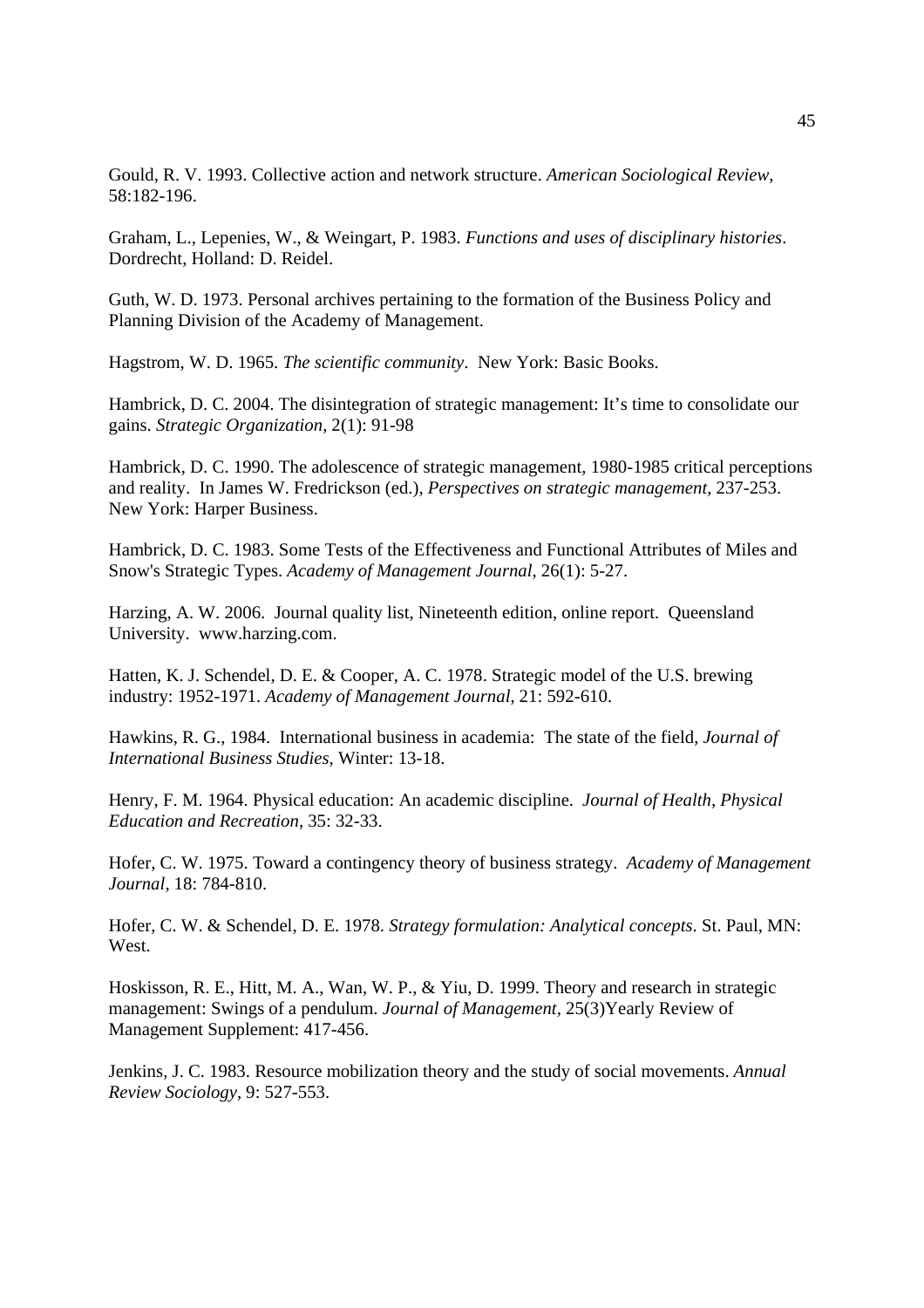Gould, R. V. 1993. Collective action and network structure. *American Sociological Review*, 58:182-196.

Graham, L., Lepenies, W., & Weingart, P. 1983. *Functions and uses of disciplinary histories*. Dordrecht, Holland: D. Reidel.

Guth, W. D. 1973. Personal archives pertaining to the formation of the Business Policy and Planning Division of the Academy of Management.

Hagstrom, W. D. 1965. *The scientific community*. New York: Basic Books.

Hambrick, D. C. 2004. The disintegration of strategic management: It's time to consolidate our gains. *Strategic Organization*, 2(1): 91-98

Hambrick, D. C. 1990. The adolescence of strategic management, 1980-1985 critical perceptions and reality. In James W. Fredrickson (ed.), *Perspectives on strategic management*, 237-253. New York: Harper Business.

Hambrick, D. C. 1983. Some Tests of the Effectiveness and Functional Attributes of Miles and Snow's Strategic Types. *Academy of Management Journal*, 26(1): 5-27.

Harzing, A. W. 2006. Journal quality list, Nineteenth edition, online report. Queensland University. www.harzing.com.

Hatten, K. J. Schendel, D. E. & Cooper, A. C. 1978. Strategic model of the U.S. brewing industry: 1952-1971. *Academy of Management Journal*, 21: 592-610.

Hawkins, R. G., 1984. International business in academia: The state of the field, *Journal of International Business Studies*, Winter: 13-18.

Henry, F. M. 1964. Physical education: An academic discipline. *Journal of Health, Physical Education and Recreation*, 35: 32-33.

Hofer, C. W. 1975. Toward a contingency theory of business strategy. *Academy of Management Journal*, 18: 784-810.

Hofer, C. W. & Schendel, D. E. 1978. *Strategy formulation: Analytical concepts*. St. Paul, MN: West.

Hoskisson, R. E., Hitt, M. A., Wan, W. P., & Yiu, D. 1999. Theory and research in strategic management: Swings of a pendulum. *Journal of Management*, 25(3)Yearly Review of Management Supplement: 417-456.

Jenkins, J. C. 1983. Resource mobilization theory and the study of social movements. *Annual Review Sociology*, 9: 527-553.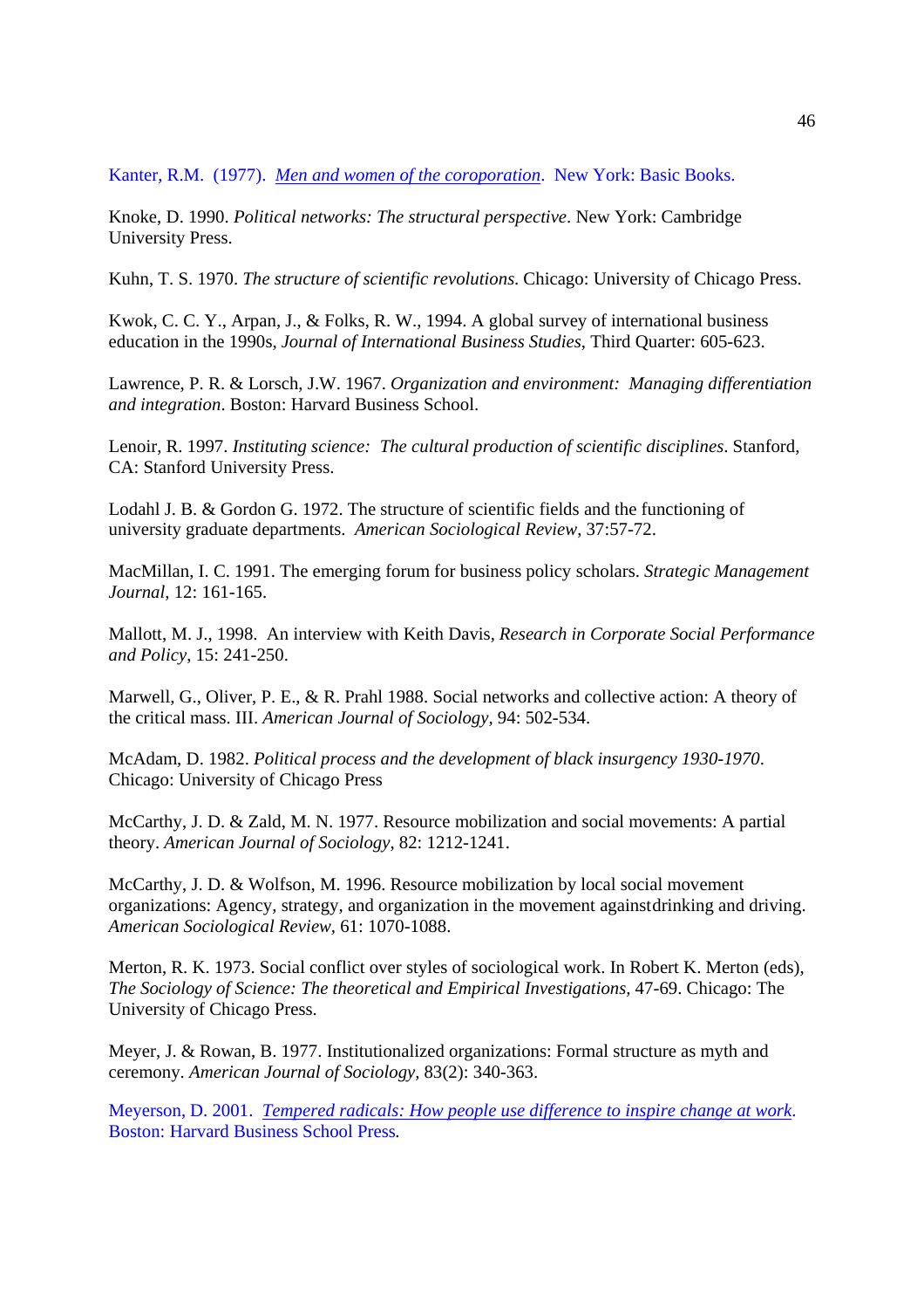Kanter, R.M. (1977). *Men and women of the coroporation*. New York: Basic Books.

Knoke, D. 1990. *Political networks: The structural perspective*. New York: Cambridge University Press.

Kuhn, T. S. 1970. *The structure of scientific revolutions*. Chicago: University of Chicago Press.

Kwok, C. C. Y., Arpan, J., & Folks, R. W., 1994. A global survey of international business education in the 1990s, *Journal of International Business Studies*, Third Quarter: 605-623.

Lawrence, P. R. & Lorsch, J.W. 1967. *Organization and environment: Managing differentiation and integration*. Boston: Harvard Business School.

Lenoir, R. 1997. *Instituting science: The cultural production of scientific disciplines*. Stanford, CA: Stanford University Press.

Lodahl J. B. & Gordon G. 1972. The structure of scientific fields and the functioning of university graduate departments. *American Sociological Review*, 37:57-72.

MacMillan, I. C. 1991. The emerging forum for business policy scholars. *Strategic Management Journal,* 12: 161-165.

Mallott, M. J., 1998. An interview with Keith Davis, *Research in Corporate Social Performance and Policy*, 15: 241-250.

Marwell, G., Oliver, P. E., & R. Prahl 1988. Social networks and collective action: A theory of the critical mass. III. *American Journal of Sociology*, 94: 502-534.

McAdam, D. 1982. *Political process and the development of black insurgency 1930-1970*. Chicago: University of Chicago Press

McCarthy, J. D. & Zald, M. N. 1977. Resource mobilization and social movements: A partial theory. *American Journal of Sociology,* 82: 1212-1241.

McCarthy, J. D. & Wolfson, M. 1996. Resource mobilization by local social movement organizations: Agency, strategy, and organization in the movement againstdrinking and driving. *American Sociological Review,* 61: 1070-1088.

Merton, R. K. 1973. Social conflict over styles of sociological work. In Robert K. Merton (eds), *The Sociology of Science: The theoretical and Empirical Investigations,* 47-69. Chicago: The University of Chicago Press.

Meyer, J. & Rowan, B. 1977. Institutionalized organizations: Formal structure as myth and ceremony. *American Journal of Sociology,* 83(2): 340-363.

Meyerson, D. 2001. *Tempered radicals: How people use difference to inspire change at work*. Boston: Harvard Business School Press.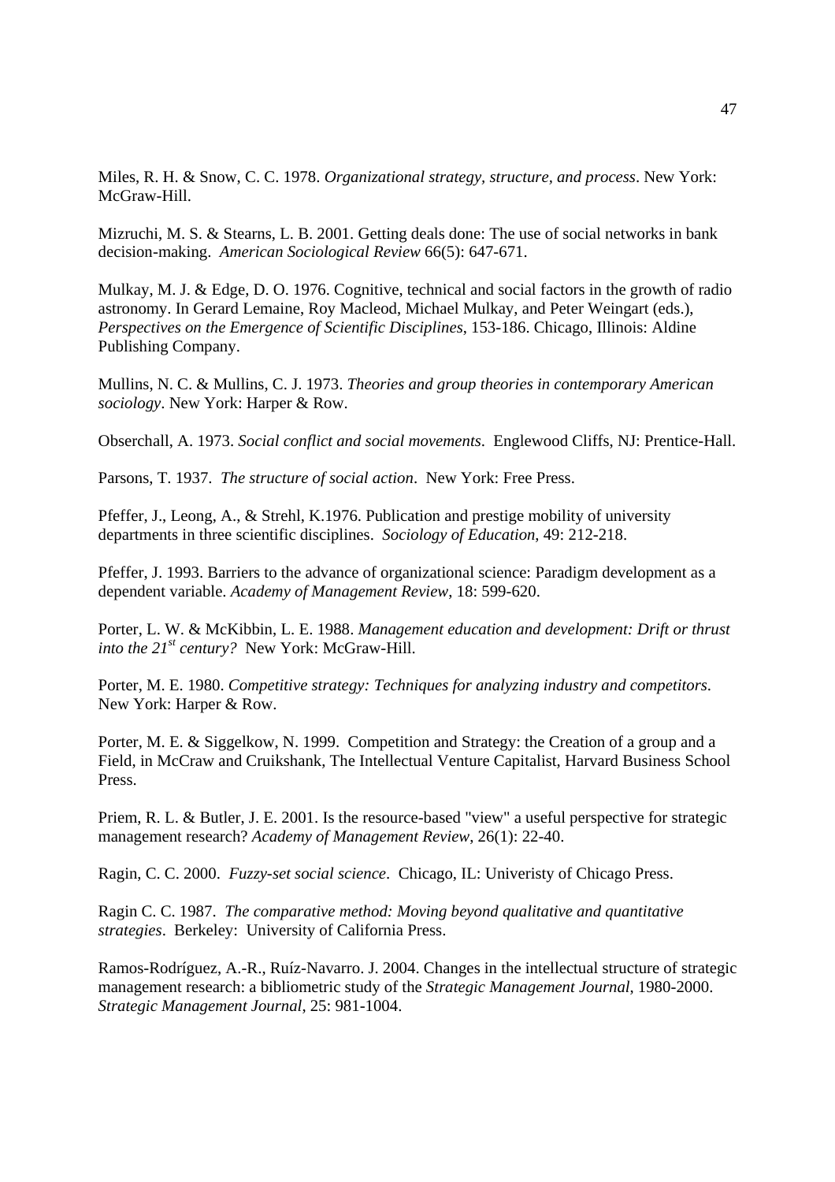Miles, R. H. & Snow, C. C. 1978. *Organizational strategy, structure, and process*. New York: McGraw-Hill.

Mizruchi, M. S. & Stearns, L. B. 2001. Getting deals done: The use of social networks in bank decision-making. *American Sociological Review* 66(5): 647-671.

Mulkay, M. J. & Edge, D. O. 1976. Cognitive, technical and social factors in the growth of radio astronomy. In Gerard Lemaine, Roy Macleod, Michael Mulkay, and Peter Weingart (eds.), *Perspectives on the Emergence of Scientific Disciplines*, 153-186. Chicago, Illinois: Aldine Publishing Company.

Mullins, N. C. & Mullins, C. J. 1973. *Theories and group theories in contemporary American sociology*. New York: Harper & Row.

Obserchall, A. 1973. *Social conflict and social movements*. Englewood Cliffs, NJ: Prentice-Hall.

Parsons, T. 1937. *The structure of social action*. New York: Free Press.

Pfeffer, J., Leong, A., & Strehl, K.1976. Publication and prestige mobility of university departments in three scientific disciplines. *Sociology of Education*, 49: 212-218.

Pfeffer, J. 1993. Barriers to the advance of organizational science: Paradigm development as a dependent variable. *Academy of Management Review*, 18: 599-620.

Porter, L. W. & McKibbin, L. E. 1988. *Management education and development: Drift or thrust into the 21st century?* New York: McGraw-Hill.

Porter, M. E. 1980. *Competitive strategy: Techniques for analyzing industry and competitors*. New York: Harper & Row.

Porter, M. E. & Siggelkow, N. 1999. Competition and Strategy: the Creation of a group and a Field, in McCraw and Cruikshank, The Intellectual Venture Capitalist, Harvard Business School Press.

Priem, R. L. & Butler, J. E. 2001. Is the resource-based "view" a useful perspective for strategic management research? *Academy of Management Review*, 26(1): 22-40.

Ragin, C. C. 2000. *Fuzzy-set social science*. Chicago, IL: Univeristy of Chicago Press.

Ragin C. C. 1987. *The comparative method: Moving beyond qualitative and quantitative strategies*. Berkeley: University of California Press.

Ramos-Rodríguez, A.-R., Ruíz-Navarro. J. 2004. Changes in the intellectual structure of strategic management research: a bibliometric study of the *Strategic Management Journal*, 1980-2000. *Strategic Management Journal*, 25: 981-1004.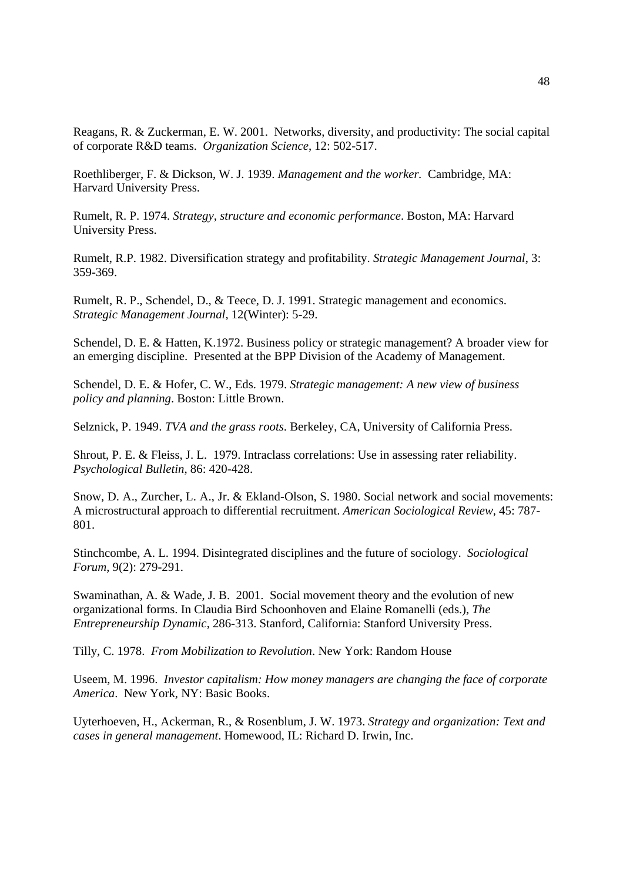Reagans, R. & Zuckerman, E. W. 2001. Networks, diversity, and productivity: The social capital of corporate R&D teams. *Organization Science*, 12: 502-517.

Roethliberger, F. & Dickson, W. J. 1939. *Management and the worker.* Cambridge, MA: Harvard University Press.

Rumelt, R. P. 1974. *Strategy, structure and economic performance*. Boston, MA: Harvard University Press.

Rumelt, R.P. 1982. Diversification strategy and profitability. *Strategic Management Journal*, 3: 359-369.

Rumelt, R. P., Schendel, D., & Teece, D. J. 1991. Strategic management and economics. *Strategic Management Journal*, 12(Winter): 5-29.

Schendel, D. E. & Hatten, K.1972. Business policy or strategic management? A broader view for an emerging discipline. Presented at the BPP Division of the Academy of Management.

Schendel, D. E. & Hofer, C. W., Eds. 1979. *Strategic management: A new view of business policy and planning*. Boston: Little Brown.

Selznick, P. 1949. *TVA and the grass roots*. Berkeley, CA, University of California Press.

Shrout, P. E. & Fleiss, J. L. 1979. Intraclass correlations: Use in assessing rater reliability. *Psychological Bulletin*, 86: 420-428.

Snow, D. A., Zurcher, L. A., Jr. & Ekland-Olson, S. 1980. Social network and social movements: A microstructural approach to differential recruitment. *American Sociological Review*, 45: 787-801.

Stinchcombe, A. L. 1994. Disintegrated disciplines and the future of sociology. *Sociological Forum*, 9(2): 279-291.

Swaminathan, A. & Wade, J. B. 2001. Social movement theory and the evolution of new organizational forms. In Claudia Bird Schoonhoven and Elaine Romanelli (eds.), *The Entrepreneurship Dynamic*, 286-313. Stanford, California: Stanford University Press.

Tilly, C. 1978. *From Mobilization to Revolution*. New York: Random House

Useem, M. 1996. *Investor capitalism: How money managers are changing the face of corporate America*. New York, NY: Basic Books.

Uyterhoeven, H., Ackerman, R., & Rosenblum, J. W. 1973. *Strategy and organization: Text and cases in general management*. Homewood, IL: Richard D. Irwin, Inc.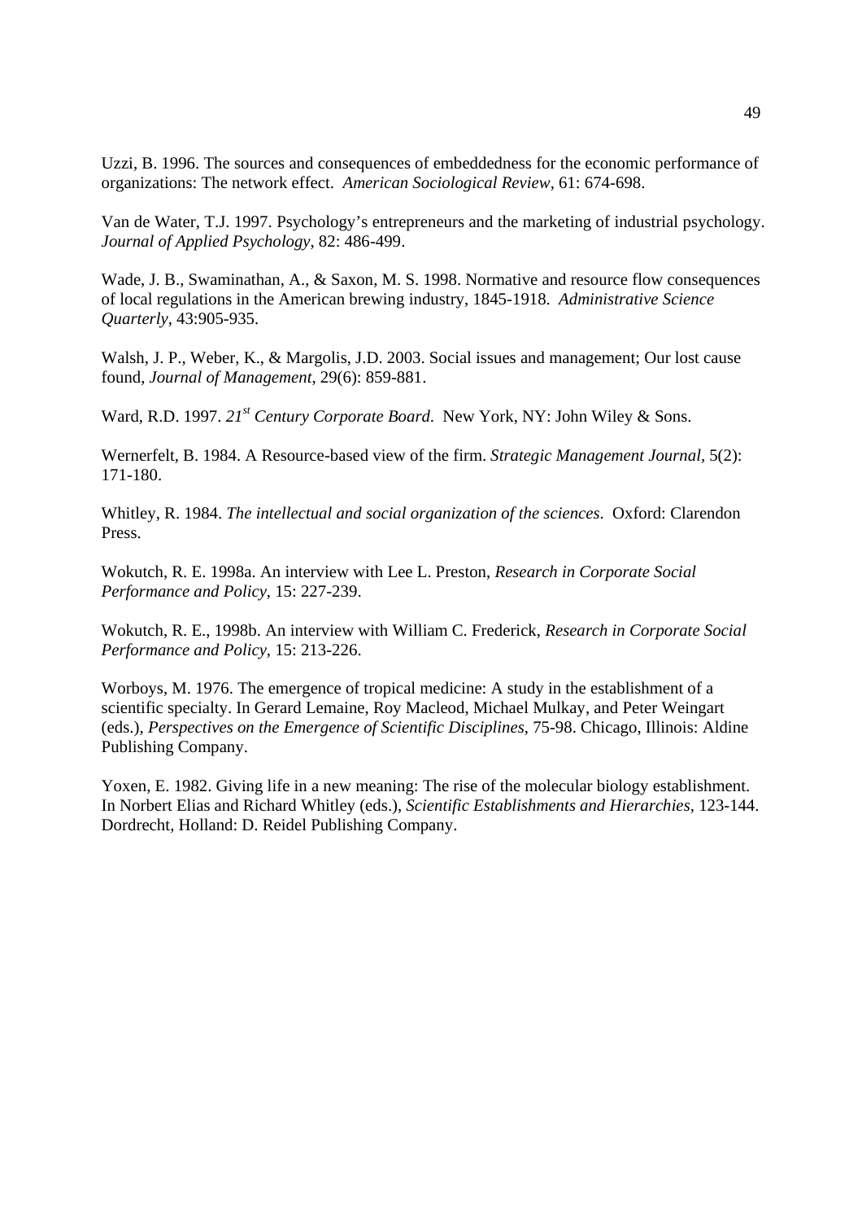Uzzi, B. 1996. The sources and consequences of embeddedness for the economic performance of organizations: The network effect. *American Sociological Review*, 61: 674-698.

Van de Water, T.J. 1997. Psychology's entrepreneurs and the marketing of industrial psychology. *Journal of Applied Psychology*, 82: 486-499.

Wade, J. B., Swaminathan, A., & Saxon, M. S. 1998. Normative and resource flow consequences of local regulations in the American brewing industry, 1845-1918. *Administrative Science Quarterly*, 43:905-935.

Walsh, J. P., Weber, K., & Margolis, J.D. 2003. Social issues and management; Our lost cause found, *Journal of Management*, 29(6): 859-881.

Ward, R.D. 1997. *21st Century Corporate Board*. New York, NY: John Wiley & Sons.

Wernerfelt, B. 1984. A Resource-based view of the firm. *Strategic Management Journal*, 5(2): 171-180.

Whitley, R. 1984. *The intellectual and social organization of the sciences*. Oxford: Clarendon Press.

Wokutch, R. E. 1998a. An interview with Lee L. Preston, *Research in Corporate Social Performance and Policy*, 15: 227-239.

Wokutch, R. E., 1998b. An interview with William C. Frederick, *Research in Corporate Social Performance and Policy*, 15: 213-226.

Worboys, M. 1976. The emergence of tropical medicine: A study in the establishment of a scientific specialty. In Gerard Lemaine, Roy Macleod, Michael Mulkay, and Peter Weingart (eds.), *Perspectives on the Emergence of Scientific Disciplines*, 75-98. Chicago, Illinois: Aldine Publishing Company.

Yoxen, E. 1982. Giving life in a new meaning: The rise of the molecular biology establishment. In Norbert Elias and Richard Whitley (eds.), *Scientific Establishments and Hierarchies*, 123-144. Dordrecht, Holland: D. Reidel Publishing Company.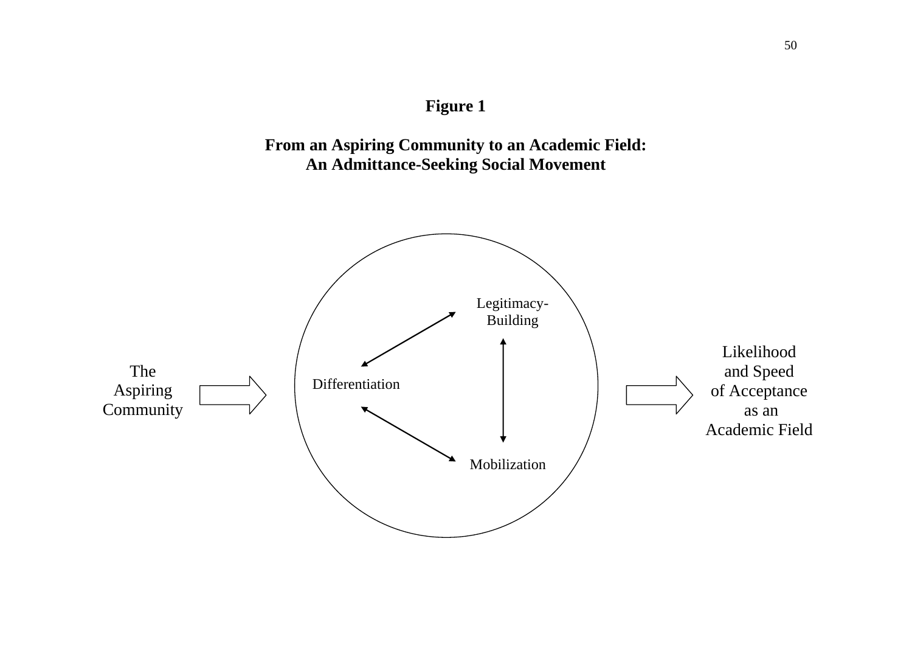**Figure 1**

**From an Aspiring Community to an Academic Field:**
**An Admittance-Seeking Social Movement**

The Aspiring Community

Legitimacy-Building

Differentiation

Mobilization

Likelihood and Speed of Acceptance as an Academic Field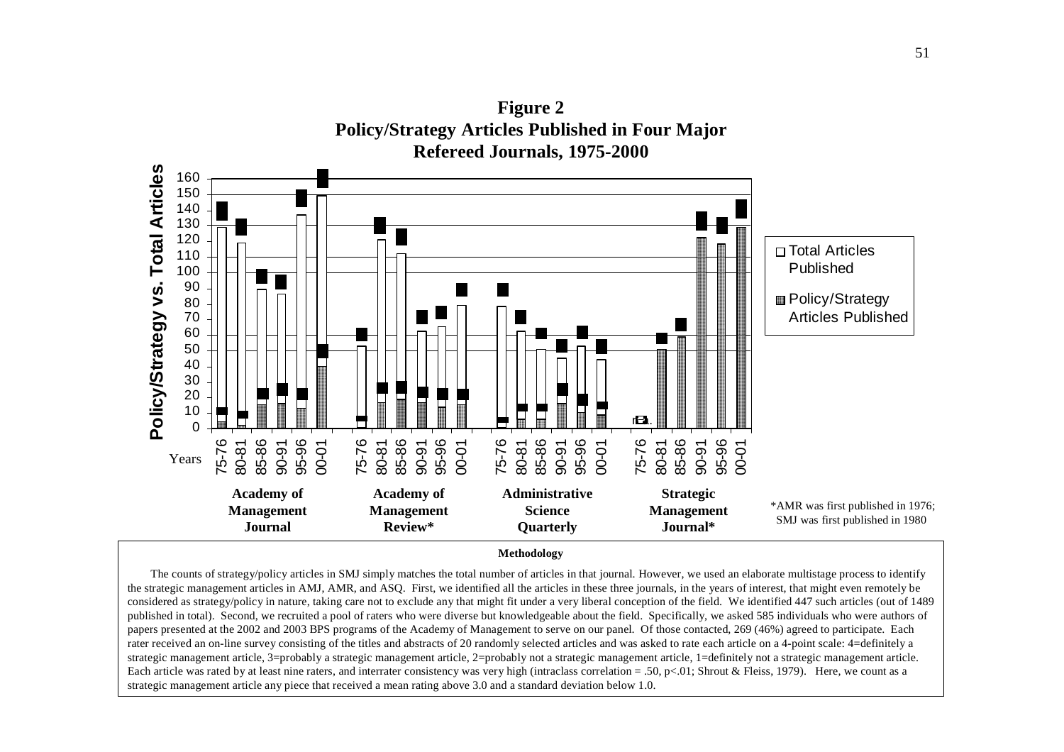**Figure 2**
**Policy/Strategy Articles Published in Four Major Refereed Journals, 1975-2000**

*AMR was first published in 1976; SMJ was first published in 1980

**Methodology**

The counts of strategy/policy articles in SMJ simply matches the total number of articles in that journal. However, we used an elaborate multistage process to identify the strategic management articles in AMJ, AMR, and ASQ. First, we identified all the articles in these three journals, in the years of interest, that might even remotely be considered as strategy/policy in nature, taking care not to exclude any that might fit under a very liberal conception of the field. We identified 447 such articles (out of 1489 published in total). Second, we recruited a pool of raters who were diverse but knowledgeable about the field. Specifically, we asked 585 individuals who were authors of papers presented at the 2002 and 2003 BPS programs of the Academy of Management to serve on our panel. Of those contacted, 269 (46%) agreed to participate. Each rater received an on-line survey consisting of the titles and abstracts of 20 randomly selected articles and was asked to rate each article on a 4-point scale: 4=definitely a strategic management article, 3=probably a strategic management article, 2=probably not a strategic management article, 1=definitely not a strategic management article. Each article was rated by at least nine raters, and interrater consistency was very high (intraclass correlation = .50, p<.01; Shrout & Fleiss, 1979). Here, we count as a strategic management article any piece that received a mean rating above 3.0 and a standard deviation below 1.0.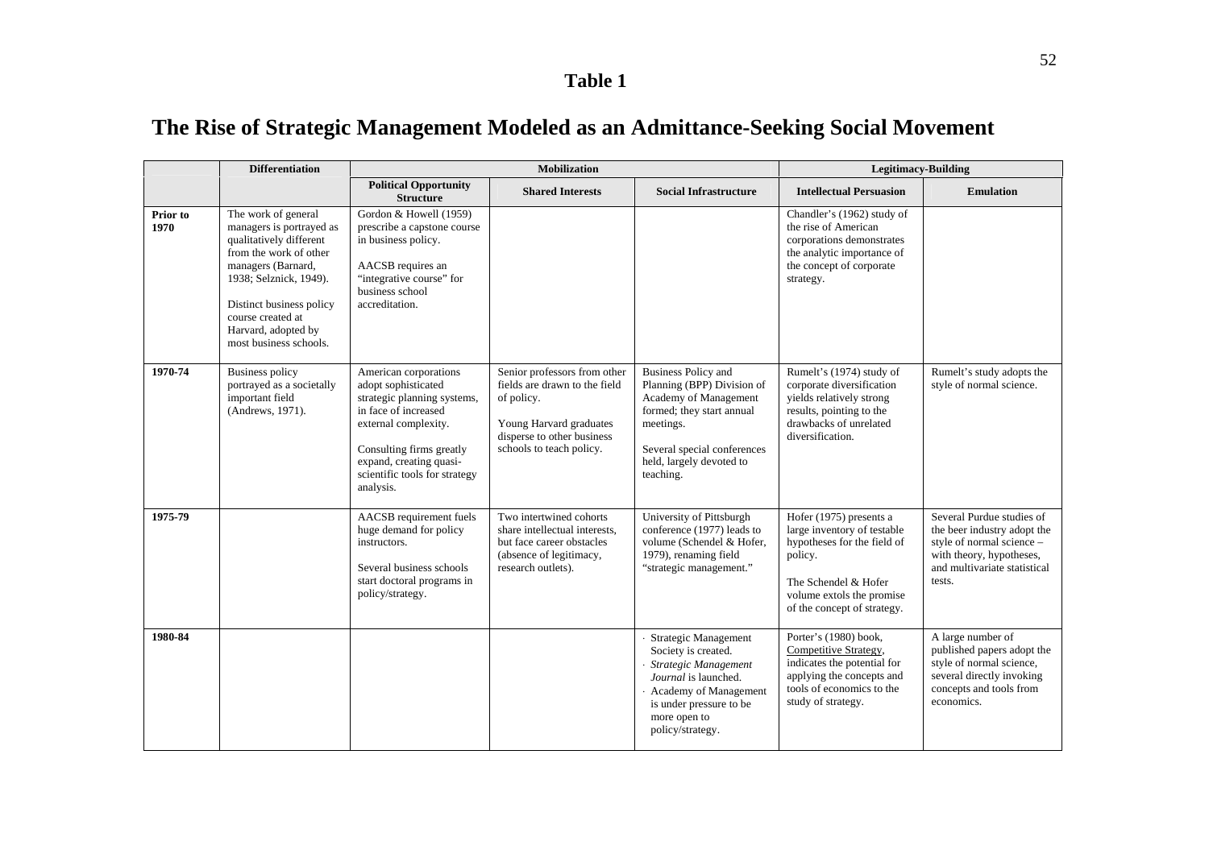# Table 1

## The Rise of Strategic Management Modeled as an Admittance-Seeking Social Movement

| | Differentiation | Mobilization | | | Legitimacy-Building | |
|---|---|---|---|---|---|---|
| | | **Political Opportunity Structure** | **Shared Interests** | **Social Infrastructure** | **Intellectual Persuasion** | **Emulation** |
| **Prior to 1970** | The work of general managers is portrayed as qualitatively different from the work of other managers (Barnard, 1938; Selznick, 1949). <br><br> Distinct business policy course created at Harvard, adopted by most business schools. | Gordon & Howell (1959) prescribe a capstone course in business policy. <br><br> AACSB requires an "integrative course" for business school accreditation. | | | Chandler's (1962) study of the rise of American corporations demonstrates the analytic importance of the concept of corporate strategy. | |
| **1970-74** | Business policy portrayed as a societally important field (Andrews, 1971). | American corporations adopt sophisticated strategic planning systems, in face of increased external complexity. <br><br> Consulting firms greatly expand, creating quasi-scientific tools for strategy analysis. | Senior professors from other fields are drawn to the field of policy. <br><br> Young Harvard graduates disperse to other business schools to teach policy. | Business Policy and Planning (BPP) Division of Academy of Management formed; they start annual meetings. <br><br> Several special conferences held, largely devoted to teaching. | Rumelt's (1974) study of corporate diversification yields relatively strong results, pointing to the drawbacks of unrelated diversification. | Rumelt's study adopts the style of normal science. |
| **1975-79** | | AACSB requirement fuels huge demand for policy instructors. <br><br> Several business schools start doctoral programs in policy/strategy. | Two intertwined cohorts share intellectual interests, but face career obstacles (absence of legitimacy, research outlets). | University of Pittsburgh conference (1977) leads to volume (Schendel & Hofer, 1979), renaming field "strategic management." | Hofer (1975) presents a large inventory of testable hypotheses for the field of policy. <br><br> The Schendel & Hofer volume extols the promise of the concept of strategy. | Several Purdue studies of the beer industry adopt the style of normal science – with theory, hypotheses, and multivariate statistical tests. |
| **1980-84** | | | | · Strategic Management Society is created. <br> · *Strategic Management Journal* is launched. <br> · Academy of Management is under pressure to be more open to policy/strategy. | Porter's (1980) book, Competitive Strategy, indicates the potential for applying the concepts and tools of economics to the study of strategy. | A large number of published papers adopt the style of normal science, several directly invoking concepts and tools from economics. |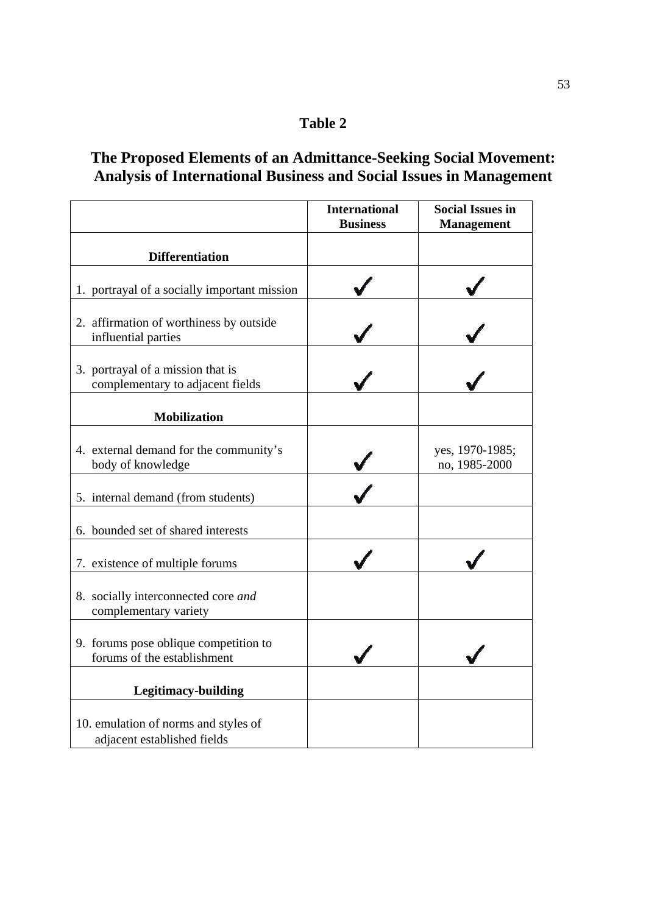## Table 2

## The Proposed Elements of an Admittance-Seeking Social Movement: Analysis of International Business and Social Issues in Management

| | International Business | Social Issues in Management |
|---|---|---|
| **Differentiation** | | |
| 1. portrayal of a socially important mission | ✓ | ✓ |
| 2. affirmation of worthiness by outside influential parties | ✓ | ✓ |
| 3. portrayal of a mission that is complementary to adjacent fields | ✓ | ✓ |
| **Mobilization** | | |
| 4. external demand for the community's body of knowledge | ✓ | yes, 1970-1985; no, 1985-2000 |
| 5. internal demand (from students) | ✓ | |
| 6. bounded set of shared interests | | |
| 7. existence of multiple forums | ✓ | ✓ |
| 8. socially interconnected core *and* complementary variety | | |
| 9. forums pose oblique competition to forums of the establishment | ✓ | ✓ |
| **Legitimacy-building** | | |
| 10. emulation of norms and styles of adjacent established fields | | |